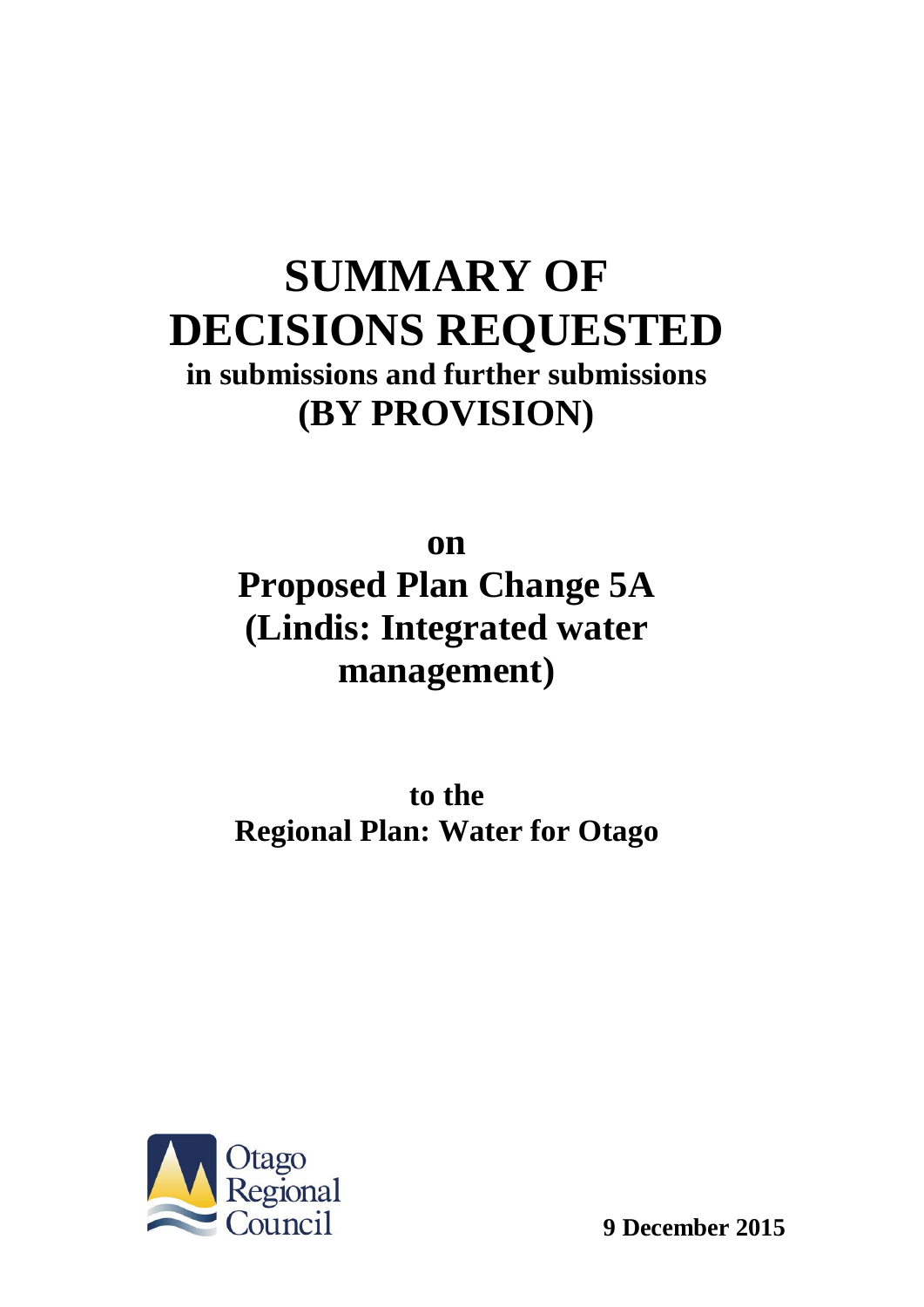# SUMMARY OF DECISIONS REQUESTED

**in submissions and further submissions**

**(BY PROVISION)**

**on**

## Proposed Plan Change 5A (Lindis: Integrated water management)

**to the**

**Regional Plan: Water for Otago**

Otago Regional Council

**9 December 2015**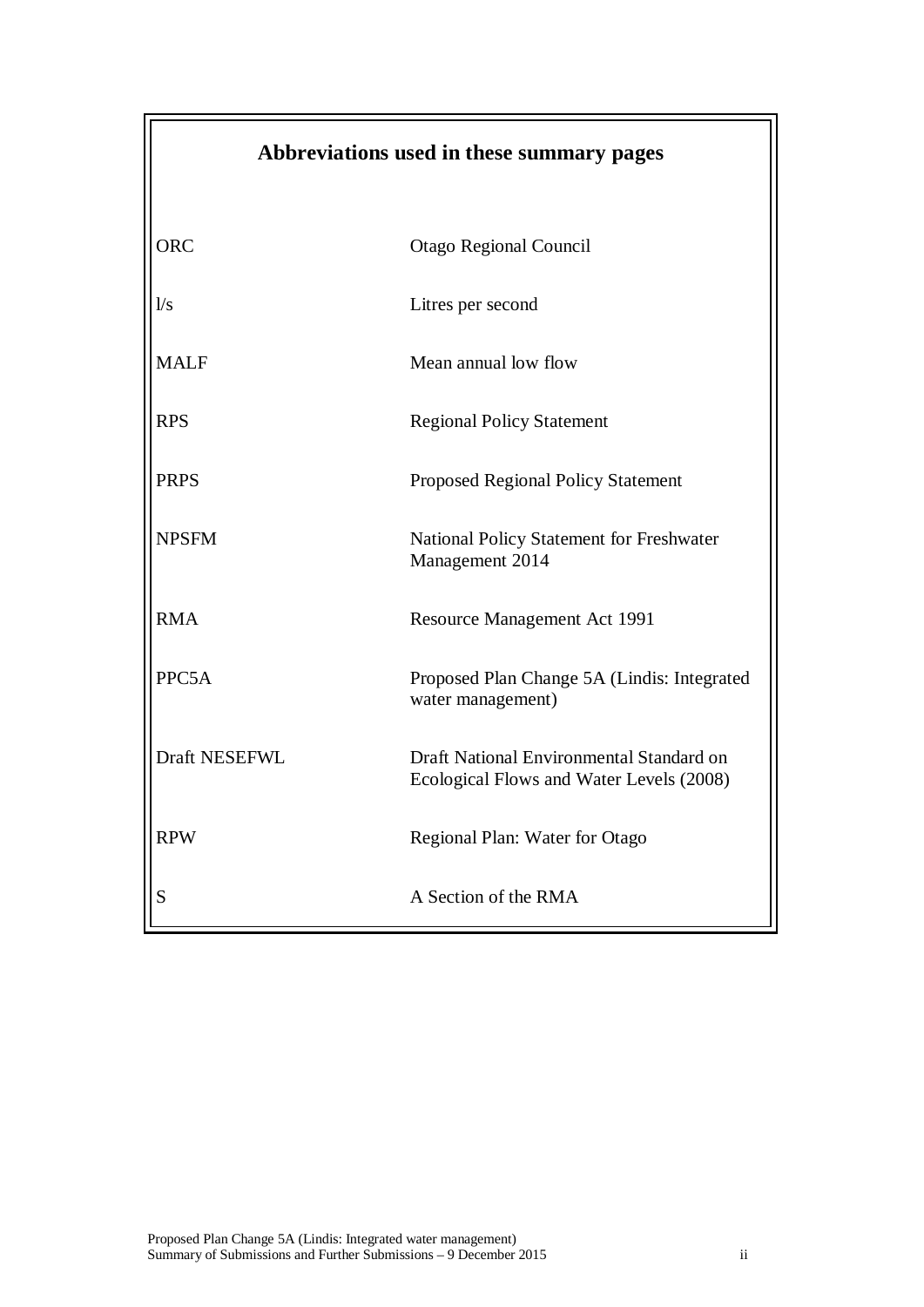## Abbreviations used in these summary pages

| | |
|---|---|
| ORC | Otago Regional Council |
| l/s | Litres per second |
| MALF | Mean annual low flow |
| RPS | Regional Policy Statement |
| PRPS | Proposed Regional Policy Statement |
| NPSFM | National Policy Statement for Freshwater Management 2014 |
| RMA | Resource Management Act 1991 |
| PPC5A | Proposed Plan Change 5A (Lindis: Integrated water management) |
| Draft NESEFWL | Draft National Environmental Standard on Ecological Flows and Water Levels (2008) |
| RPW | Regional Plan: Water for Otago |
| S | A Section of the RMA |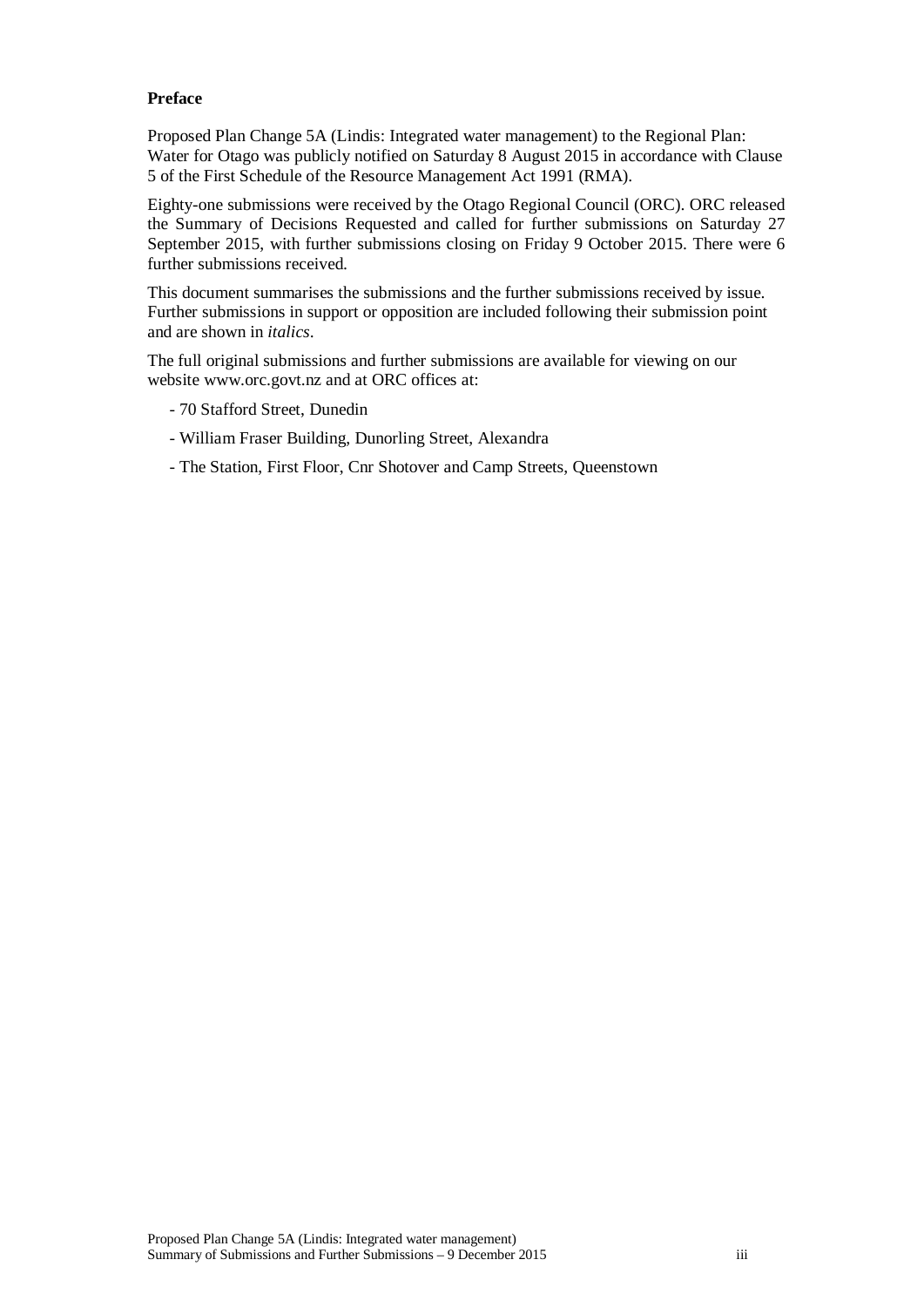**Preface**

Proposed Plan Change 5A (Lindis: Integrated water management) to the Regional Plan: Water for Otago was publicly notified on Saturday 8 August 2015 in accordance with Clause 5 of the First Schedule of the Resource Management Act 1991 (RMA).

Eighty-one submissions were received by the Otago Regional Council (ORC). ORC released the Summary of Decisions Requested and called for further submissions on Saturday 27 September 2015, with further submissions closing on Friday 9 October 2015. There were 6 further submissions received.

This document summarises the submissions and the further submissions received by issue. Further submissions in support or opposition are included following their submission point and are shown in *italics*.

The full original submissions and further submissions are available for viewing on our website www.orc.govt.nz and at ORC offices at:

- 70 Stafford Street, Dunedin
- William Fraser Building, Dunorling Street, Alexandra
- The Station, First Floor, Cnr Shotover and Camp Streets, Queenstown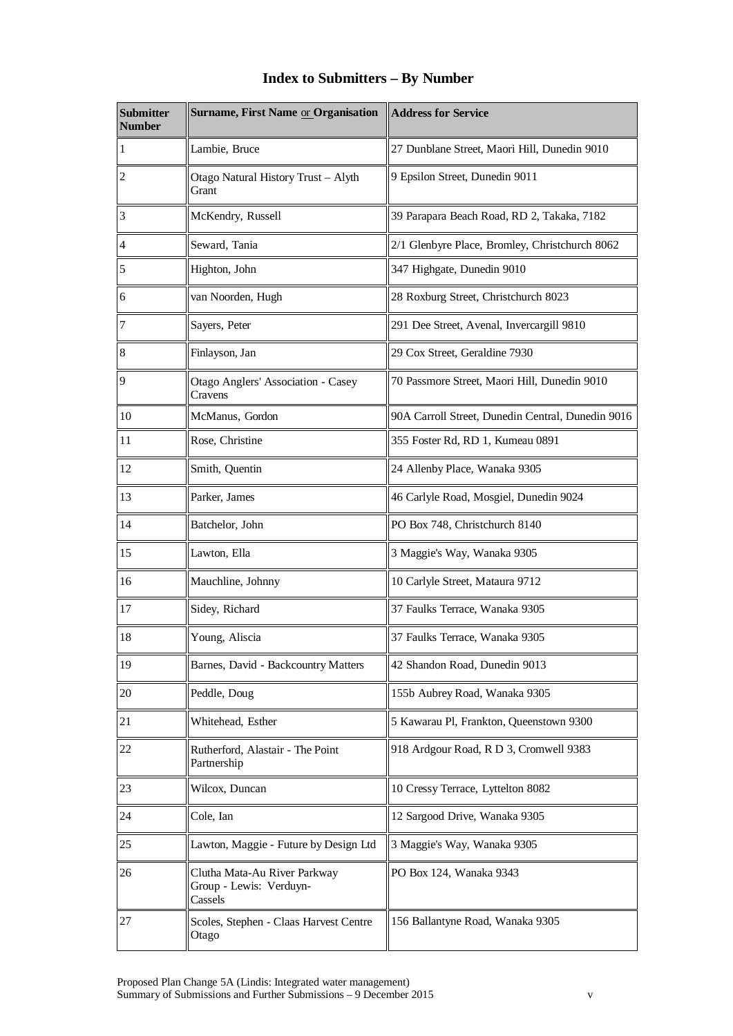# Index to Submitters – By Number

| Submitter Number | Surname, First Name or Organisation | Address for Service |
|---|---|---|
| 1 | Lambie, Bruce | 27 Dunblane Street, Maori Hill, Dunedin 9010 |
| 2 | Otago Natural History Trust – Alyth Grant | 9 Epsilon Street, Dunedin 9011 |
| 3 | McKendry, Russell | 39 Parapara Beach Road, RD 2, Takaka, 7182 |
| 4 | Seward, Tania | 2/1 Glenbyre Place, Bromley, Christchurch 8062 |
| 5 | Highton, John | 347 Highgate, Dunedin 9010 |
| 6 | van Noorden, Hugh | 28 Roxburg Street, Christchurch 8023 |
| 7 | Sayers, Peter | 291 Dee Street, Avenal, Invercargill 9810 |
| 8 | Finlayson, Jan | 29 Cox Street, Geraldine 7930 |
| 9 | Otago Anglers' Association - Casey Cravens | 70 Passmore Street, Maori Hill, Dunedin 9010 |
| 10 | McManus, Gordon | 90A Carroll Street, Dunedin Central, Dunedin 9016 |
| 11 | Rose, Christine | 355 Foster Rd, RD 1, Kumeau 0891 |
| 12 | Smith, Quentin | 24 Allenby Place, Wanaka 9305 |
| 13 | Parker, James | 46 Carlyle Road, Mosgiel, Dunedin 9024 |
| 14 | Batchelor, John | PO Box 748, Christchurch 8140 |
| 15 | Lawton, Ella | 3 Maggie's Way, Wanaka 9305 |
| 16 | Mauchline, Johnny | 10 Carlyle Street, Mataura 9712 |
| 17 | Sidey, Richard | 37 Faulks Terrace, Wanaka 9305 |
| 18 | Young, Aliscia | 37 Faulks Terrace, Wanaka 9305 |
| 19 | Barnes, David - Backcountry Matters | 42 Shandon Road, Dunedin 9013 |
| 20 | Peddle, Doug | 155b Aubrey Road, Wanaka 9305 |
| 21 | Whitehead, Esther | 5 Kawarau Pl, Frankton, Queenstown 9300 |
| 22 | Rutherford, Alastair - The Point Partnership | 918 Ardgour Road, R D 3, Cromwell 9383 |
| 23 | Wilcox, Duncan | 10 Cressy Terrace, Lyttelton 8082 |
| 24 | Cole, Ian | 12 Sargood Drive, Wanaka 9305 |
| 25 | Lawton, Maggie - Future by Design Ltd | 3 Maggie's Way, Wanaka 9305 |
| 26 | Clutha Mata-Au River Parkway Group - Lewis: Verduyn-Cassels | PO Box 124, Wanaka 9343 |
| 27 | Scoles, Stephen - Claas Harvest Centre Otago | 156 Ballantyne Road, Wanaka 9305 |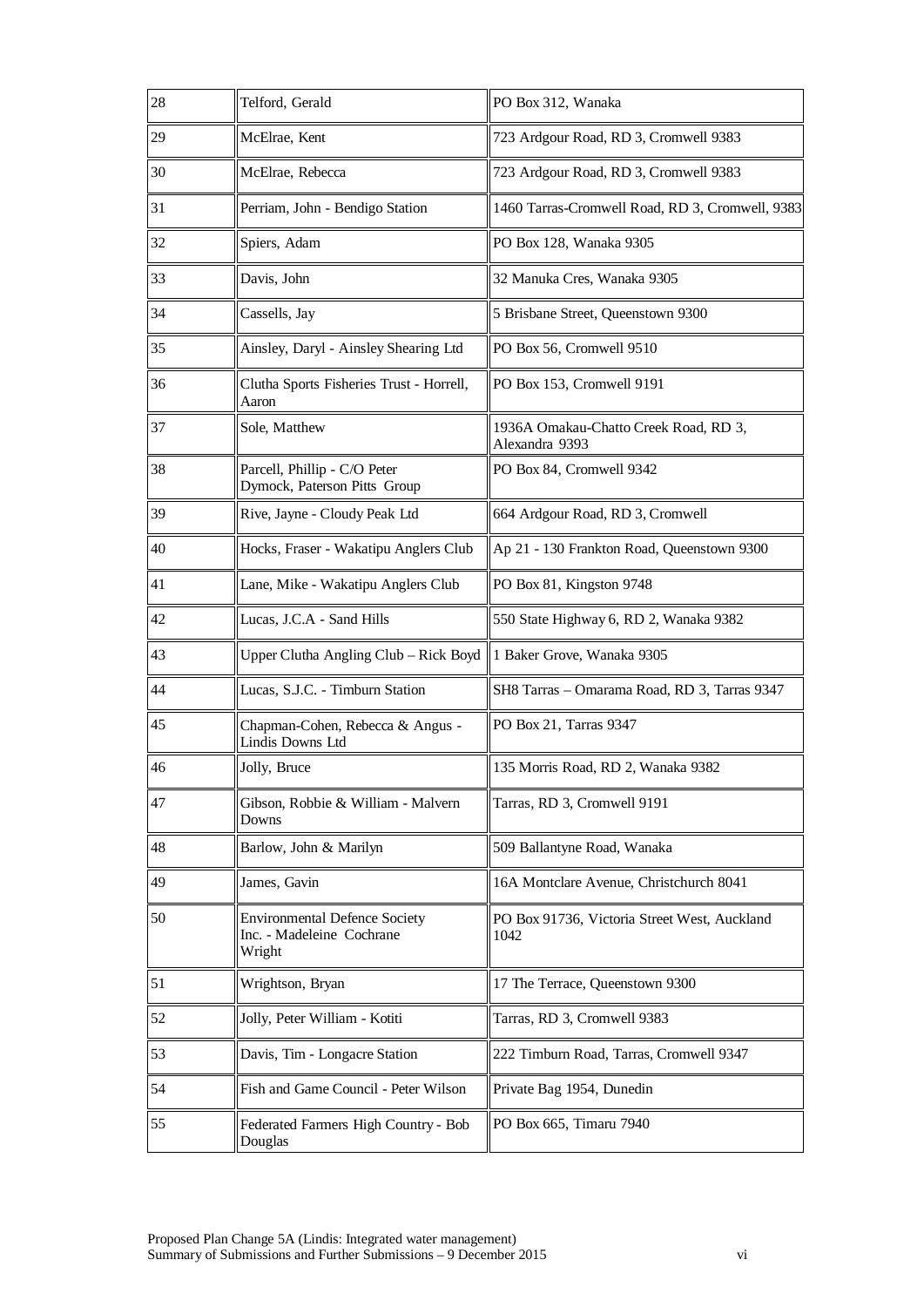| 28 | Telford, Gerald | PO Box 312, Wanaka |
|---|---|---|
| 29 | McElrae, Kent | 723 Ardgour Road, RD 3, Cromwell 9383 |
| 30 | McElrae, Rebecca | 723 Ardgour Road, RD 3, Cromwell 9383 |
| 31 | Perriam, John - Bendigo Station | 1460 Tarras-Cromwell Road, RD 3, Cromwell, 9383 |
| 32 | Spiers, Adam | PO Box 128, Wanaka 9305 |
| 33 | Davis, John | 32 Manuka Cres, Wanaka 9305 |
| 34 | Cassells, Jay | 5 Brisbane Street, Queenstown 9300 |
| 35 | Ainsley, Daryl - Ainsley Shearing Ltd | PO Box 56, Cromwell 9510 |
| 36 | Clutha Sports Fisheries Trust - Horrell, Aaron | PO Box 153, Cromwell 9191 |
| 37 | Sole, Matthew | 1936A Omakau-Chatto Creek Road, RD 3, Alexandra 9393 |
| 38 | Parcell, Phillip - C/O Peter Dymock, Paterson Pitts Group | PO Box 84, Cromwell 9342 |
| 39 | Rive, Jayne - Cloudy Peak Ltd | 664 Ardgour Road, RD 3, Cromwell |
| 40 | Hocks, Fraser - Wakatipu Anglers Club | Ap 21 - 130 Frankton Road, Queenstown 9300 |
| 41 | Lane, Mike - Wakatipu Anglers Club | PO Box 81, Kingston 9748 |
| 42 | Lucas, J.C.A - Sand Hills | 550 State Highway 6, RD 2, Wanaka 9382 |
| 43 | Upper Clutha Angling Club – Rick Boyd | 1 Baker Grove, Wanaka 9305 |
| 44 | Lucas, S.J.C. - Timburn Station | SH8 Tarras – Omarama Road, RD 3, Tarras 9347 |
| 45 | Chapman-Cohen, Rebecca & Angus - Lindis Downs Ltd | PO Box 21, Tarras 9347 |
| 46 | Jolly, Bruce | 135 Morris Road, RD 2, Wanaka 9382 |
| 47 | Gibson, Robbie & William - Malvern Downs | Tarras, RD 3, Cromwell 9191 |
| 48 | Barlow, John & Marilyn | 509 Ballantyne Road, Wanaka |
| 49 | James, Gavin | 16A Montclare Avenue, Christchurch 8041 |
| 50 | Environmental Defence Society Inc. - Madeleine Cochrane Wright | PO Box 91736, Victoria Street West, Auckland 1042 |
| 51 | Wrightson, Bryan | 17 The Terrace, Queenstown 9300 |
| 52 | Jolly, Peter William - Kotiti | Tarras, RD 3, Cromwell 9383 |
| 53 | Davis, Tim - Longacre Station | 222 Timburn Road, Tarras, Cromwell 9347 |
| 54 | Fish and Game Council - Peter Wilson | Private Bag 1954, Dunedin |
| 55 | Federated Farmers High Country - Bob Douglas | PO Box 665, Timaru 7940 |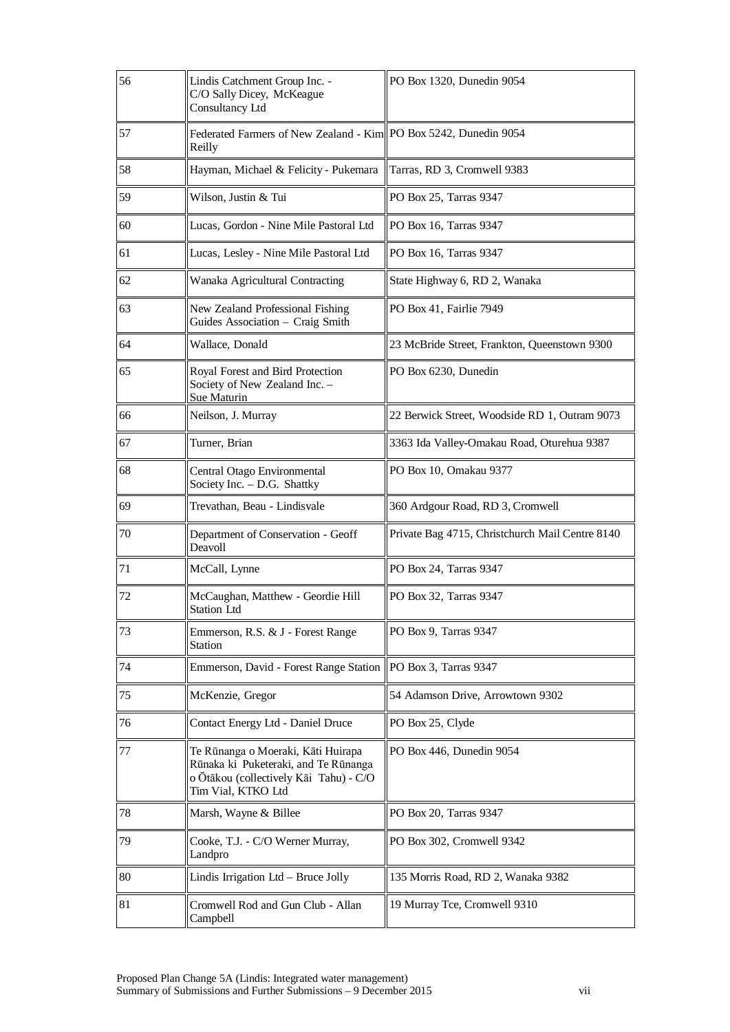| | | |
|---|---|---|
| 56 | Lindis Catchment Group Inc. - C/O Sally Dicey, McKeague Consultancy Ltd | PO Box 1320, Dunedin 9054 |
| 57 | Federated Farmers of New Zealand - Kim Reilly | PO Box 5242, Dunedin 9054 |
| 58 | Hayman, Michael & Felicity - Pukemara | Tarras, RD 3, Cromwell 9383 |
| 59 | Wilson, Justin & Tui | PO Box 25, Tarras 9347 |
| 60 | Lucas, Gordon - Nine Mile Pastoral Ltd | PO Box 16, Tarras 9347 |
| 61 | Lucas, Lesley - Nine Mile Pastoral Ltd | PO Box 16, Tarras 9347 |
| 62 | Wanaka Agricultural Contracting | State Highway 6, RD 2, Wanaka |
| 63 | New Zealand Professional Fishing Guides Association – Craig Smith | PO Box 41, Fairlie 7949 |
| 64 | Wallace, Donald | 23 McBride Street, Frankton, Queenstown 9300 |
| 65 | Royal Forest and Bird Protection Society of New Zealand Inc. – Sue Maturin | PO Box 6230, Dunedin |
| 66 | Neilson, J. Murray | 22 Berwick Street, Woodside RD 1, Outram 9073 |
| 67 | Turner, Brian | 3363 Ida Valley-Omakau Road, Oturehua 9387 |
| 68 | Central Otago Environmental Society Inc. – D.G. Shattky | PO Box 10, Omakau 9377 |
| 69 | Trevathan, Beau - Lindisvale | 360 Ardgour Road, RD 3, Cromwell |
| 70 | Department of Conservation - Geoff Deavoll | Private Bag 4715, Christchurch Mail Centre 8140 |
| 71 | McCall, Lynne | PO Box 24, Tarras 9347 |
| 72 | McCaughan, Matthew - Geordie Hill Station Ltd | PO Box 32, Tarras 9347 |
| 73 | Emmerson, R.S. & J - Forest Range Station | PO Box 9, Tarras 9347 |
| 74 | Emmerson, David - Forest Range Station | PO Box 3, Tarras 9347 |
| 75 | McKenzie, Gregor | 54 Adamson Drive, Arrowtown 9302 |
| 76 | Contact Energy Ltd - Daniel Druce | PO Box 25, Clyde |
| 77 | Te Rūnanga o Moeraki, Kāti Huirapa Rūnaka ki Puketeraki, and Te Rūnanga o Ōtākou (collectively Kāi Tahu) - C/O Tim Vial, KTKO Ltd | PO Box 446, Dunedin 9054 |
| 78 | Marsh, Wayne & Billee | PO Box 20, Tarras 9347 |
| 79 | Cooke, T.J. - C/O Werner Murray, Landpro | PO Box 302, Cromwell 9342 |
| 80 | Lindis Irrigation Ltd – Bruce Jolly | 135 Morris Road, RD 2, Wanaka 9382 |
| 81 | Cromwell Rod and Gun Club - Allan Campbell | 19 Murray Tce, Cromwell 9310 |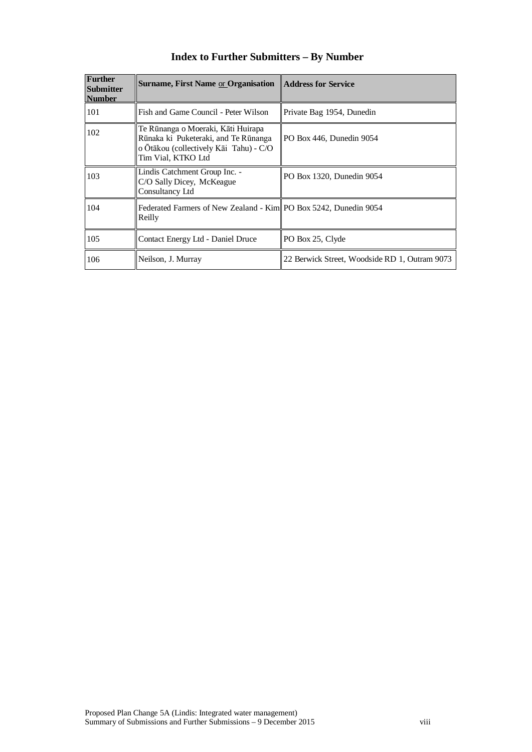# Index to Further Submitters – By Number

| Further Submitter Number | Surname, First Name or Organisation | Address for Service |
|---|---|---|
| 101 | Fish and Game Council - Peter Wilson | Private Bag 1954, Dunedin |
| 102 | Te Rūnanga o Moeraki, Kāti Huirapa Rūnaka ki Puketeraki, and Te Rūnanga o Ōtākou (collectively Kāi Tahu) - C/O Tim Vial, KTKO Ltd | PO Box 446, Dunedin 9054 |
| 103 | Lindis Catchment Group Inc. - C/O Sally Dicey, McKeague Consultancy Ltd | PO Box 1320, Dunedin 9054 |
| 104 | Federated Farmers of New Zealand - Kim Reilly | PO Box 5242, Dunedin 9054 |
| 105 | Contact Energy Ltd - Daniel Druce | PO Box 25, Clyde |
| 106 | Neilson, J. Murray | 22 Berwick Street, Woodside RD 1, Outram 9073 |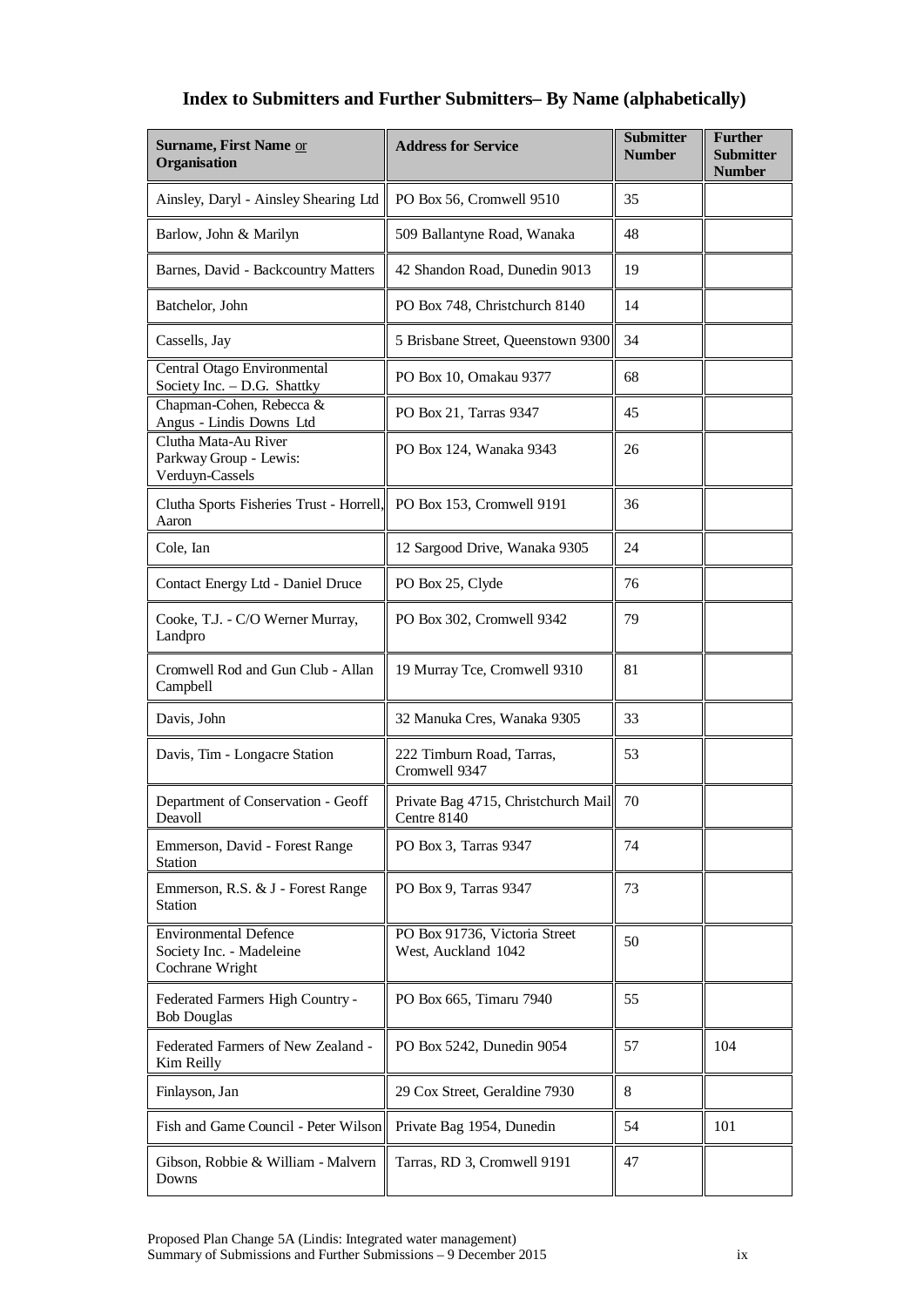## Index to Submitters and Further Submitters– By Name (alphabetically)

| Surname, First Name or Organisation | Address for Service | Submitter Number | Further Submitter Number |
|---|---|---|---|
| Ainsley, Daryl - Ainsley Shearing Ltd | PO Box 56, Cromwell 9510 | 35 | |
| Barlow, John & Marilyn | 509 Ballantyne Road, Wanaka | 48 | |
| Barnes, David - Backcountry Matters | 42 Shandon Road, Dunedin 9013 | 19 | |
| Batchelor, John | PO Box 748, Christchurch 8140 | 14 | |
| Cassells, Jay | 5 Brisbane Street, Queenstown 9300 | 34 | |
| Central Otago Environmental Society Inc. – D.G. Shattky | PO Box 10, Omakau 9377 | 68 | |
| Chapman-Cohen, Rebecca & Angus - Lindis Downs Ltd | PO Box 21, Tarras 9347 | 45 | |
| Clutha Mata-Au River Parkway Group - Lewis: Verduyn-Cassels | PO Box 124, Wanaka 9343 | 26 | |
| Clutha Sports Fisheries Trust - Horrell, Aaron | PO Box 153, Cromwell 9191 | 36 | |
| Cole, Ian | 12 Sargood Drive, Wanaka 9305 | 24 | |
| Contact Energy Ltd - Daniel Druce | PO Box 25, Clyde | 76 | |
| Cooke, T.J. - C/O Werner Murray, Landpro | PO Box 302, Cromwell 9342 | 79 | |
| Cromwell Rod and Gun Club - Allan Campbell | 19 Murray Tce, Cromwell 9310 | 81 | |
| Davis, John | 32 Manuka Cres, Wanaka 9305 | 33 | |
| Davis, Tim - Longacre Station | 222 Timburn Road, Tarras, Cromwell 9347 | 53 | |
| Department of Conservation - Geoff Deavoll | Private Bag 4715, Christchurch Mail Centre 8140 | 70 | |
| Emmerson, David - Forest Range Station | PO Box 3, Tarras 9347 | 74 | |
| Emmerson, R.S. & J - Forest Range Station | PO Box 9, Tarras 9347 | 73 | |
| Environmental Defence Society Inc. - Madeleine Cochrane Wright | PO Box 91736, Victoria Street West, Auckland 1042 | 50 | |
| Federated Farmers High Country - Bob Douglas | PO Box 665, Timaru 7940 | 55 | |
| Federated Farmers of New Zealand - Kim Reilly | PO Box 5242, Dunedin 9054 | 57 | 104 |
| Finlayson, Jan | 29 Cox Street, Geraldine 7930 | 8 | |
| Fish and Game Council - Peter Wilson | Private Bag 1954, Dunedin | 54 | 101 |
| Gibson, Robbie & William - Malvern Downs | Tarras, RD 3, Cromwell 9191 | 47 | |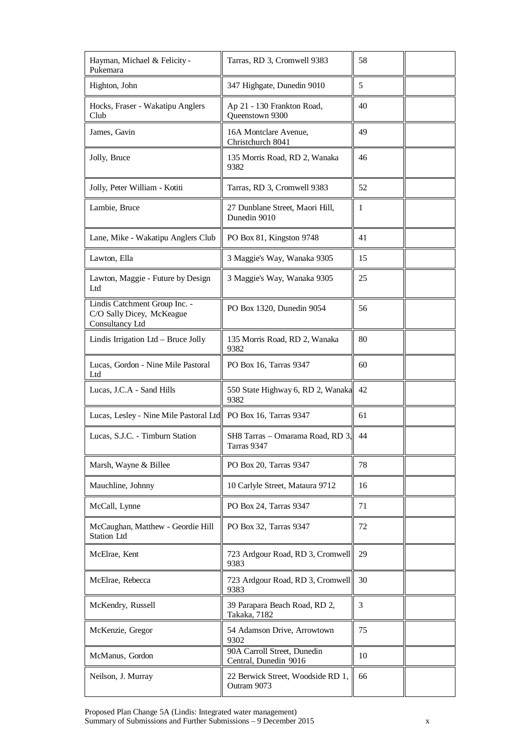| | | | |
|---|---|---|---|
| Hayman, Michael & Felicity - Pukemara | Tarras, RD 3, Cromwell 9383 | 58 | |
| Highton, John | 347 Highgate, Dunedin 9010 | 5 | |
| Hocks, Fraser - Wakatipu Anglers Club | Ap 21 - 130 Frankton Road, Queenstown 9300 | 40 | |
| James, Gavin | 16A Montclare Avenue, Christchurch 8041 | 49 | |
| Jolly, Bruce | 135 Morris Road, RD 2, Wanaka 9382 | 46 | |
| Jolly, Peter William - Kotiti | Tarras, RD 3, Cromwell 9383 | 52 | |
| Lambie, Bruce | 27 Dunblane Street, Maori Hill, Dunedin 9010 | 1 | |
| Lane, Mike - Wakatipu Anglers Club | PO Box 81, Kingston 9748 | 41 | |
| Lawton, Ella | 3 Maggie's Way, Wanaka 9305 | 15 | |
| Lawton, Maggie - Future by Design Ltd | 3 Maggie's Way, Wanaka 9305 | 25 | |
| Lindis Catchment Group Inc. - C/O Sally Dicey, McKeague Consultancy Ltd | PO Box 1320, Dunedin 9054 | 56 | |
| Lindis Irrigation Ltd – Bruce Jolly | 135 Morris Road, RD 2, Wanaka 9382 | 80 | |
| Lucas, Gordon - Nine Mile Pastoral Ltd | PO Box 16, Tarras 9347 | 60 | |
| Lucas, J.C.A - Sand Hills | 550 State Highway 6, RD 2, Wanaka 9382 | 42 | |
| Lucas, Lesley - Nine Mile Pastoral Ltd | PO Box 16, Tarras 9347 | 61 | |
| Lucas, S.J.C. - Timburn Station | SH8 Tarras – Omarama Road, RD 3, Tarras 9347 | 44 | |
| Marsh, Wayne & Billee | PO Box 20, Tarras 9347 | 78 | |
| Mauchline, Johnny | 10 Carlyle Street, Mataura 9712 | 16 | |
| McCall, Lynne | PO Box 24, Tarras 9347 | 71 | |
| McCaughan, Matthew - Geordie Hill Station Ltd | PO Box 32, Tarras 9347 | 72 | |
| McElrae, Kent | 723 Ardgour Road, RD 3, Cromwell 9383 | 29 | |
| McElrae, Rebecca | 723 Ardgour Road, RD 3, Cromwell 9383 | 30 | |
| McKendry, Russell | 39 Parapara Beach Road, RD 2, Takaka, 7182 | 3 | |
| McKenzie, Gregor | 54 Adamson Drive, Arrowtown 9302 | 75 | |
| McManus, Gordon | 90A Carroll Street, Dunedin Central, Dunedin 9016 | 10 | |
| Neilson, J. Murray | 22 Berwick Street, Woodside RD 1, Outram 9073 | 66 | |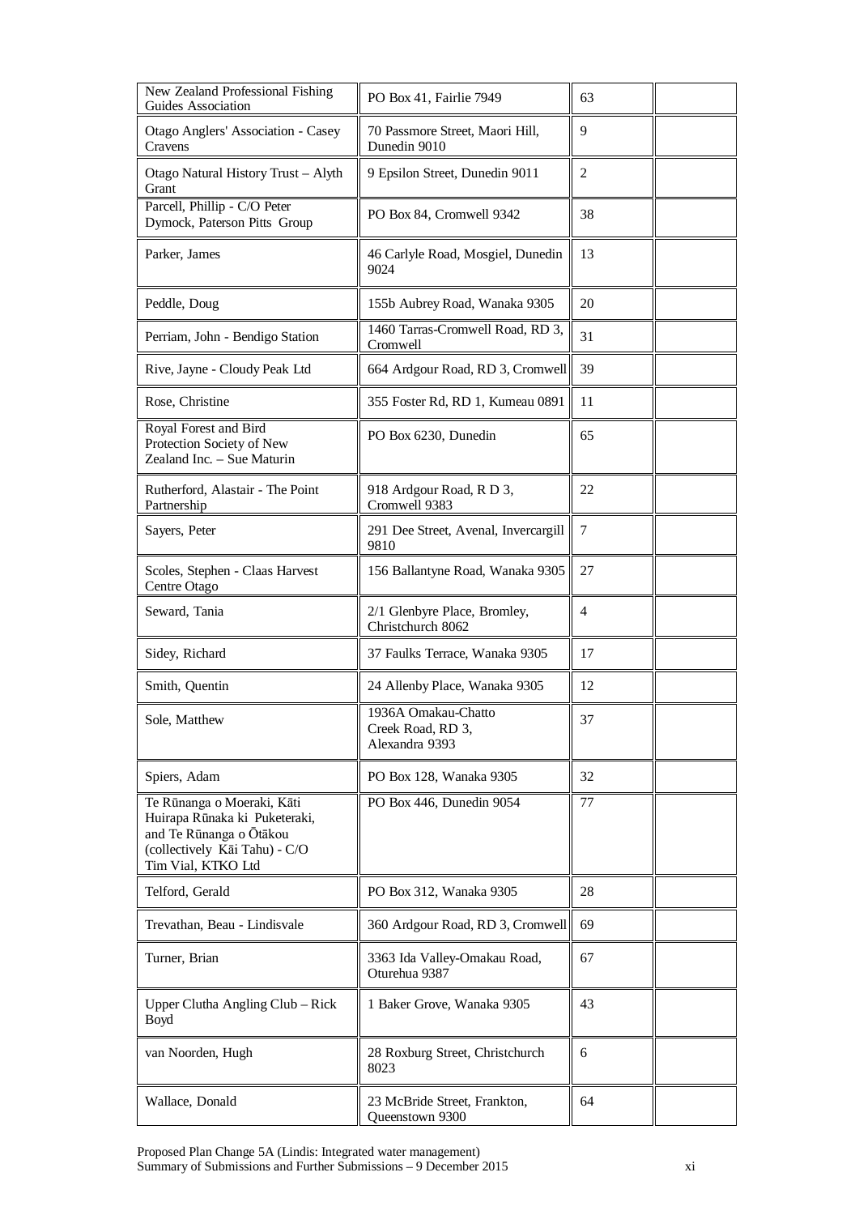| | | | |
|---|---|---|---|
| New Zealand Professional Fishing Guides Association | PO Box 41, Fairlie 7949 | 63 | |
| Otago Anglers' Association - Casey Cravens | 70 Passmore Street, Maori Hill, Dunedin 9010 | 9 | |
| Otago Natural History Trust – Alyth Grant | 9 Epsilon Street, Dunedin 9011 | 2 | |
| Parcell, Phillip - C/O Peter Dymock, Paterson Pitts Group | PO Box 84, Cromwell 9342 | 38 | |
| Parker, James | 46 Carlyle Road, Mosgiel, Dunedin 9024 | 13 | |
| Peddle, Doug | 155b Aubrey Road, Wanaka 9305 | 20 | |
| Perriam, John - Bendigo Station | 1460 Tarras-Cromwell Road, RD 3, Cromwell | 31 | |
| Rive, Jayne - Cloudy Peak Ltd | 664 Ardgour Road, RD 3, Cromwell | 39 | |
| Rose, Christine | 355 Foster Rd, RD 1, Kumeau 0891 | 11 | |
| Royal Forest and Bird Protection Society of New Zealand Inc. – Sue Maturin | PO Box 6230, Dunedin | 65 | |
| Rutherford, Alastair - The Point Partnership | 918 Ardgour Road, R D 3, Cromwell 9383 | 22 | |
| Sayers, Peter | 291 Dee Street, Avenal, Invercargill 9810 | 7 | |
| Scoles, Stephen - Claas Harvest Centre Otago | 156 Ballantyne Road, Wanaka 9305 | 27 | |
| Seward, Tania | 2/1 Glenbyre Place, Bromley, Christchurch 8062 | 4 | |
| Sidey, Richard | 37 Faulks Terrace, Wanaka 9305 | 17 | |
| Smith, Quentin | 24 Allenby Place, Wanaka 9305 | 12 | |
| Sole, Matthew | 1936A Omakau-Chatto Creek Road, RD 3, Alexandra 9393 | 37 | |
| Spiers, Adam | PO Box 128, Wanaka 9305 | 32 | |
| Te Rūnanga o Moeraki, Kāti Huirapa Rūnaka ki Puketeraki, and Te Rūnanga o Ōtākou (collectively Kāi Tahu) - C/O Tim Vial, KTKO Ltd | PO Box 446, Dunedin 9054 | 77 | |
| Telford, Gerald | PO Box 312, Wanaka 9305 | 28 | |
| Trevathan, Beau - Lindisvale | 360 Ardgour Road, RD 3, Cromwell | 69 | |
| Turner, Brian | 3363 Ida Valley-Omakau Road, Oturehua 9387 | 67 | |
| Upper Clutha Angling Club – Rick Boyd | 1 Baker Grove, Wanaka 9305 | 43 | |
| van Noorden, Hugh | 28 Roxburg Street, Christchurch 8023 | 6 | |
| Wallace, Donald | 23 McBride Street, Frankton, Queenstown 9300 | 64 | |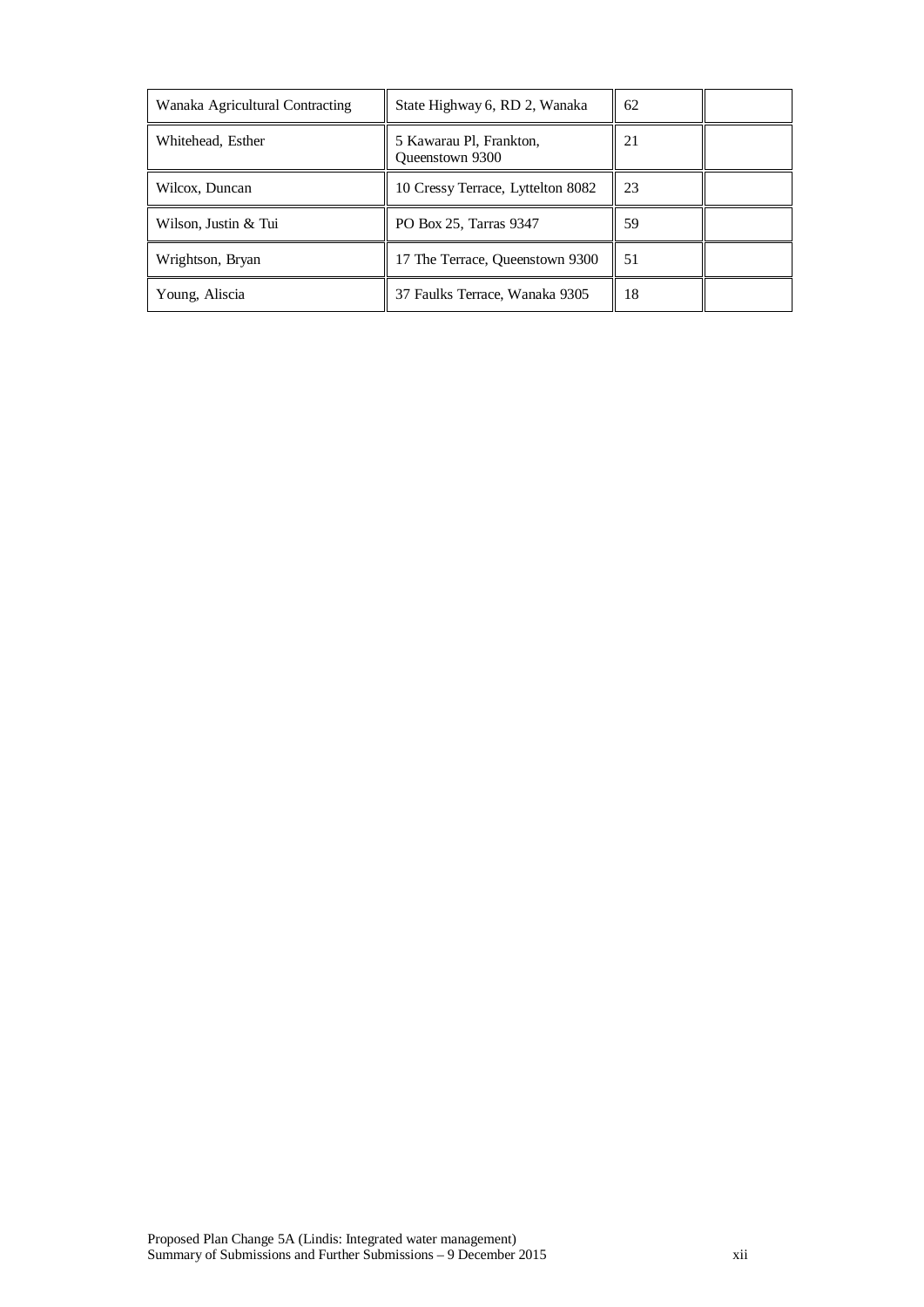| | | | |
|---|---|---|---|
| Wanaka Agricultural Contracting | State Highway 6, RD 2, Wanaka | 62 | |
| Whitehead, Esther | 5 Kawarau Pl, Frankton, Queenstown 9300 | 21 | |
| Wilcox, Duncan | 10 Cressy Terrace, Lyttelton 8082 | 23 | |
| Wilson, Justin & Tui | PO Box 25, Tarras 9347 | 59 | |
| Wrightson, Bryan | 17 The Terrace, Queenstown 9300 | 51 | |
| Young, Aliscia | 37 Faulks Terrace, Wanaka 9305 | 18 | |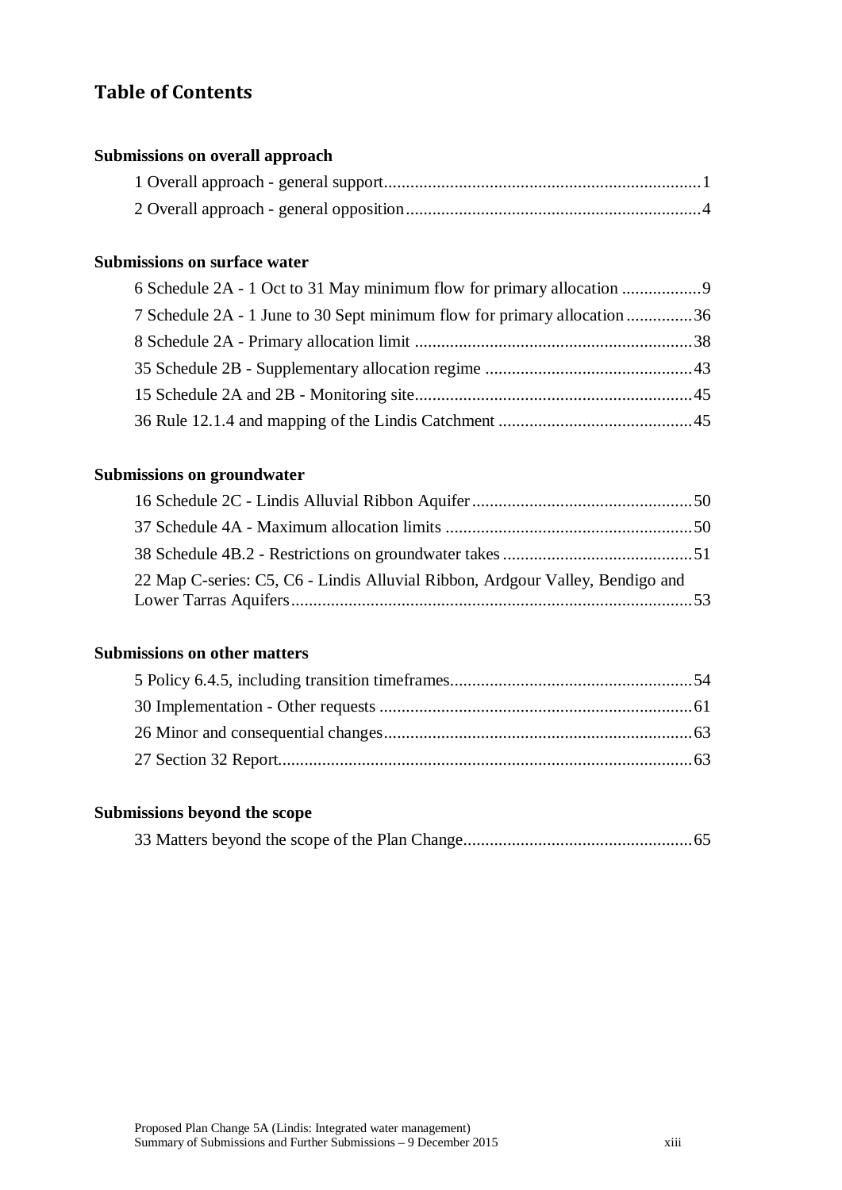# Table of Contents

**Submissions on overall approach**

1 Overall approach - general support........................................................................1

2 Overall approach - general opposition..................................................................4

**Submissions on surface water**

6 Schedule 2A - 1 Oct to 31 May minimum flow for primary allocation ..................9

7 Schedule 2A - 1 June to 30 Sept minimum flow for primary allocation...............36

8 Schedule 2A - Primary allocation limit ...............................................................38

35 Schedule 2B - Supplementary allocation regime ...............................................43

15 Schedule 2A and 2B - Monitoring site...............................................................45

36 Rule 12.1.4 and mapping of the Lindis Catchment ............................................45

**Submissions on groundwater**

16 Schedule 2C - Lindis Alluvial Ribbon Aquifer..................................................50

37 Schedule 4A - Maximum allocation limits ........................................................50

38 Schedule 4B.2 - Restrictions on groundwater takes...........................................51

22 Map C-series: C5, C6 - Lindis Alluvial Ribbon, Ardgour Valley, Bendigo and Lower Tarras Aquifers...........................................................................................53

**Submissions on other matters**

5 Policy 6.4.5, including transition timeframes.......................................................54

30 Implementation - Other requests .......................................................................61

26 Minor and consequential changes......................................................................63

27 Section 32 Report..............................................................................................63

**Submissions beyond the scope**

33 Matters beyond the scope of the Plan Change....................................................65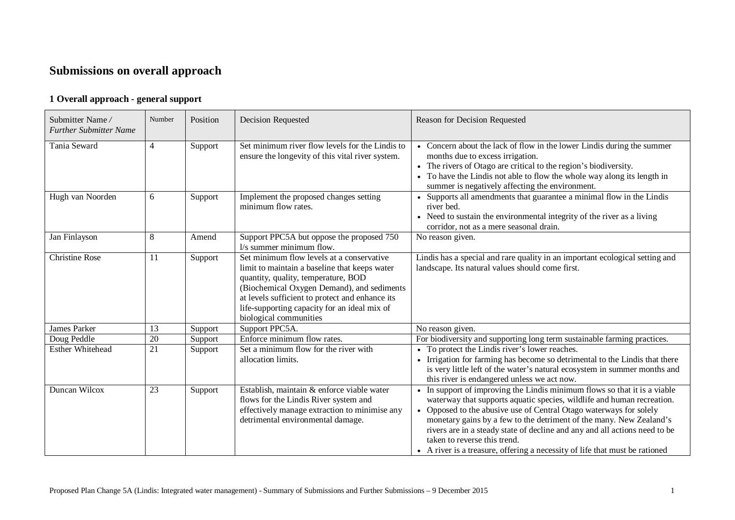# Submissions on overall approach

## 1 Overall approach - general support

| Submitter Name / *Further Submitter Name* | Number | Position | Decision Requested | Reason for Decision Requested |
|---|---|---|---|---|
| Tania Seward | 4 | Support | Set minimum river flow levels for the Lindis to ensure the longevity of this vital river system. | • Concern about the lack of flow in the lower Lindis during the summer months due to excess irrigation.<br>• The rivers of Otago are critical to the region's biodiversity.<br>• To have the Lindis not able to flow the whole way along its length in summer is negatively affecting the environment. |
| Hugh van Noorden | 6 | Support | Implement the proposed changes setting minimum flow rates. | • Supports all amendments that guarantee a minimal flow in the Lindis river bed.<br>• Need to sustain the environmental integrity of the river as a living corridor, not as a mere seasonal drain. |
| Jan Finlayson | 8 | Amend | Support PPC5A but oppose the proposed 750 l/s summer minimum flow. | No reason given. |
| Christine Rose | 11 | Support | Set minimum flow levels at a conservative limit to maintain a baseline that keeps water quantity, quality, temperature, BOD (Biochemical Oxygen Demand), and sediments at levels sufficient to protect and enhance its life-supporting capacity for an ideal mix of biological communities | Lindis has a special and rare quality in an important ecological setting and landscape. Its natural values should come first. |
| James Parker | 13 | Support | Support PPC5A. | No reason given. |
| Doug Peddle | 20 | Support | Enforce minimum flow rates. | For biodiversity and supporting long term sustainable farming practices. |
| Esther Whitehead | 21 | Support | Set a minimum flow for the river with allocation limits. | • To protect the Lindis river's lower reaches.<br>• Irrigation for farming has become so detrimental to the Lindis that there is very little left of the water's natural ecosystem in summer months and this river is endangered unless we act now. |
| Duncan Wilcox | 23 | Support | Establish, maintain & enforce viable water flows for the Lindis River system and effectively manage extraction to minimise any detrimental environmental damage. | • In support of improving the Lindis minimum flows so that it is a viable waterway that supports aquatic species, wildlife and human recreation.<br>• Opposed to the abusive use of Central Otago waterways for solely monetary gains by a few to the detriment of the many. New Zealand's rivers are in a steady state of decline and any and all actions need to be taken to reverse this trend.<br>• A river is a treasure, offering a necessity of life that must be rationed |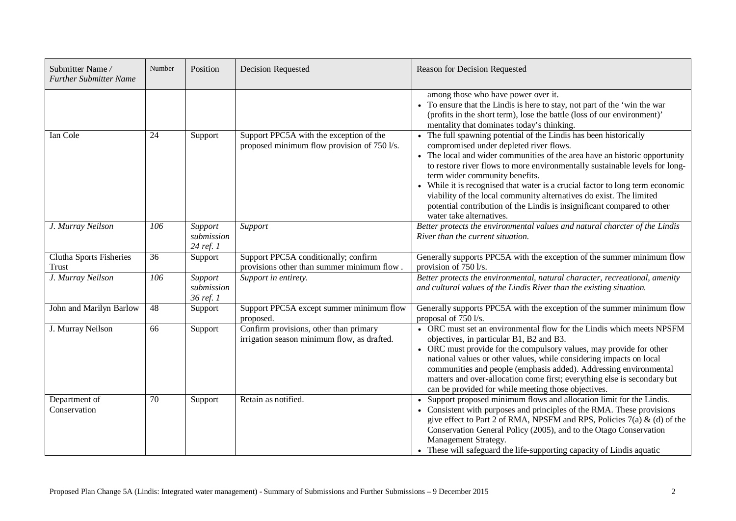| Submitter Name / *Further Submitter Name* | Number | Position | Decision Requested | Reason for Decision Requested |
|---|---|---|---|---|
| | | | | among those who have power over it.<br>• To ensure that the Lindis is here to stay, not part of the 'win the war (profits in the short term), lose the battle (loss of our environment)' mentality that dominates today's thinking. |
| Ian Cole | 24 | Support | Support PPC5A with the exception of the proposed minimum flow provision of 750 l/s. | • The full spawning potential of the Lindis has been historically compromised under depleted river flows.<br>• The local and wider communities of the area have an historic opportunity to restore river flows to more environmentally sustainable levels for long-term wider community benefits.<br>• While it is recognised that water is a crucial factor to long term economic viability of the local community alternatives do exist. The limited potential contribution of the Lindis is insignificant compared to other water take alternatives. |
| *J. Murray Neilson* | *106* | *Support submission 24 ref. 1* | *Support* | *Better protects the environmental values and natural charcter of the Lindis River than the current situation.* |
| Clutha Sports Fisheries Trust | 36 | Support | Support PPC5A conditionally; confirm provisions other than summer minimum flow . | Generally supports PPC5A with the exception of the summer minimum flow provision of 750 l/s. |
| *J. Murray Neilson* | *106* | *Support submission 36 ref. 1* | *Support in entirety.* | *Better protects the environmental, natural character, recreational, amenity and cultural values of the Lindis River than the existing situation.* |
| John and Marilyn Barlow | 48 | Support | Support PPC5A except summer minimum flow proposed. | Generally supports PPC5A with the exception of the summer minimum flow proposal of 750 l/s. |
| J. Murray Neilson | 66 | Support | Confirm provisions, other than primary irrigation season minimum flow, as drafted. | • ORC must set an environmental flow for the Lindis which meets NPSFM objectives, in particular B1, B2 and B3.<br>• ORC must provide for the compulsory values, may provide for other national values or other values, while considering impacts on local communities and people (emphasis added). Addressing environmental matters and over-allocation come first; everything else is secondary but can be provided for while meeting those objectives. |
| Department of Conservation | 70 | Support | Retain as notified. | • Support proposed minimum flows and allocation limit for the Lindis.<br>• Consistent with purposes and principles of the RMA. These provisions give effect to Part 2 of RMA, NPSFM and RPS, Policies 7(a) & (d) of the Conservation General Policy (2005), and to the Otago Conservation Management Strategy.<br>• These will safeguard the life-supporting capacity of Lindis aquatic |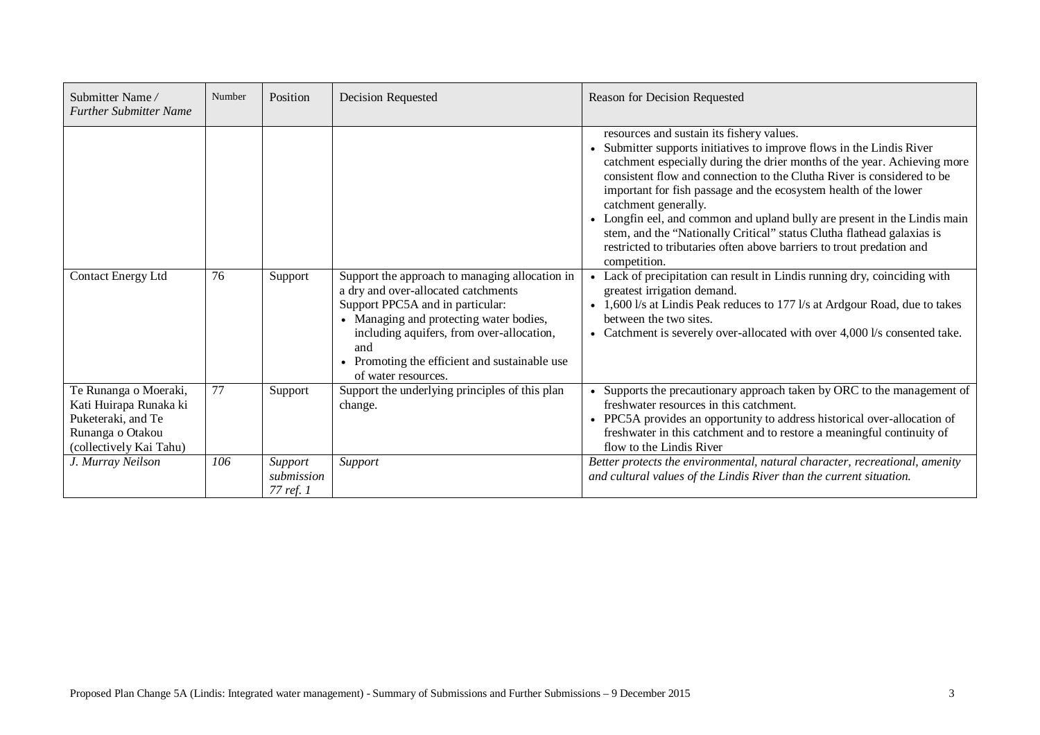| Submitter Name / *Further Submitter Name* | Number | Position | Decision Requested | Reason for Decision Requested |
|---|---|---|---|---|
| | | | | resources and sustain its fishery values.<br>• Submitter supports initiatives to improve flows in the Lindis River catchment especially during the drier months of the year. Achieving more consistent flow and connection to the Clutha River is considered to be important for fish passage and the ecosystem health of the lower catchment generally.<br>• Longfin eel, and common and upland bully are present in the Lindis main stem, and the "Nationally Critical" status Clutha flathead galaxias is restricted to tributaries often above barriers to trout predation and competition. |
| Contact Energy Ltd | 76 | Support | Support the approach to managing allocation in a dry and over-allocated catchments<br>Support PPC5A and in particular:<br>• Managing and protecting water bodies, including aquifers, from over-allocation, and<br>• Promoting the efficient and sustainable use of water resources. | • Lack of precipitation can result in Lindis running dry, coinciding with greatest irrigation demand.<br>• 1,600 l/s at Lindis Peak reduces to 177 l/s at Ardgour Road, due to takes between the two sites.<br>• Catchment is severely over-allocated with over 4,000 l/s consented take. |
| Te Runanga o Moeraki, Kati Huirapa Runaka ki Puketeraki, and Te Runanga o Otakou (collectively Kai Tahu) | 77 | Support | Support the underlying principles of this plan change. | • Supports the precautionary approach taken by ORC to the management of freshwater resources in this catchment.<br>• PPC5A provides an opportunity to address historical over-allocation of freshwater in this catchment and to restore a meaningful continuity of flow to the Lindis River |
| *J. Murray Neilson* | *106* | *Support submission 77 ref. 1* | *Support* | *Better protects the environmental, natural character, recreational, amenity and cultural values of the Lindis River than the current situation.* |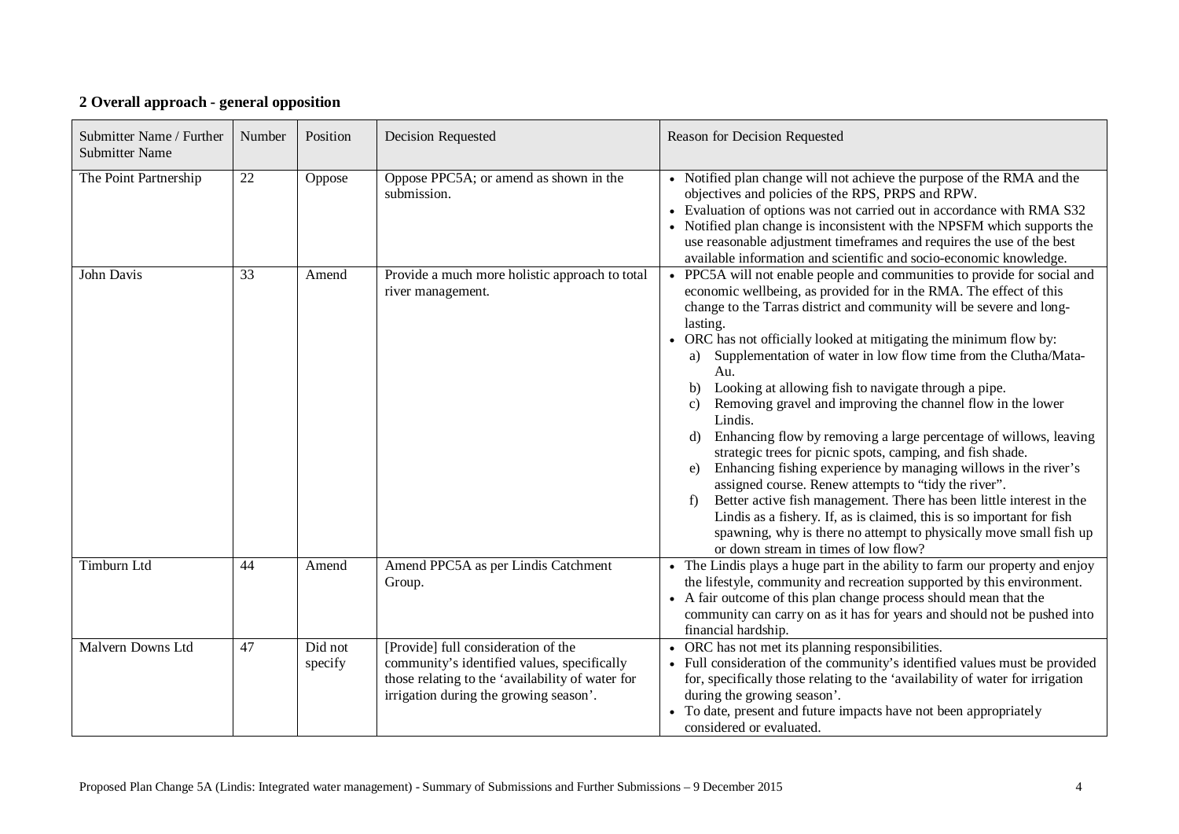## 2 Overall approach - general opposition

| Submitter Name / Further Submitter Name | Number | Position | Decision Requested | Reason for Decision Requested |
|---|---|---|---|---|
| The Point Partnership | 22 | Oppose | Oppose PPC5A; or amend as shown in the submission. | • Notified plan change will not achieve the purpose of the RMA and the objectives and policies of the RPS, PRPS and RPW.<br>• Evaluation of options was not carried out in accordance with RMA S32<br>• Notified plan change is inconsistent with the NPSFM which supports the use reasonable adjustment timeframes and requires the use of the best available information and scientific and socio-economic knowledge. |
| John Davis | 33 | Amend | Provide a much more holistic approach to total river management. | • PPC5A will not enable people and communities to provide for social and economic wellbeing, as provided for in the RMA. The effect of this change to the Tarras district and community will be severe and long-lasting.<br>• ORC has not officially looked at mitigating the minimum flow by:<br>a) Supplementation of water in low flow time from the Clutha/Mata-Au.<br>b) Looking at allowing fish to navigate through a pipe.<br>c) Removing gravel and improving the channel flow in the lower Lindis.<br>d) Enhancing flow by removing a large percentage of willows, leaving strategic trees for picnic spots, camping, and fish shade.<br>e) Enhancing fishing experience by managing willows in the river's assigned course. Renew attempts to "tidy the river".<br>f) Better active fish management. There has been little interest in the Lindis as a fishery. If, as is claimed, this is so important for fish spawning, why is there no attempt to physically move small fish up or down stream in times of low flow? |
| Timburn Ltd | 44 | Amend | Amend PPC5A as per Lindis Catchment Group. | • The Lindis plays a huge part in the ability to farm our property and enjoy the lifestyle, community and recreation supported by this environment.<br>• A fair outcome of this plan change process should mean that the community can carry on as it has for years and should not be pushed into financial hardship. |
| Malvern Downs Ltd | 47 | Did not specify | [Provide] full consideration of the community's identified values, specifically those relating to the 'availability of water for irrigation during the growing season'. | • ORC has not met its planning responsibilities.<br>• Full consideration of the community's identified values must be provided for, specifically those relating to the 'availability of water for irrigation during the growing season'.<br>• To date, present and future impacts have not been appropriately considered or evaluated. |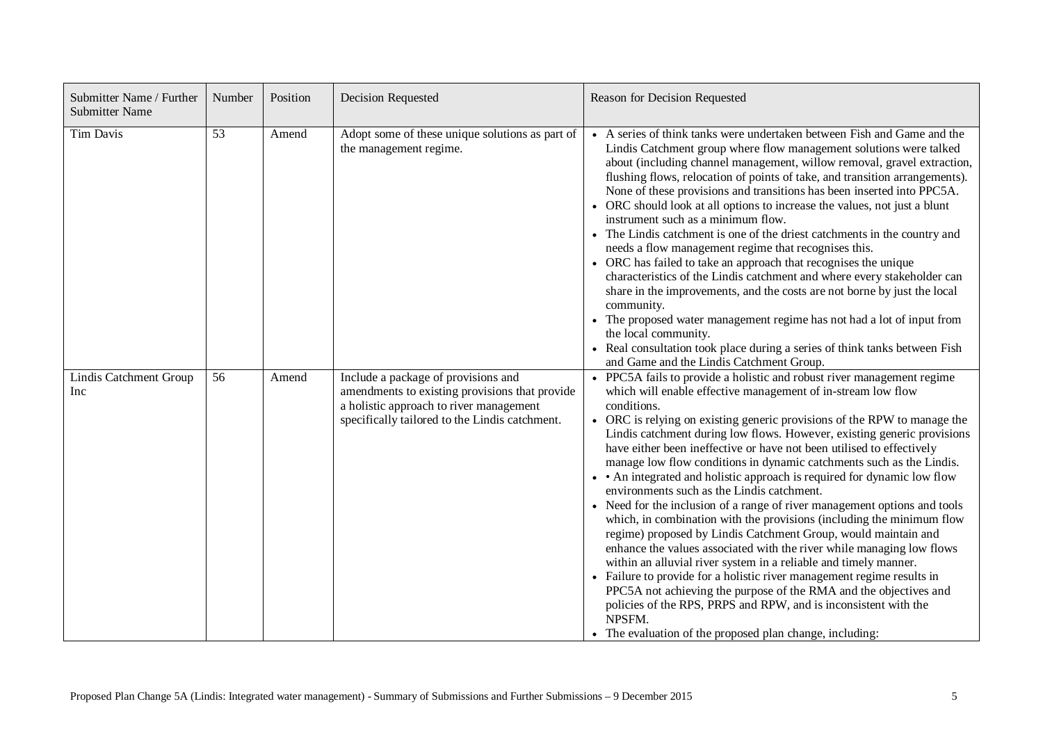| Submitter Name / Further Submitter Name | Number | Position | Decision Requested | Reason for Decision Requested |
|---|---|---|---|---|
| Tim Davis | 53 | Amend | Adopt some of these unique solutions as part of the management regime. | • A series of think tanks were undertaken between Fish and Game and the Lindis Catchment group where flow management solutions were talked about (including channel management, willow removal, gravel extraction, flushing flows, relocation of points of take, and transition arrangements). None of these provisions and transitions has been inserted into PPC5A.<br>• ORC should look at all options to increase the values, not just a blunt instrument such as a minimum flow.<br>• The Lindis catchment is one of the driest catchments in the country and needs a flow management regime that recognises this.<br>• ORC has failed to take an approach that recognises the unique characteristics of the Lindis catchment and where every stakeholder can share in the improvements, and the costs are not borne by just the local community.<br>• The proposed water management regime has not had a lot of input from the local community.<br>• Real consultation took place during a series of think tanks between Fish and Game and the Lindis Catchment Group. |
| Lindis Catchment Group Inc | 56 | Amend | Include a package of provisions and amendments to existing provisions that provide a holistic approach to river management specifically tailored to the Lindis catchment. | • PPC5A fails to provide a holistic and robust river management regime which will enable effective management of in-stream low flow conditions.<br>• ORC is relying on existing generic provisions of the RPW to manage the Lindis catchment during low flows. However, existing generic provisions have either been ineffective or have not been utilised to effectively manage low flow conditions in dynamic catchments such as the Lindis.<br>• • An integrated and holistic approach is required for dynamic low flow environments such as the Lindis catchment.<br>• Need for the inclusion of a range of river management options and tools which, in combination with the provisions (including the minimum flow regime) proposed by Lindis Catchment Group, would maintain and enhance the values associated with the river while managing low flows within an alluvial river system in a reliable and timely manner.<br>• Failure to provide for a holistic river management regime results in PPC5A not achieving the purpose of the RMA and the objectives and policies of the RPS, PRPS and RPW, and is inconsistent with the NPSFM.<br>• The evaluation of the proposed plan change, including: |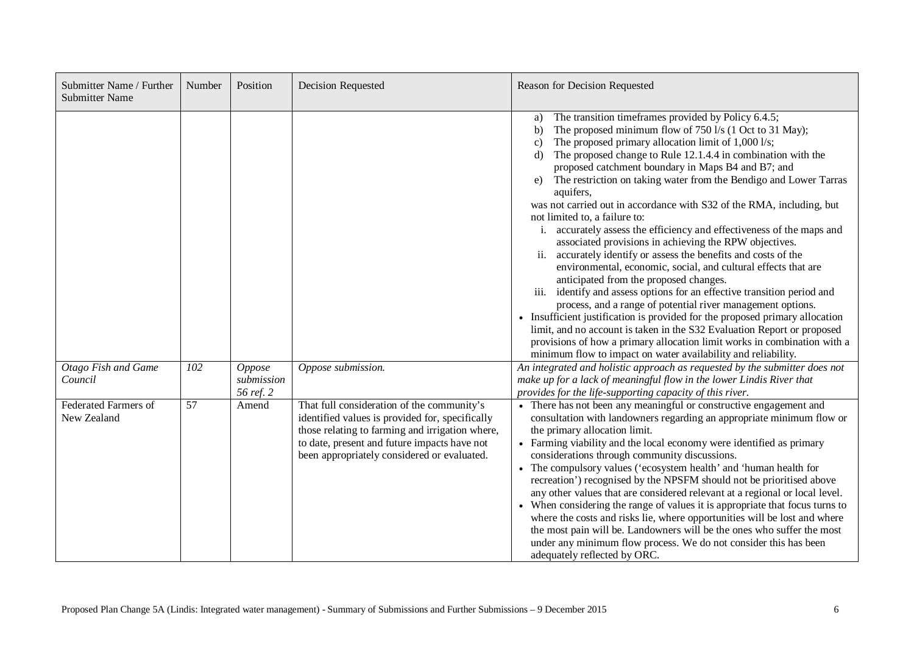| Submitter Name / Further Submitter Name | Number | Position | Decision Requested | Reason for Decision Requested |
|---|---|---|---|---|
| | | | | a) The transition timeframes provided by Policy 6.4.5;<br>b) The proposed minimum flow of 750 l/s (1 Oct to 31 May);<br>c) The proposed primary allocation limit of 1,000 l/s;<br>d) The proposed change to Rule 12.1.4.4 in combination with the proposed catchment boundary in Maps B4 and B7; and<br>e) The restriction on taking water from the Bendigo and Lower Tarras aquifers,<br>was not carried out in accordance with S32 of the RMA, including, but not limited to, a failure to:<br>i. accurately assess the efficiency and effectiveness of the maps and associated provisions in achieving the RPW objectives.<br>ii. accurately identify or assess the benefits and costs of the environmental, economic, social, and cultural effects that are anticipated from the proposed changes.<br>iii. identify and assess options for an effective transition period and process, and a range of potential river management options.<br>• Insufficient justification is provided for the proposed primary allocation limit, and no account is taken in the S32 Evaluation Report or proposed provisions of how a primary allocation limit works in combination with a minimum flow to impact on water availability and reliability. |
| *Otago Fish and Game Council* | *102* | *Oppose submission 56 ref. 2* | *Oppose submission.* | *An integrated and holistic approach as requested by the submitter does not make up for a lack of meaningful flow in the lower Lindis River that provides for the life-supporting capacity of this river.* |
| Federated Farmers of New Zealand | 57 | Amend | That full consideration of the community's identified values is provided for, specifically those relating to farming and irrigation where, to date, present and future impacts have not been appropriately considered or evaluated. | • There has not been any meaningful or constructive engagement and consultation with landowners regarding an appropriate minimum flow or the primary allocation limit.<br>• Farming viability and the local economy were identified as primary considerations through community discussions.<br>• The compulsory values ('ecosystem health' and 'human health for recreation') recognised by the NPSFM should not be prioritised above any other values that are considered relevant at a regional or local level.<br>• When considering the range of values it is appropriate that focus turns to where the costs and risks lie, where opportunities will be lost and where the most pain will be. Landowners will be the ones who suffer the most under any minimum flow process. We do not consider this has been adequately reflected by ORC. |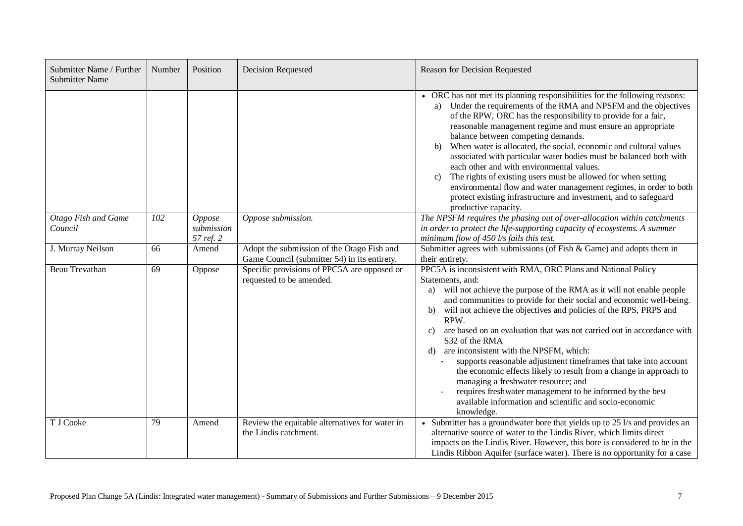| Submitter Name / Further Submitter Name | Number | Position | Decision Requested | Reason for Decision Requested |
|---|---|---|---|---|
| | | | | • ORC has not met its planning responsibilities for the following reasons:<br>a) Under the requirements of the RMA and NPSFM and the objectives of the RPW, ORC has the responsibility to provide for a fair, reasonable management regime and must ensure an appropriate balance between competing demands.<br>b) When water is allocated, the social, economic and cultural values associated with particular water bodies must be balanced both with each other and with environmental values.<br>c) The rights of existing users must be allowed for when setting environmental flow and water management regimes, in order to both protect existing infrastructure and investment, and to safeguard productive capacity. |
| *Otago Fish and Game Council* | *102* | *Oppose submission 57 ref. 2* | *Oppose submission.* | *The NPSFM requires the phasing out of over-allocation within catchments in order to protect the life-supporting capacity of ecosystems. A summer minimum flow of 450 l/s fails this test.* |
| J. Murray Neilson | 66 | Amend | Adopt the submission of the Otago Fish and Game Council (submitter 54) in its entirety. | Submitter agrees with submissions (of Fish & Game) and adopts them in their entirety. |
| Beau Trevathan | 69 | Oppose | Specific provisions of PPC5A are opposed or requested to be amended. | PPC5A is inconsistent with RMA, ORC Plans and National Policy Statements, and:<br>a) will not achieve the purpose of the RMA as it will not enable people and communities to provide for their social and economic well-being.<br>b) will not achieve the objectives and policies of the RPS, PRPS and RPW.<br>c) are based on an evaluation that was not carried out in accordance with S32 of the RMA<br>d) are inconsistent with the NPSFM, which:<br>- supports reasonable adjustment timeframes that take into account the economic effects likely to result from a change in approach to managing a freshwater resource; and<br>- requires freshwater management to be informed by the best available information and scientific and socio-economic knowledge. |
| T J Cooke | 79 | Amend | Review the equitable alternatives for water in the Lindis catchment. | • Submitter has a groundwater bore that yields up to 25 l/s and provides an alternative source of water to the Lindis River, which limits direct impacts on the Lindis River. However, this bore is considered to be in the Lindis Ribbon Aquifer (surface water). There is no opportunity for a case |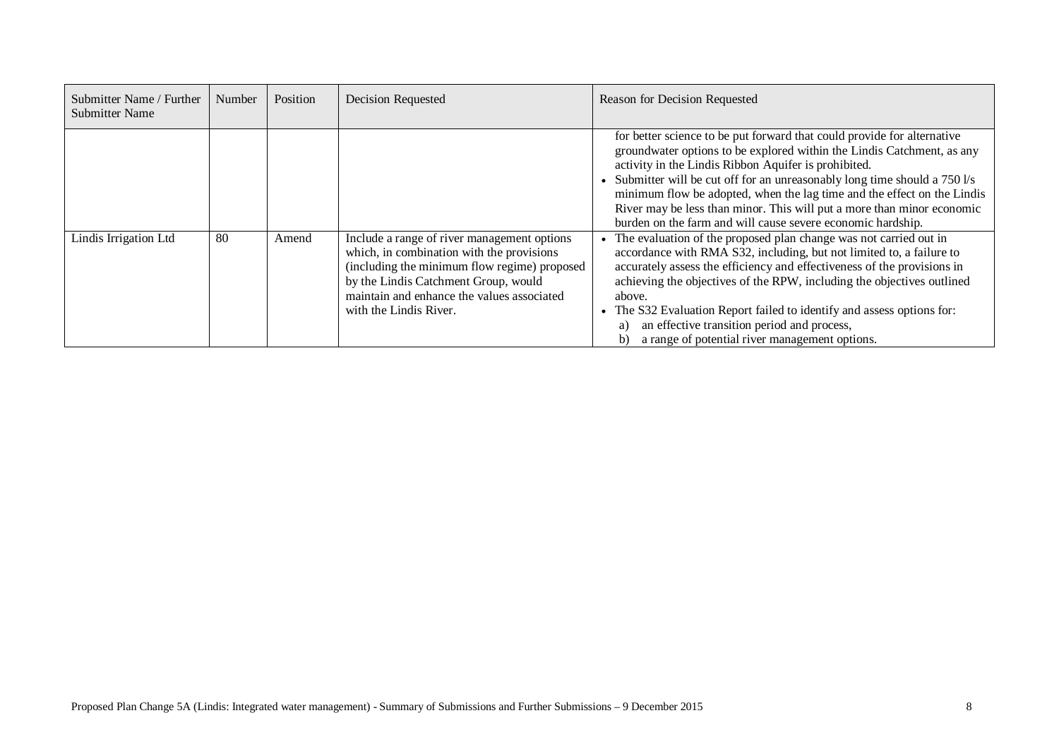| Submitter Name / Further Submitter Name | Number | Position | Decision Requested | Reason for Decision Requested |
|---|---|---|---|---|
| | | | | for better science to be put forward that could provide for alternative groundwater options to be explored within the Lindis Catchment, as any activity in the Lindis Ribbon Aquifer is prohibited.<br>• Submitter will be cut off for an unreasonably long time should a 750 l/s minimum flow be adopted, when the lag time and the effect on the Lindis River may be less than minor. This will put a more than minor economic burden on the farm and will cause severe economic hardship. |
| Lindis Irrigation Ltd | 80 | Amend | Include a range of river management options which, in combination with the provisions (including the minimum flow regime) proposed by the Lindis Catchment Group, would maintain and enhance the values associated with the Lindis River. | • The evaluation of the proposed plan change was not carried out in accordance with RMA S32, including, but not limited to, a failure to accurately assess the efficiency and effectiveness of the provisions in achieving the objectives of the RPW, including the objectives outlined above.<br>• The S32 Evaluation Report failed to identify and assess options for:<br>a) an effective transition period and process,<br>b) a range of potential river management options. |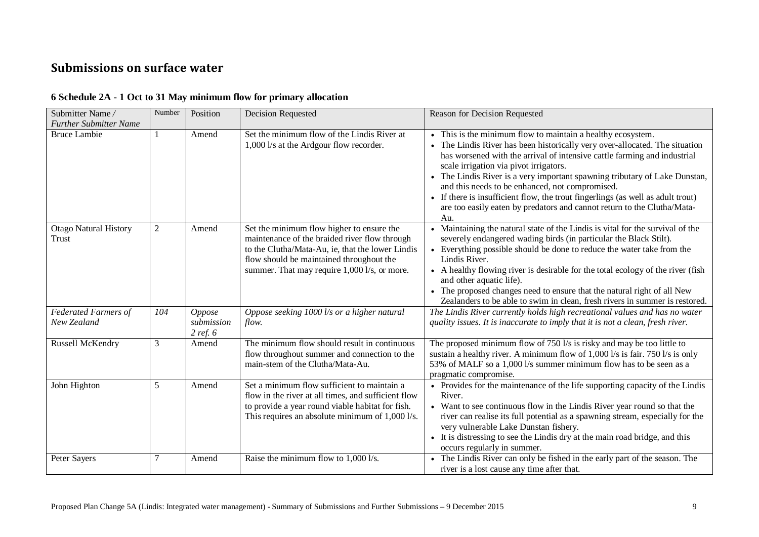## Submissions on surface water

### 6 Schedule 2A - 1 Oct to 31 May minimum flow for primary allocation

| Submitter Name / *Further Submitter Name* | Number | Position | Decision Requested | Reason for Decision Requested |
|---|---|---|---|---|
| Bruce Lambie | 1 | Amend | Set the minimum flow of the Lindis River at 1,000 l/s at the Ardgour flow recorder. | • This is the minimum flow to maintain a healthy ecosystem.<br>• The Lindis River has been historically very over-allocated. The situation has worsened with the arrival of intensive cattle farming and industrial scale irrigation via pivot irrigators.<br>• The Lindis River is a very important spawning tributary of Lake Dunstan, and this needs to be enhanced, not compromised.<br>• If there is insufficient flow, the trout fingerlings (as well as adult trout) are too easily eaten by predators and cannot return to the Clutha/Mata-Au. |
| Otago Natural History Trust | 2 | Amend | Set the minimum flow higher to ensure the maintenance of the braided river flow through to the Clutha/Mata-Au, ie, that the lower Lindis flow should be maintained throughout the summer. That may require 1,000 l/s, or more. | • Maintaining the natural state of the Lindis is vital for the survival of the severely endangered wading birds (in particular the Black Stilt).<br>• Everything possible should be done to reduce the water take from the Lindis River.<br>• A healthy flowing river is desirable for the total ecology of the river (fish and other aquatic life).<br>• The proposed changes need to ensure that the natural right of all New Zealanders to be able to swim in clean, fresh rivers in summer is restored. |
| *Federated Farmers of New Zealand* | *104* | *Oppose submission 2 ref. 6* | *Oppose seeking 1000 l/s or a higher natural flow.* | *The Lindis River currently holds high recreational values and has no water quality issues. It is inaccurate to imply that it is not a clean, fresh river.* |
| Russell McKendry | 3 | Amend | The minimum flow should result in continuous flow throughout summer and connection to the main-stem of the Clutha/Mata-Au. | The proposed minimum flow of 750 l/s is risky and may be too little to sustain a healthy river. A minimum flow of 1,000 l/s is fair. 750 l/s is only 53% of MALF so a 1,000 l/s summer minimum flow has to be seen as a pragmatic compromise. |
| John Highton | 5 | Amend | Set a minimum flow sufficient to maintain a flow in the river at all times, and sufficient flow to provide a year round viable habitat for fish. This requires an absolute minimum of 1,000 l/s. | • Provides for the maintenance of the life supporting capacity of the Lindis River.<br>• Want to see continuous flow in the Lindis River year round so that the river can realise its full potential as a spawning stream, especially for the very vulnerable Lake Dunstan fishery.<br>• It is distressing to see the Lindis dry at the main road bridge, and this occurs regularly in summer. |
| Peter Sayers | 7 | Amend | Raise the minimum flow to 1,000 l/s. | • The Lindis River can only be fished in the early part of the season. The river is a lost cause any time after that. |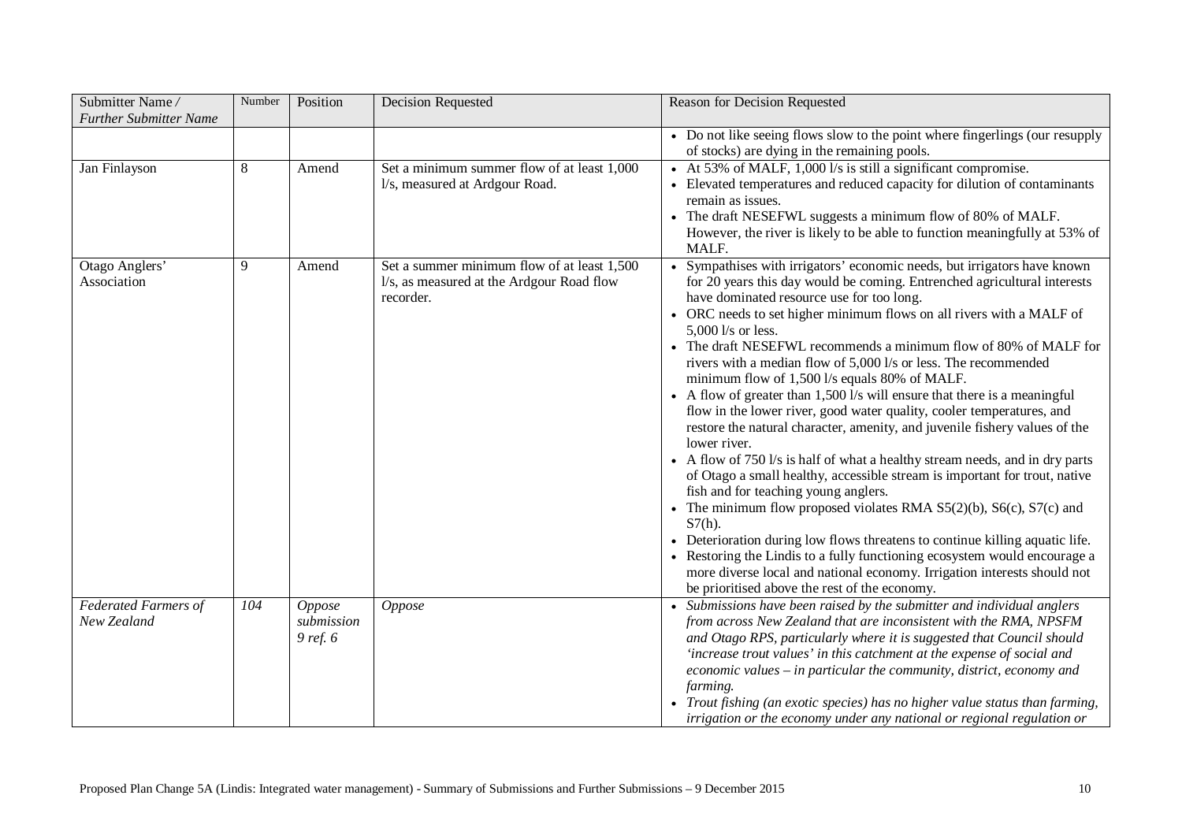| Submitter Name / *Further Submitter Name* | Number | Position | Decision Requested | Reason for Decision Requested |
|---|---|---|---|---|
| | | | | • Do not like seeing flows slow to the point where fingerlings (our resupply of stocks) are dying in the remaining pools. |
| Jan Finlayson | 8 | Amend | Set a minimum summer flow of at least 1,000 l/s, measured at Ardgour Road. | • At 53% of MALF, 1,000 l/s is still a significant compromise.<br>• Elevated temperatures and reduced capacity for dilution of contaminants remain as issues.<br>• The draft NESEFWL suggests a minimum flow of 80% of MALF. However, the river is likely to be able to function meaningfully at 53% of MALF. |
| Otago Anglers' Association | 9 | Amend | Set a summer minimum flow of at least 1,500 l/s, as measured at the Ardgour Road flow recorder. | • Sympathises with irrigators' economic needs, but irrigators have known for 20 years this day would be coming. Entrenched agricultural interests have dominated resource use for too long.<br>• ORC needs to set higher minimum flows on all rivers with a MALF of 5,000 l/s or less.<br>• The draft NESEFWL recommends a minimum flow of 80% of MALF for rivers with a median flow of 5,000 l/s or less. The recommended minimum flow of 1,500 l/s equals 80% of MALF.<br>• A flow of greater than 1,500 l/s will ensure that there is a meaningful flow in the lower river, good water quality, cooler temperatures, and restore the natural character, amenity, and juvenile fishery values of the lower river.<br>• A flow of 750 l/s is half of what a healthy stream needs, and in dry parts of Otago a small healthy, accessible stream is important for trout, native fish and for teaching young anglers.<br>• The minimum flow proposed violates RMA S5(2)(b), S6(c), S7(c) and S7(h).<br>• Deterioration during low flows threatens to continue killing aquatic life.<br>• Restoring the Lindis to a fully functioning ecosystem would encourage a more diverse local and national economy. Irrigation interests should not be prioritised above the rest of the economy. |
| *Federated Farmers of New Zealand* | *104* | *Oppose submission 9 ref. 6* | *Oppose* | • *Submissions have been raised by the submitter and individual anglers from across New Zealand that are inconsistent with the RMA, NPSFM and Otago RPS, particularly where it is suggested that Council should 'increase trout values' in this catchment at the expense of social and economic values – in particular the community, district, economy and farming.*<br>• *Trout fishing (an exotic species) has no higher value status than farming, irrigation or the economy under any national or regional regulation or* |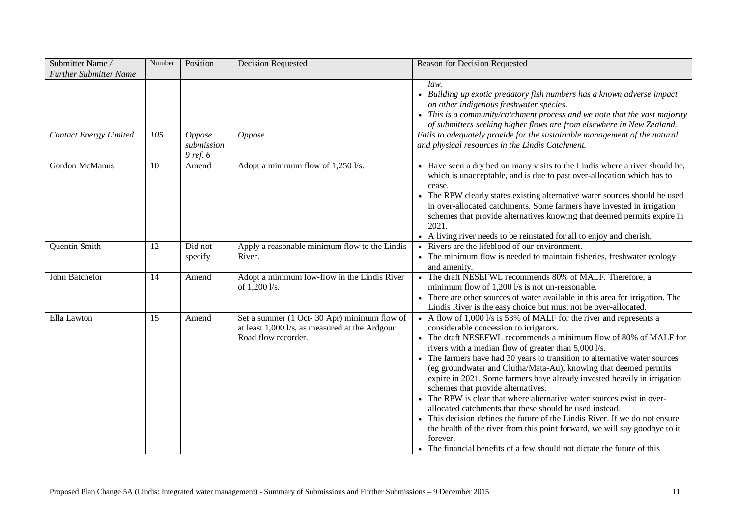| Submitter Name / *Further Submitter Name* | Number | Position | Decision Requested | Reason for Decision Requested |
|---|---|---|---|---|
| | | | | *law.*<br>• *Building up exotic predatory fish numbers has a known adverse impact on other indigenous freshwater species.*<br>• *This is a community/catchment process and we note that the vast majority of submitters seeking higher flows are from elsewhere in New Zealand.* |
| *Contact Energy Limited* | *105* | *Oppose submission 9 ref. 6* | *Oppose* | *Fails to adequately provide for the sustainable management of the natural and physical resources in the Lindis Catchment.* |
| Gordon McManus | 10 | Amend | Adopt a minimum flow of 1,250 l/s. | • Have seen a dry bed on many visits to the Lindis where a river should be, which is unacceptable, and is due to past over-allocation which has to cease.<br>• The RPW clearly states existing alternative water sources should be used in over-allocated catchments. Some farmers have invested in irrigation schemes that provide alternatives knowing that deemed permits expire in 2021.<br>• A living river needs to be reinstated for all to enjoy and cherish. |
| Quentin Smith | 12 | Did not specify | Apply a reasonable minimum flow to the Lindis River. | • Rivers are the lifeblood of our environment.<br>• The minimum flow is needed to maintain fisheries, freshwater ecology and amenity. |
| John Batchelor | 14 | Amend | Adopt a minimum low-flow in the Lindis River of 1,200 l/s. | • The draft NESEFWL recommends 80% of MALF. Therefore, a minimum flow of 1,200 l/s is not un-reasonable.<br>• There are other sources of water available in this area for irrigation. The Lindis River is the easy choice but must not be over-allocated. |
| Ella Lawton | 15 | Amend | Set a summer (1 Oct- 30 Apr) minimum flow of at least 1,000 l/s, as measured at the Ardgour Road flow recorder. | • A flow of 1,000 l/s is 53% of MALF for the river and represents a considerable concession to irrigators.<br>• The draft NESEFWL recommends a minimum flow of 80% of MALF for rivers with a median flow of greater than 5,000 l/s.<br>• The farmers have had 30 years to transition to alternative water sources (eg groundwater and Clutha/Mata-Au), knowing that deemed permits expire in 2021. Some farmers have already invested heavily in irrigation schemes that provide alternatives.<br>• The RPW is clear that where alternative water sources exist in over-allocated catchments that these should be used instead.<br>• This decision defines the future of the Lindis River. If we do not ensure the health of the river from this point forward, we will say goodbye to it forever.<br>• The financial benefits of a few should not dictate the future of this |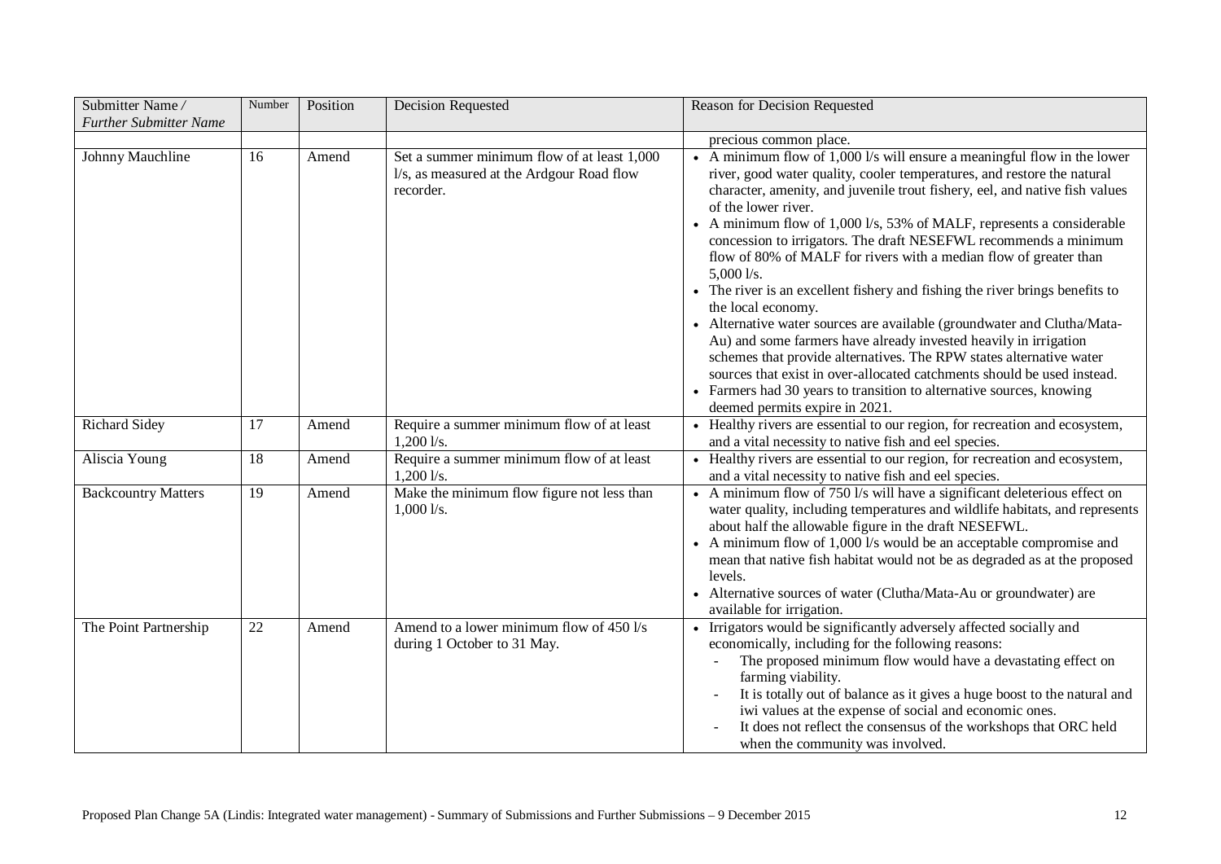| Submitter Name / *Further Submitter Name* | Number | Position | Decision Requested | Reason for Decision Requested |
|---|---|---|---|---|
| | | | | precious common place. |
| Johnny Mauchline | 16 | Amend | Set a summer minimum flow of at least 1,000 l/s, as measured at the Ardgour Road flow recorder. | • A minimum flow of 1,000 l/s will ensure a meaningful flow in the lower river, good water quality, cooler temperatures, and restore the natural character, amenity, and juvenile trout fishery, eel, and native fish values of the lower river.<br>• A minimum flow of 1,000 l/s, 53% of MALF, represents a considerable concession to irrigators. The draft NESEFWL recommends a minimum flow of 80% of MALF for rivers with a median flow of greater than 5,000 l/s.<br>• The river is an excellent fishery and fishing the river brings benefits to the local economy.<br>• Alternative water sources are available (groundwater and Clutha/Mata-Au) and some farmers have already invested heavily in irrigation schemes that provide alternatives. The RPW states alternative water sources that exist in over-allocated catchments should be used instead.<br>• Farmers had 30 years to transition to alternative sources, knowing deemed permits expire in 2021. |
| Richard Sidey | 17 | Amend | Require a summer minimum flow of at least 1,200 l/s. | • Healthy rivers are essential to our region, for recreation and ecosystem, and a vital necessity to native fish and eel species. |
| Aliscia Young | 18 | Amend | Require a summer minimum flow of at least 1,200 l/s. | • Healthy rivers are essential to our region, for recreation and ecosystem, and a vital necessity to native fish and eel species. |
| Backcountry Matters | 19 | Amend | Make the minimum flow figure not less than 1,000 l/s. | • A minimum flow of 750 l/s will have a significant deleterious effect on water quality, including temperatures and wildlife habitats, and represents about half the allowable figure in the draft NESEFWL.<br>• A minimum flow of 1,000 l/s would be an acceptable compromise and mean that native fish habitat would not be as degraded as at the proposed levels.<br>• Alternative sources of water (Clutha/Mata-Au or groundwater) are available for irrigation. |
| The Point Partnership | 22 | Amend | Amend to a lower minimum flow of 450 l/s during 1 October to 31 May. | • Irrigators would be significantly adversely affected socially and economically, including for the following reasons:<br>- The proposed minimum flow would have a devastating effect on farming viability.<br>- It is totally out of balance as it gives a huge boost to the natural and iwi values at the expense of social and economic ones.<br>- It does not reflect the consensus of the workshops that ORC held when the community was involved. |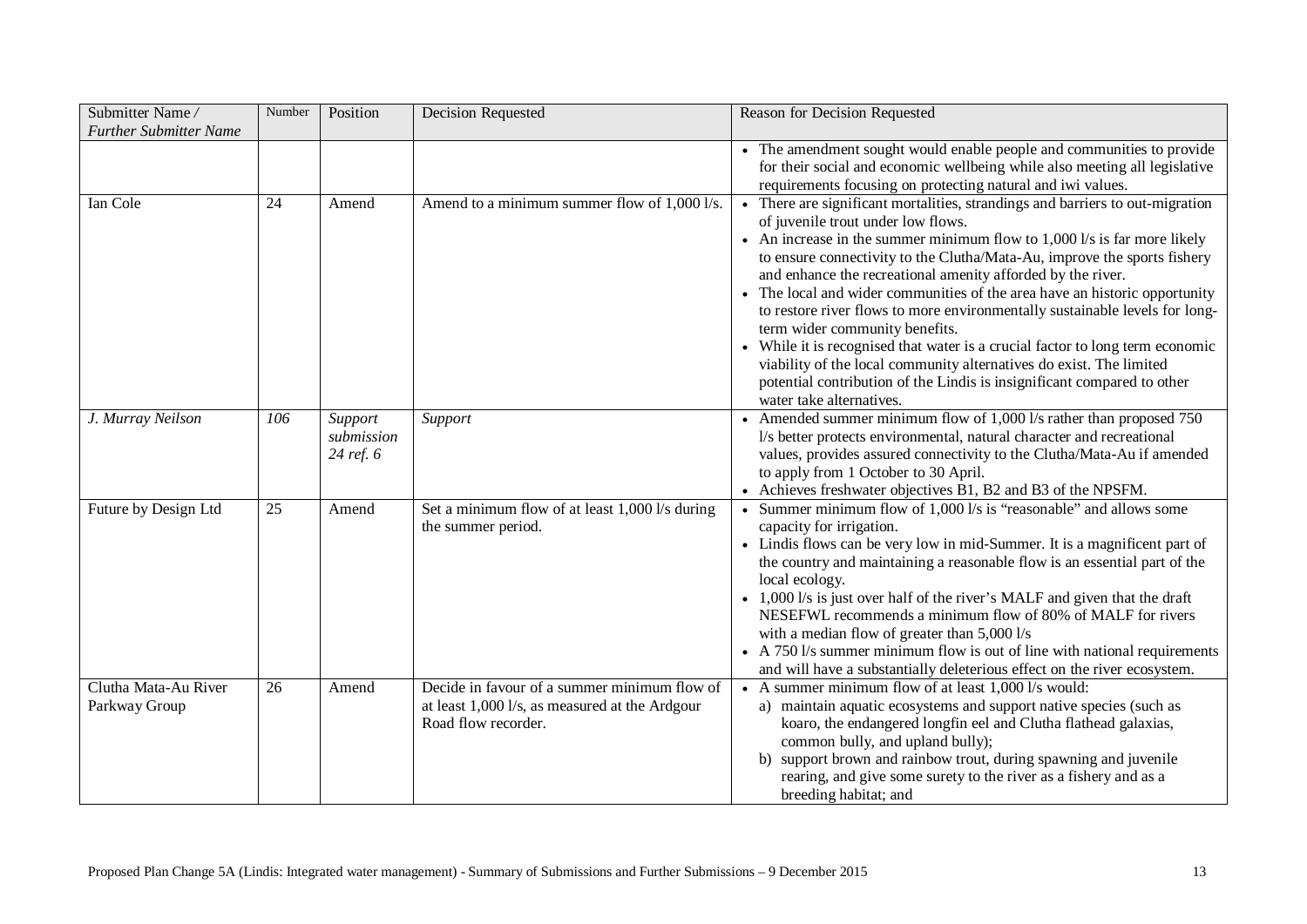| Submitter Name / *Further Submitter Name* | Number | Position | Decision Requested | Reason for Decision Requested |
|---|---|---|---|---|
| | | | | • The amendment sought would enable people and communities to provide for their social and economic wellbeing while also meeting all legislative requirements focusing on protecting natural and iwi values. |
| Ian Cole | 24 | Amend | Amend to a minimum summer flow of 1,000 l/s. | • There are significant mortalities, strandings and barriers to out-migration of juvenile trout under low flows.<br>• An increase in the summer minimum flow to 1,000 l/s is far more likely to ensure connectivity to the Clutha/Mata-Au, improve the sports fishery and enhance the recreational amenity afforded by the river.<br>• The local and wider communities of the area have an historic opportunity to restore river flows to more environmentally sustainable levels for long-term wider community benefits.<br>• While it is recognised that water is a crucial factor to long term economic viability of the local community alternatives do exist. The limited potential contribution of the Lindis is insignificant compared to other water take alternatives. |
| *J. Murray Neilson* | *106* | *Support submission 24 ref. 6* | *Support* | • Amended summer minimum flow of 1,000 l/s rather than proposed 750 l/s better protects environmental, natural character and recreational values, provides assured connectivity to the Clutha/Mata-Au if amended to apply from 1 October to 30 April.<br>• Achieves freshwater objectives B1, B2 and B3 of the NPSFM. |
| Future by Design Ltd | 25 | Amend | Set a minimum flow of at least 1,000 l/s during the summer period. | • Summer minimum flow of 1,000 l/s is "reasonable" and allows some capacity for irrigation.<br>• Lindis flows can be very low in mid-Summer. It is a magnificent part of the country and maintaining a reasonable flow is an essential part of the local ecology.<br>• 1,000 l/s is just over half of the river's MALF and given that the draft NESEFWL recommends a minimum flow of 80% of MALF for rivers with a median flow of greater than 5,000 l/s<br>• A 750 l/s summer minimum flow is out of line with national requirements and will have a substantially deleterious effect on the river ecosystem. |
| Clutha Mata-Au River Parkway Group | 26 | Amend | Decide in favour of a summer minimum flow of at least 1,000 l/s, as measured at the Ardgour Road flow recorder. | • A summer minimum flow of at least 1,000 l/s would:<br>a) maintain aquatic ecosystems and support native species (such as koaro, the endangered longfin eel and Clutha flathead galaxias, common bully, and upland bully);<br>b) support brown and rainbow trout, during spawning and juvenile rearing, and give some surety to the river as a fishery and as a breeding habitat; and |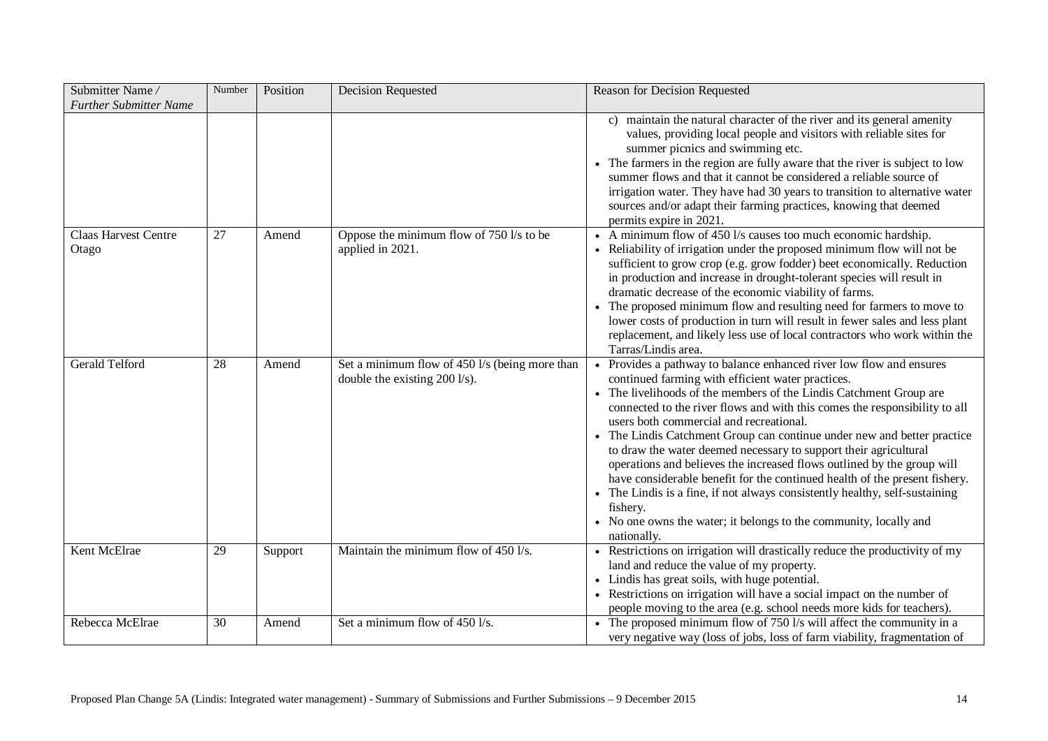| Submitter Name / *Further Submitter Name* | Number | Position | Decision Requested | Reason for Decision Requested |
|---|---|---|---|---|
| | | | | c) maintain the natural character of the river and its general amenity values, providing local people and visitors with reliable sites for summer picnics and swimming etc.<br>• The farmers in the region are fully aware that the river is subject to low summer flows and that it cannot be considered a reliable source of irrigation water. They have had 30 years to transition to alternative water sources and/or adapt their farming practices, knowing that deemed permits expire in 2021. |
| Claas Harvest Centre Otago | 27 | Amend | Oppose the minimum flow of 750 l/s to be applied in 2021. | • A minimum flow of 450 l/s causes too much economic hardship.<br>• Reliability of irrigation under the proposed minimum flow will not be sufficient to grow crop (e.g. grow fodder) beet economically. Reduction in production and increase in drought-tolerant species will result in dramatic decrease of the economic viability of farms.<br>• The proposed minimum flow and resulting need for farmers to move to lower costs of production in turn will result in fewer sales and less plant replacement, and likely less use of local contractors who work within the Tarras/Lindis area. |
| Gerald Telford | 28 | Amend | Set a minimum flow of 450 l/s (being more than double the existing 200 l/s). | • Provides a pathway to balance enhanced river low flow and ensures continued farming with efficient water practices.<br>• The livelihoods of the members of the Lindis Catchment Group are connected to the river flows and with this comes the responsibility to all users both commercial and recreational.<br>• The Lindis Catchment Group can continue under new and better practice to draw the water deemed necessary to support their agricultural operations and believes the increased flows outlined by the group will have considerable benefit for the continued health of the present fishery.<br>• The Lindis is a fine, if not always consistently healthy, self-sustaining fishery.<br>• No one owns the water; it belongs to the community, locally and nationally. |
| Kent McElrae | 29 | Support | Maintain the minimum flow of 450 l/s. | • Restrictions on irrigation will drastically reduce the productivity of my land and reduce the value of my property.<br>• Lindis has great soils, with huge potential.<br>• Restrictions on irrigation will have a social impact on the number of people moving to the area (e.g. school needs more kids for teachers). |
| Rebecca McElrae | 30 | Amend | Set a minimum flow of 450 l/s. | • The proposed minimum flow of 750 l/s will affect the community in a very negative way (loss of jobs, loss of farm viability, fragmentation of |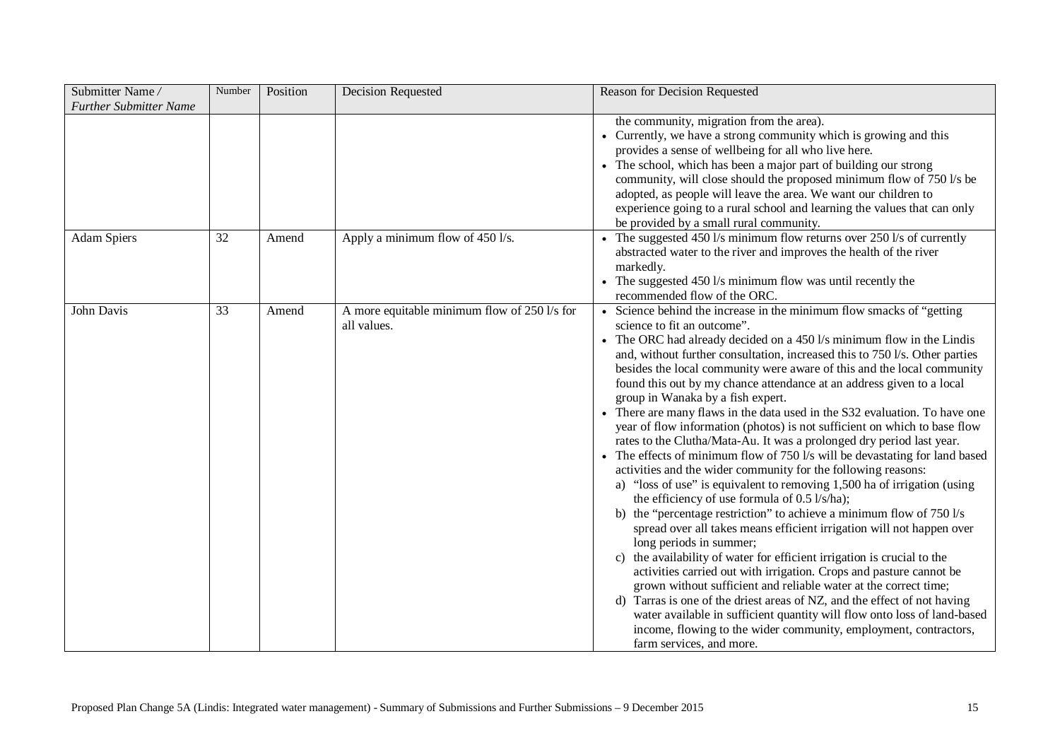| Submitter Name / *Further Submitter Name* | Number | Position | Decision Requested | Reason for Decision Requested |
|---|---|---|---|---|
| | | | | the community, migration from the area).<br>• Currently, we have a strong community which is growing and this provides a sense of wellbeing for all who live here.<br>• The school, which has been a major part of building our strong community, will close should the proposed minimum flow of 750 l/s be adopted, as people will leave the area. We want our children to experience going to a rural school and learning the values that can only be provided by a small rural community. |
| Adam Spiers | 32 | Amend | Apply a minimum flow of 450 l/s. | • The suggested 450 l/s minimum flow returns over 250 l/s of currently abstracted water to the river and improves the health of the river markedly.<br>• The suggested 450 l/s minimum flow was until recently the recommended flow of the ORC. |
| John Davis | 33 | Amend | A more equitable minimum flow of 250 l/s for all values. | • Science behind the increase in the minimum flow smacks of "getting science to fit an outcome".<br>• The ORC had already decided on a 450 l/s minimum flow in the Lindis and, without further consultation, increased this to 750 l/s. Other parties besides the local community were aware of this and the local community found this out by my chance attendance at an address given to a local group in Wanaka by a fish expert.<br>• There are many flaws in the data used in the S32 evaluation. To have one year of flow information (photos) is not sufficient on which to base flow rates to the Clutha/Mata-Au. It was a prolonged dry period last year.<br>• The effects of minimum flow of 750 l/s will be devastating for land based activities and the wider community for the following reasons:<br>a) "loss of use" is equivalent to removing 1,500 ha of irrigation (using the efficiency of use formula of 0.5 l/s/ha);<br>b) the "percentage restriction" to achieve a minimum flow of 750 l/s spread over all takes means efficient irrigation will not happen over long periods in summer;<br>c) the availability of water for efficient irrigation is crucial to the activities carried out with irrigation. Crops and pasture cannot be grown without sufficient and reliable water at the correct time;<br>d) Tarras is one of the driest areas of NZ, and the effect of not having water available in sufficient quantity will flow onto loss of land-based income, flowing to the wider community, employment, contractors, farm services, and more. |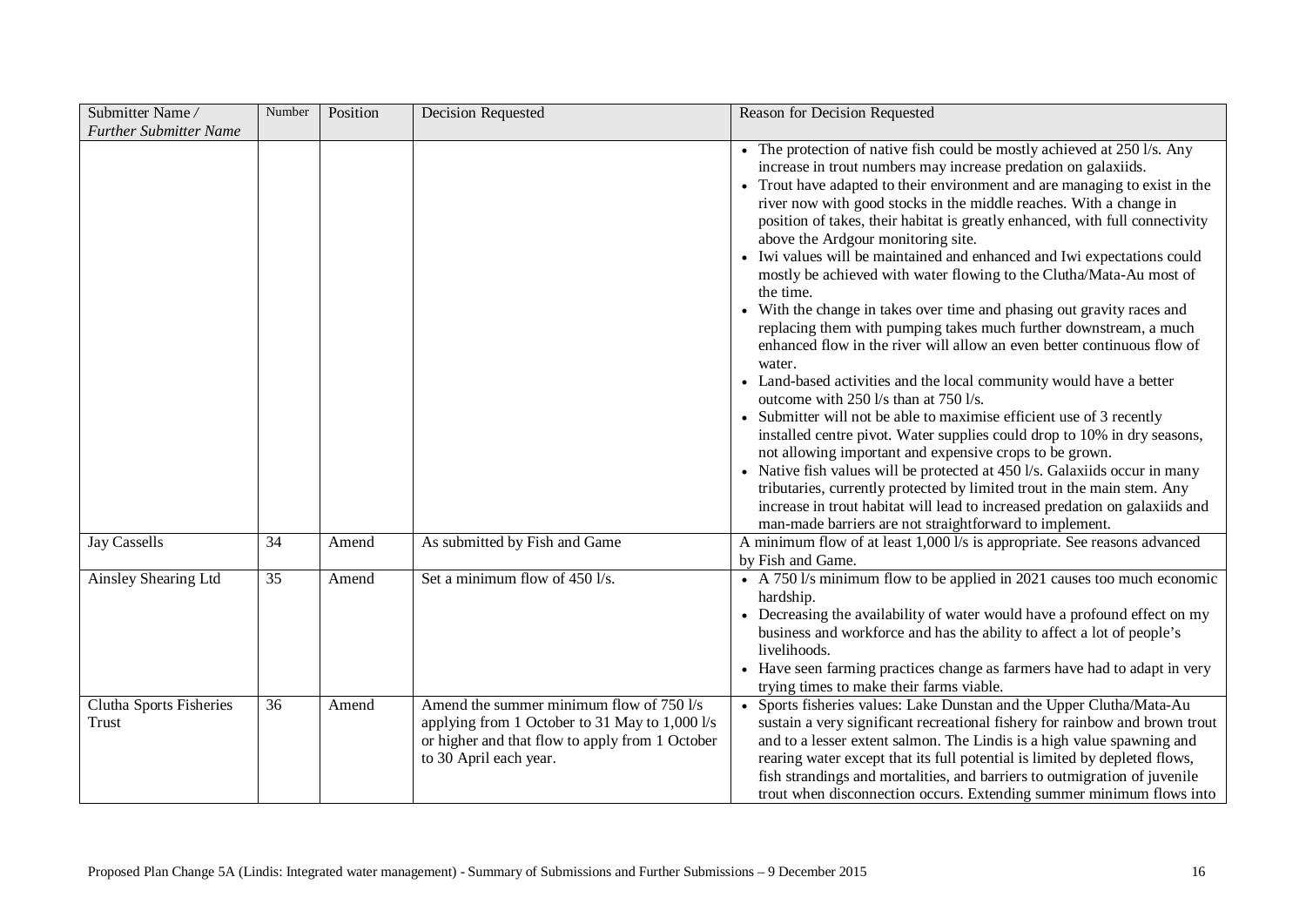| Submitter Name / *Further Submitter Name* | Number | Position | Decision Requested | Reason for Decision Requested |
|---|---|---|---|---|
| | | | | • The protection of native fish could be mostly achieved at 250 l/s. Any increase in trout numbers may increase predation on galaxiids.<br>• Trout have adapted to their environment and are managing to exist in the river now with good stocks in the middle reaches. With a change in position of takes, their habitat is greatly enhanced, with full connectivity above the Ardgour monitoring site.<br>• Iwi values will be maintained and enhanced and Iwi expectations could mostly be achieved with water flowing to the Clutha/Mata-Au most of the time.<br>• With the change in takes over time and phasing out gravity races and replacing them with pumping takes much further downstream, a much enhanced flow in the river will allow an even better continuous flow of water.<br>• Land-based activities and the local community would have a better outcome with 250 l/s than at 750 l/s.<br>• Submitter will not be able to maximise efficient use of 3 recently installed centre pivot. Water supplies could drop to 10% in dry seasons, not allowing important and expensive crops to be grown.<br>• Native fish values will be protected at 450 l/s. Galaxiids occur in many tributaries, currently protected by limited trout in the main stem. Any increase in trout habitat will lead to increased predation on galaxiids and man-made barriers are not straightforward to implement. |
| Jay Cassells | 34 | Amend | As submitted by Fish and Game | A minimum flow of at least 1,000 l/s is appropriate. See reasons advanced by Fish and Game. |
| Ainsley Shearing Ltd | 35 | Amend | Set a minimum flow of 450 l/s. | • A 750 l/s minimum flow to be applied in 2021 causes too much economic hardship.<br>• Decreasing the availability of water would have a profound effect on my business and workforce and has the ability to affect a lot of people's livelihoods.<br>• Have seen farming practices change as farmers have had to adapt in very trying times to make their farms viable. |
| Clutha Sports Fisheries Trust | 36 | Amend | Amend the summer minimum flow of 750 l/s applying from 1 October to 31 May to 1,000 l/s or higher and that flow to apply from 1 October to 30 April each year. | • Sports fisheries values: Lake Dunstan and the Upper Clutha/Mata-Au sustain a very significant recreational fishery for rainbow and brown trout and to a lesser extent salmon. The Lindis is a high value spawning and rearing water except that its full potential is limited by depleted flows, fish strandings and mortalities, and barriers to outmigration of juvenile trout when disconnection occurs. Extending summer minimum flows into |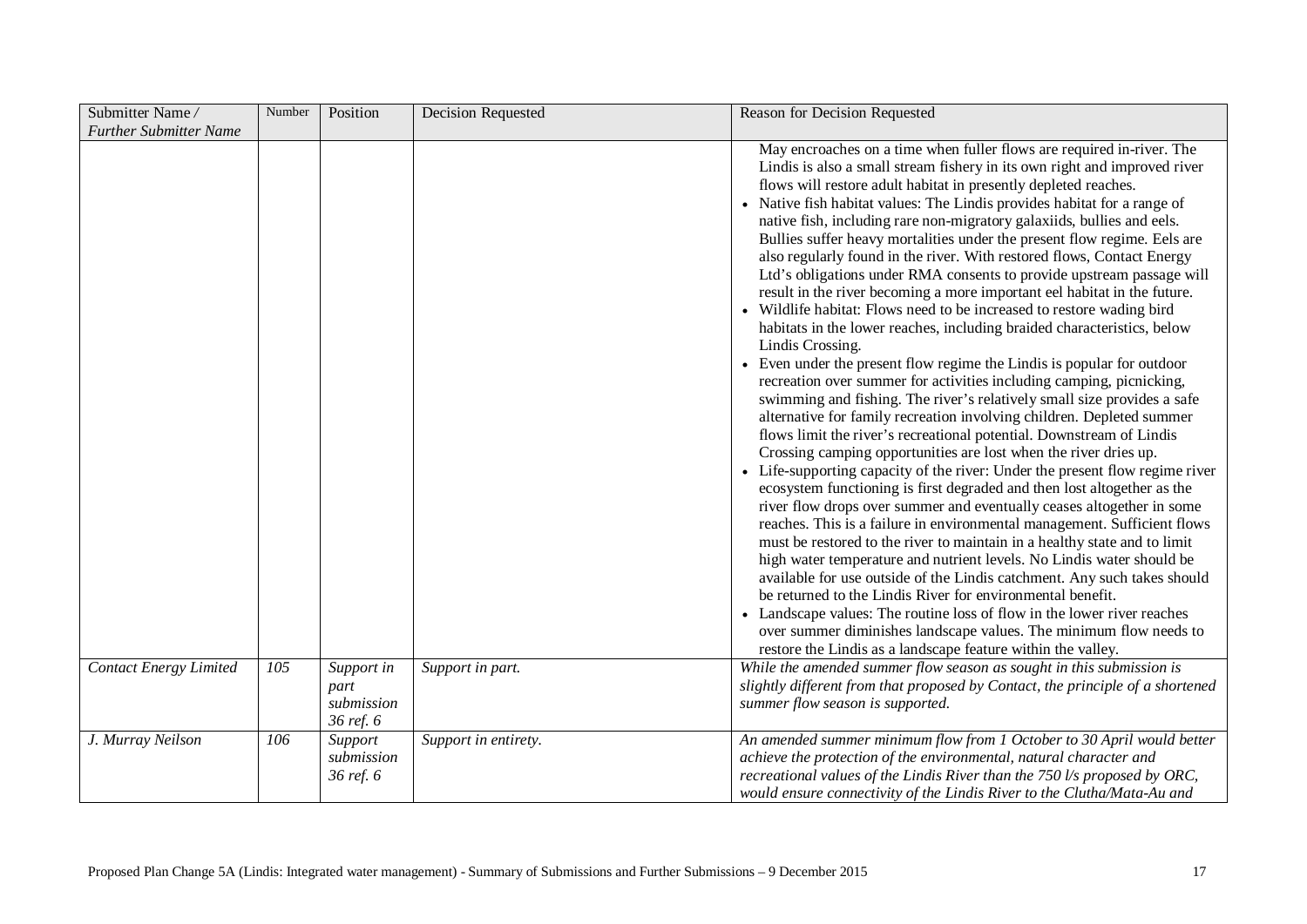| Submitter Name / *Further Submitter Name* | Number | Position | Decision Requested | Reason for Decision Requested |
|---|---|---|---|---|
| | | | | May encroaches on a time when fuller flows are required in-river. The Lindis is also a small stream fishery in its own right and improved river flows will restore adult habitat in presently depleted reaches.<br>• Native fish habitat values: The Lindis provides habitat for a range of native fish, including rare non-migratory galaxiids, bullies and eels. Bullies suffer heavy mortalities under the present flow regime. Eels are also regularly found in the river. With restored flows, Contact Energy Ltd's obligations under RMA consents to provide upstream passage will result in the river becoming a more important eel habitat in the future.<br>• Wildlife habitat: Flows need to be increased to restore wading bird habitats in the lower reaches, including braided characteristics, below Lindis Crossing.<br>• Even under the present flow regime the Lindis is popular for outdoor recreation over summer for activities including camping, picnicking, swimming and fishing. The river's relatively small size provides a safe alternative for family recreation involving children. Depleted summer flows limit the river's recreational potential. Downstream of Lindis Crossing camping opportunities are lost when the river dries up.<br>• Life-supporting capacity of the river: Under the present flow regime river ecosystem functioning is first degraded and then lost altogether as the river flow drops over summer and eventually ceases altogether in some reaches. This is a failure in environmental management. Sufficient flows must be restored to the river to maintain in a healthy state and to limit high water temperature and nutrient levels. No Lindis water should be available for use outside of the Lindis catchment. Any such takes should be returned to the Lindis River for environmental benefit.<br>• Landscape values: The routine loss of flow in the lower river reaches over summer diminishes landscape values. The minimum flow needs to restore the Lindis as a landscape feature within the valley. |
| *Contact Energy Limited* | *105* | *Support in part submission 36 ref. 6* | *Support in part.* | *While the amended summer flow season as sought in this submission is slightly different from that proposed by Contact, the principle of a shortened summer flow season is supported.* |
| *J. Murray Neilson* | *106* | *Support submission 36 ref. 6* | *Support in entirety.* | *An amended summer minimum flow from 1 October to 30 April would better achieve the protection of the environmental, natural character and recreational values of the Lindis River than the 750 l/s proposed by ORC, would ensure connectivity of the Lindis River to the Clutha/Mata-Au and* |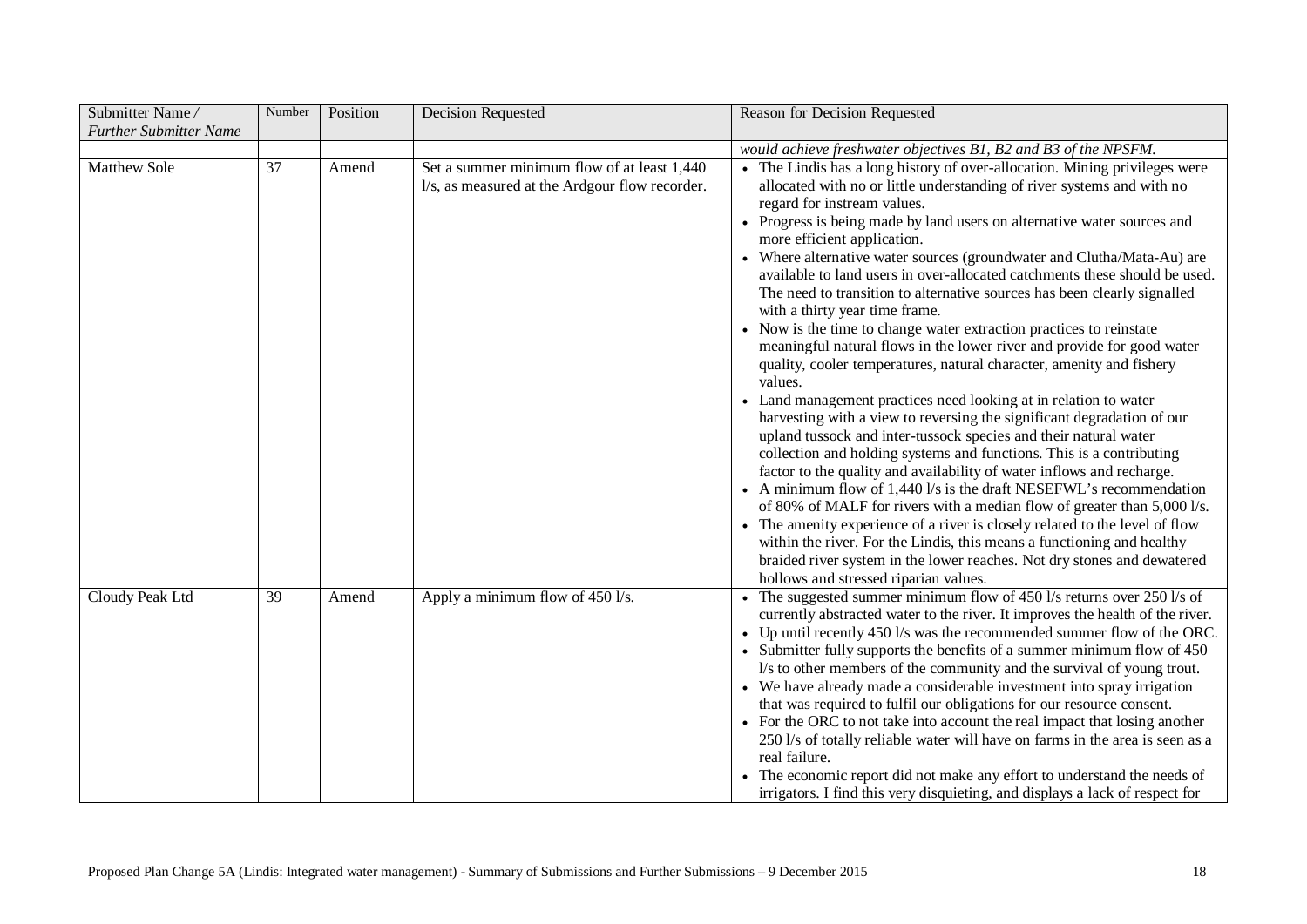| Submitter Name / *Further Submitter Name* | Number | Position | Decision Requested | Reason for Decision Requested |
|---|---|---|---|---|
| | | | | *would achieve freshwater objectives B1, B2 and B3 of the NPSFM.* |
| Matthew Sole | 37 | Amend | Set a summer minimum flow of at least 1,440 l/s, as measured at the Ardgour flow recorder. | • The Lindis has a long history of over-allocation. Mining privileges were allocated with no or little understanding of river systems and with no regard for instream values.<br>• Progress is being made by land users on alternative water sources and more efficient application.<br>• Where alternative water sources (groundwater and Clutha/Mata-Au) are available to land users in over-allocated catchments these should be used. The need to transition to alternative sources has been clearly signalled with a thirty year time frame.<br>• Now is the time to change water extraction practices to reinstate meaningful natural flows in the lower river and provide for good water quality, cooler temperatures, natural character, amenity and fishery values.<br>• Land management practices need looking at in relation to water harvesting with a view to reversing the significant degradation of our upland tussock and inter-tussock species and their natural water collection and holding systems and functions. This is a contributing factor to the quality and availability of water inflows and recharge.<br>• A minimum flow of 1,440 l/s is the draft NESEFWL's recommendation of 80% of MALF for rivers with a median flow of greater than 5,000 l/s.<br>• The amenity experience of a river is closely related to the level of flow within the river. For the Lindis, this means a functioning and healthy braided river system in the lower reaches. Not dry stones and dewatered hollows and stressed riparian values. |
| Cloudy Peak Ltd | 39 | Amend | Apply a minimum flow of 450 l/s. | • The suggested summer minimum flow of 450 l/s returns over 250 l/s of currently abstracted water to the river. It improves the health of the river.<br>• Up until recently 450 l/s was the recommended summer flow of the ORC.<br>• Submitter fully supports the benefits of a summer minimum flow of 450 l/s to other members of the community and the survival of young trout.<br>• We have already made a considerable investment into spray irrigation that was required to fulfil our obligations for our resource consent.<br>• For the ORC to not take into account the real impact that losing another 250 l/s of totally reliable water will have on farms in the area is seen as a real failure.<br>• The economic report did not make any effort to understand the needs of irrigators. I find this very disquieting, and displays a lack of respect for |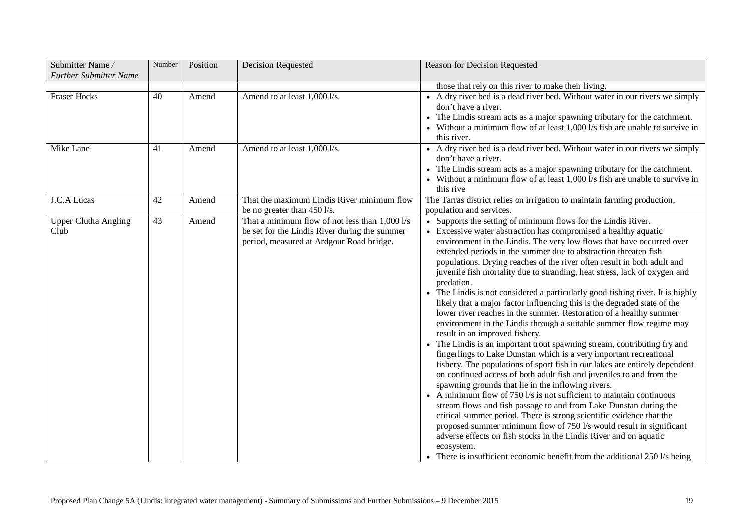| Submitter Name / *Further Submitter Name* | Number | Position | Decision Requested | Reason for Decision Requested |
|---|---|---|---|---|
| | | | | those that rely on this river to make their living. |
| Fraser Hocks | 40 | Amend | Amend to at least 1,000 l/s. | • A dry river bed is a dead river bed. Without water in our rivers we simply don't have a river.<br>• The Lindis stream acts as a major spawning tributary for the catchment.<br>• Without a minimum flow of at least 1,000 l/s fish are unable to survive in this river. |
| Mike Lane | 41 | Amend | Amend to at least 1,000 l/s. | • A dry river bed is a dead river bed. Without water in our rivers we simply don't have a river.<br>• The Lindis stream acts as a major spawning tributary for the catchment.<br>• Without a minimum flow of at least 1,000 l/s fish are unable to survive in this rive |
| J.C.A Lucas | 42 | Amend | That the maximum Lindis River minimum flow be no greater than 450 l/s. | The Tarras district relies on irrigation to maintain farming production, population and services. |
| Upper Clutha Angling Club | 43 | Amend | That a minimum flow of not less than 1,000 l/s be set for the Lindis River during the summer period, measured at Ardgour Road bridge. | • Supports the setting of minimum flows for the Lindis River.<br>• Excessive water abstraction has compromised a healthy aquatic environment in the Lindis. The very low flows that have occurred over extended periods in the summer due to abstraction threaten fish populations. Drying reaches of the river often result in both adult and juvenile fish mortality due to stranding, heat stress, lack of oxygen and predation.<br>• The Lindis is not considered a particularly good fishing river. It is highly likely that a major factor influencing this is the degraded state of the lower river reaches in the summer. Restoration of a healthy summer environment in the Lindis through a suitable summer flow regime may result in an improved fishery.<br>• The Lindis is an important trout spawning stream, contributing fry and fingerlings to Lake Dunstan which is a very important recreational fishery. The populations of sport fish in our lakes are entirely dependent on continued access of both adult fish and juveniles to and from the spawning grounds that lie in the inflowing rivers.<br>• A minimum flow of 750 l/s is not sufficient to maintain continuous stream flows and fish passage to and from Lake Dunstan during the critical summer period. There is strong scientific evidence that the proposed summer minimum flow of 750 l/s would result in significant adverse effects on fish stocks in the Lindis River and on aquatic ecosystem.<br>• There is insufficient economic benefit from the additional 250 l/s being |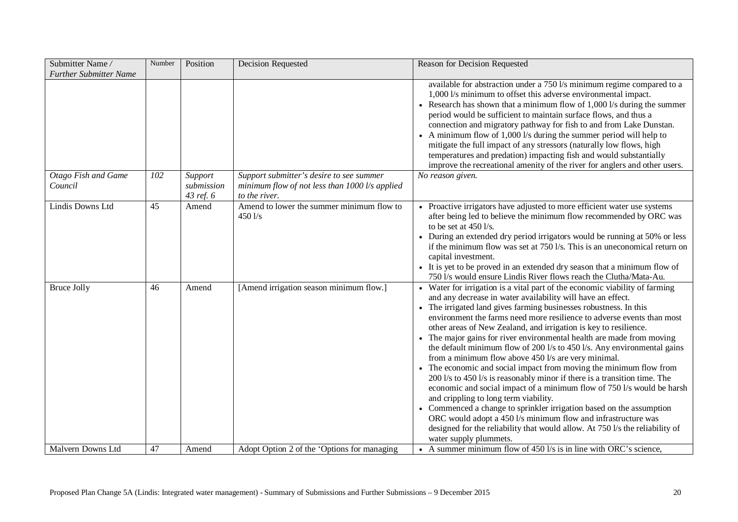| Submitter Name / *Further Submitter Name* | Number | Position | Decision Requested | Reason for Decision Requested |
|---|---|---|---|---|
| | | | | available for abstraction under a 750 l/s minimum regime compared to a 1,000 l/s minimum to offset this adverse environmental impact.<br>• Research has shown that a minimum flow of 1,000 l/s during the summer period would be sufficient to maintain surface flows, and thus a connection and migratory pathway for fish to and from Lake Dunstan.<br>• A minimum flow of 1,000 l/s during the summer period will help to mitigate the full impact of any stressors (naturally low flows, high temperatures and predation) impacting fish and would substantially improve the recreational amenity of the river for anglers and other users. |
| *Otago Fish and Game Council* | *102* | *Support submission 43 ref. 6* | *Support submitter's desire to see summer minimum flow of not less than 1000 l/s applied to the river.* | *No reason given.* |
| Lindis Downs Ltd | 45 | Amend | Amend to lower the summer minimum flow to 450 l/s | • Proactive irrigators have adjusted to more efficient water use systems after being led to believe the minimum flow recommended by ORC was to be set at 450 l/s.<br>• During an extended dry period irrigators would be running at 50% or less if the minimum flow was set at 750 l/s. This is an uneconomical return on capital investment.<br>• It is yet to be proved in an extended dry season that a minimum flow of 750 l/s would ensure Lindis River flows reach the Clutha/Mata-Au. |
| Bruce Jolly | 46 | Amend | [Amend irrigation season minimum flow.] | • Water for irrigation is a vital part of the economic viability of farming and any decrease in water availability will have an effect.<br>• The irrigated land gives farming businesses robustness. In this environment the farms need more resilience to adverse events than most other areas of New Zealand, and irrigation is key to resilience.<br>• The major gains for river environmental health are made from moving the default minimum flow of 200 l/s to 450 l/s. Any environmental gains from a minimum flow above 450 l/s are very minimal.<br>• The economic and social impact from moving the minimum flow from 200 l/s to 450 l/s is reasonably minor if there is a transition time. The economic and social impact of a minimum flow of 750 l/s would be harsh and crippling to long term viability.<br>• Commenced a change to sprinkler irrigation based on the assumption ORC would adopt a 450 l/s minimum flow and infrastructure was designed for the reliability that would allow. At 750 l/s the reliability of water supply plummets. |
| Malvern Downs Ltd | 47 | Amend | Adopt Option 2 of the 'Options for managing | • A summer minimum flow of 450 l/s is in line with ORC's science, |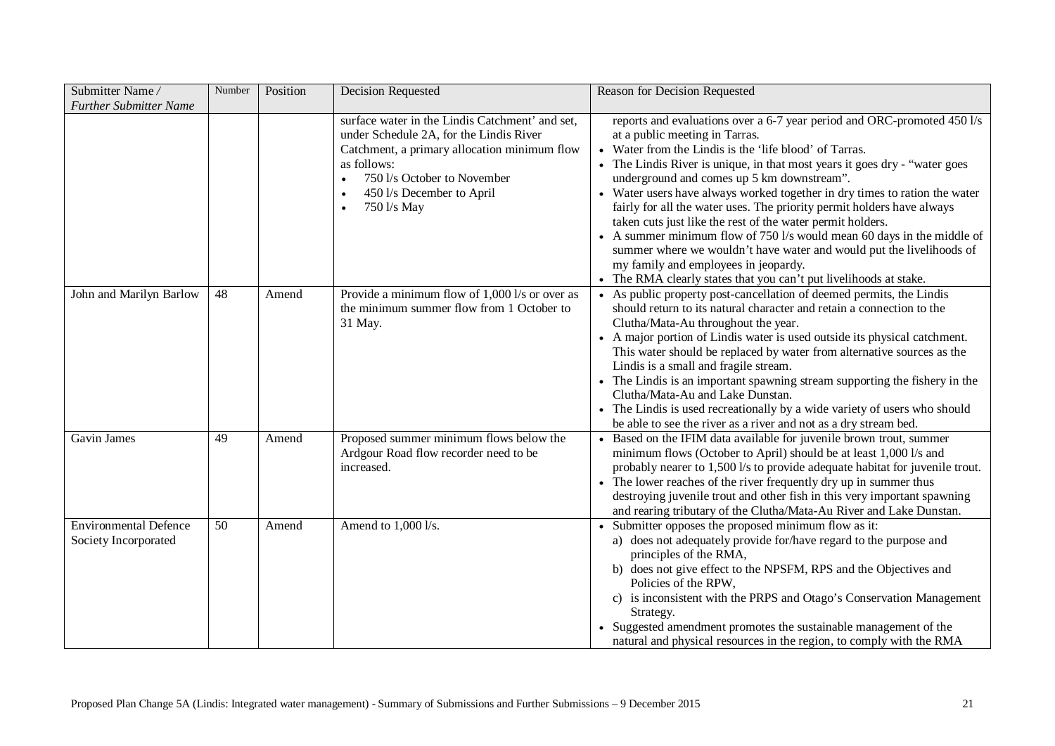| Submitter Name / *Further Submitter Name* | Number | Position | Decision Requested | Reason for Decision Requested |
|---|---|---|---|---|
| | | | surface water in the Lindis Catchment' and set, under Schedule 2A, for the Lindis River Catchment, a primary allocation minimum flow as follows:<br>• 750 l/s October to November<br>• 450 l/s December to April<br>• 750 l/s May | reports and evaluations over a 6-7 year period and ORC-promoted 450 l/s at a public meeting in Tarras.<br>• Water from the Lindis is the 'life blood' of Tarras.<br>• The Lindis River is unique, in that most years it goes dry - "water goes underground and comes up 5 km downstream".<br>• Water users have always worked together in dry times to ration the water fairly for all the water uses. The priority permit holders have always taken cuts just like the rest of the water permit holders.<br>• A summer minimum flow of 750 l/s would mean 60 days in the middle of summer where we wouldn't have water and would put the livelihoods of my family and employees in jeopardy.<br>• The RMA clearly states that you can't put livelihoods at stake. |
| John and Marilyn Barlow | 48 | Amend | Provide a minimum flow of 1,000 l/s or over as the minimum summer flow from 1 October to 31 May. | • As public property post-cancellation of deemed permits, the Lindis should return to its natural character and retain a connection to the Clutha/Mata-Au throughout the year.<br>• A major portion of Lindis water is used outside its physical catchment. This water should be replaced by water from alternative sources as the Lindis is a small and fragile stream.<br>• The Lindis is an important spawning stream supporting the fishery in the Clutha/Mata-Au and Lake Dunstan.<br>• The Lindis is used recreationally by a wide variety of users who should be able to see the river as a river and not as a dry stream bed. |
| Gavin James | 49 | Amend | Proposed summer minimum flows below the Ardgour Road flow recorder need to be increased. | • Based on the IFIM data available for juvenile brown trout, summer minimum flows (October to April) should be at least 1,000 l/s and probably nearer to 1,500 l/s to provide adequate habitat for juvenile trout.<br>• The lower reaches of the river frequently dry up in summer thus destroying juvenile trout and other fish in this very important spawning and rearing tributary of the Clutha/Mata-Au River and Lake Dunstan. |
| Environmental Defence Society Incorporated | 50 | Amend | Amend to 1,000 l/s. | • Submitter opposes the proposed minimum flow as it:<br>a) does not adequately provide for/have regard to the purpose and principles of the RMA,<br>b) does not give effect to the NPSFM, RPS and the Objectives and Policies of the RPW,<br>c) is inconsistent with the PRPS and Otago's Conservation Management Strategy.<br>• Suggested amendment promotes the sustainable management of the natural and physical resources in the region, to comply with the RMA |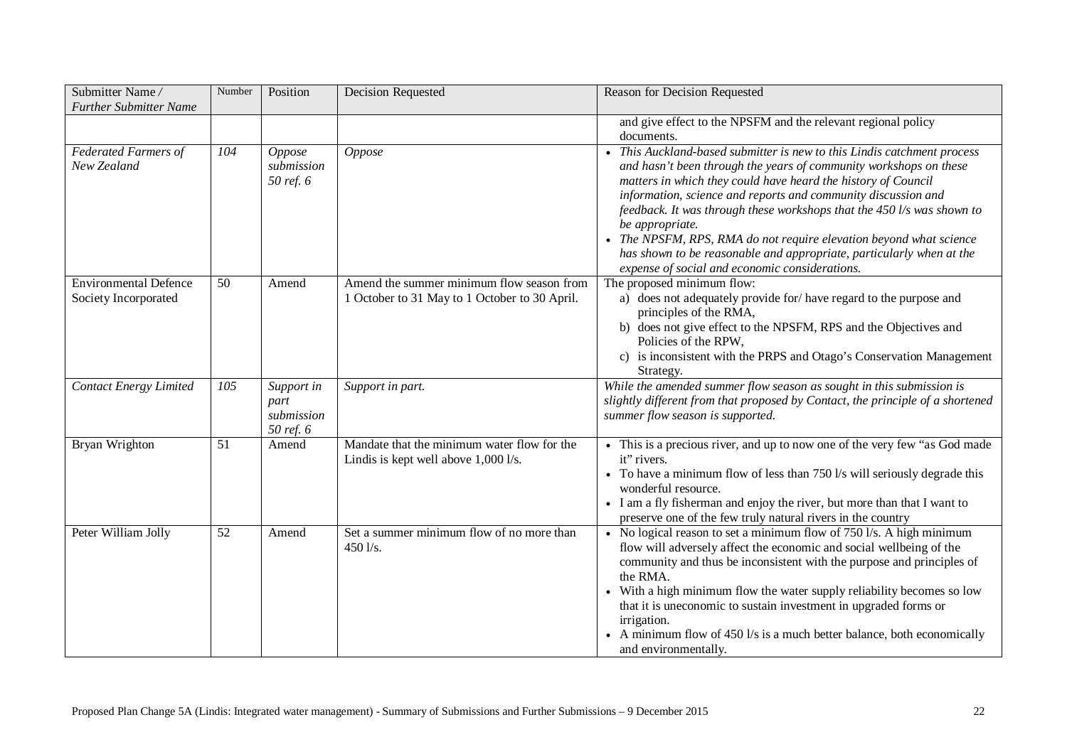| Submitter Name / *Further Submitter Name* | Number | Position | Decision Requested | Reason for Decision Requested |
|---|---|---|---|---|
| | | | | and give effect to the NPSFM and the relevant regional policy documents. |
| *Federated Farmers of New Zealand* | *104* | *Oppose submission 50 ref. 6* | *Oppose* | • *This Auckland-based submitter is new to this Lindis catchment process and hasn't been through the years of community workshops on these matters in which they could have heard the history of Council information, science and reports and community discussion and feedback. It was through these workshops that the 450 l/s was shown to be appropriate.* <br> • *The NPSFM, RPS, RMA do not require elevation beyond what science has shown to be reasonable and appropriate, particularly when at the expense of social and economic considerations.* |
| Environmental Defence Society Incorporated | 50 | Amend | Amend the summer minimum flow season from 1 October to 31 May to 1 October to 30 April. | The proposed minimum flow: <br> a) does not adequately provide for/ have regard to the purpose and principles of the RMA, <br> b) does not give effect to the NPSFM, RPS and the Objectives and Policies of the RPW, <br> c) is inconsistent with the PRPS and Otago's Conservation Management Strategy. |
| *Contact Energy Limited* | *105* | *Support in part submission 50 ref. 6* | *Support in part.* | *While the amended summer flow season as sought in this submission is slightly different from that proposed by Contact, the principle of a shortened summer flow season is supported.* |
| Bryan Wrighton | 51 | Amend | Mandate that the minimum water flow for the Lindis is kept well above 1,000 l/s. | • This is a precious river, and up to now one of the very few "as God made it" rivers. <br> • To have a minimum flow of less than 750 l/s will seriously degrade this wonderful resource. <br> • I am a fly fisherman and enjoy the river, but more than that I want to preserve one of the few truly natural rivers in the country |
| Peter William Jolly | 52 | Amend | Set a summer minimum flow of no more than 450 l/s. | • No logical reason to set a minimum flow of 750 l/s. A high minimum flow will adversely affect the economic and social wellbeing of the community and thus be inconsistent with the purpose and principles of the RMA. <br> • With a high minimum flow the water supply reliability becomes so low that it is uneconomic to sustain investment in upgraded forms or irrigation. <br> • A minimum flow of 450 l/s is a much better balance, both economically and environmentally. |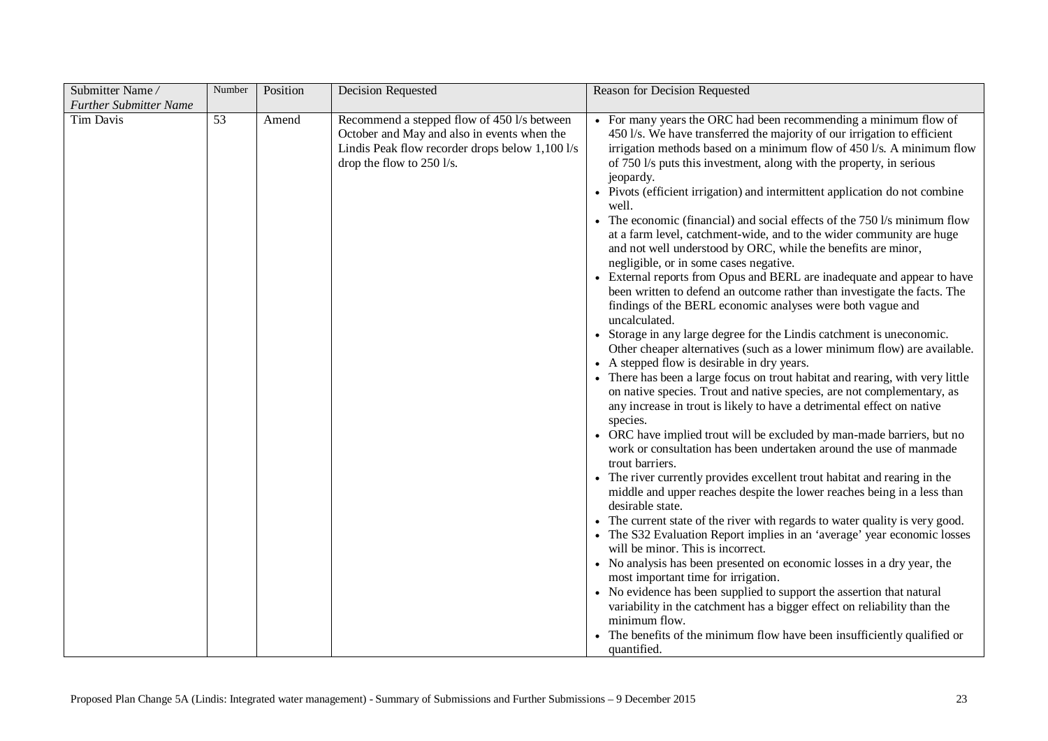| Submitter Name / *Further Submitter Name* | Number | Position | Decision Requested | Reason for Decision Requested |
|---|---|---|---|---|
| Tim Davis | 53 | Amend | Recommend a stepped flow of 450 l/s between October and May and also in events when the Lindis Peak flow recorder drops below 1,100 l/s drop the flow to 250 l/s. | • For many years the ORC had been recommending a minimum flow of 450 l/s. We have transferred the majority of our irrigation to efficient irrigation methods based on a minimum flow of 450 l/s. A minimum flow of 750 l/s puts this investment, along with the property, in serious jeopardy. <br>• Pivots (efficient irrigation) and intermittent application do not combine well. <br>• The economic (financial) and social effects of the 750 l/s minimum flow at a farm level, catchment-wide, and to the wider community are huge and not well understood by ORC, while the benefits are minor, negligible, or in some cases negative. <br>• External reports from Opus and BERL are inadequate and appear to have been written to defend an outcome rather than investigate the facts. The findings of the BERL economic analyses were both vague and uncalculated. <br>• Storage in any large degree for the Lindis catchment is uneconomic. Other cheaper alternatives (such as a lower minimum flow) are available. <br>• A stepped flow is desirable in dry years. <br>• There has been a large focus on trout habitat and rearing, with very little on native species. Trout and native species, are not complementary, as any increase in trout is likely to have a detrimental effect on native species. <br>• ORC have implied trout will be excluded by man-made barriers, but no work or consultation has been undertaken around the use of manmade trout barriers. <br>• The river currently provides excellent trout habitat and rearing in the middle and upper reaches despite the lower reaches being in a less than desirable state. <br>• The current state of the river with regards to water quality is very good. <br>• The S32 Evaluation Report implies in an 'average' year economic losses will be minor. This is incorrect. <br>• No analysis has been presented on economic losses in a dry year, the most important time for irrigation. <br>• No evidence has been supplied to support the assertion that natural variability in the catchment has a bigger effect on reliability than the minimum flow. <br>• The benefits of the minimum flow have been insufficiently qualified or quantified. |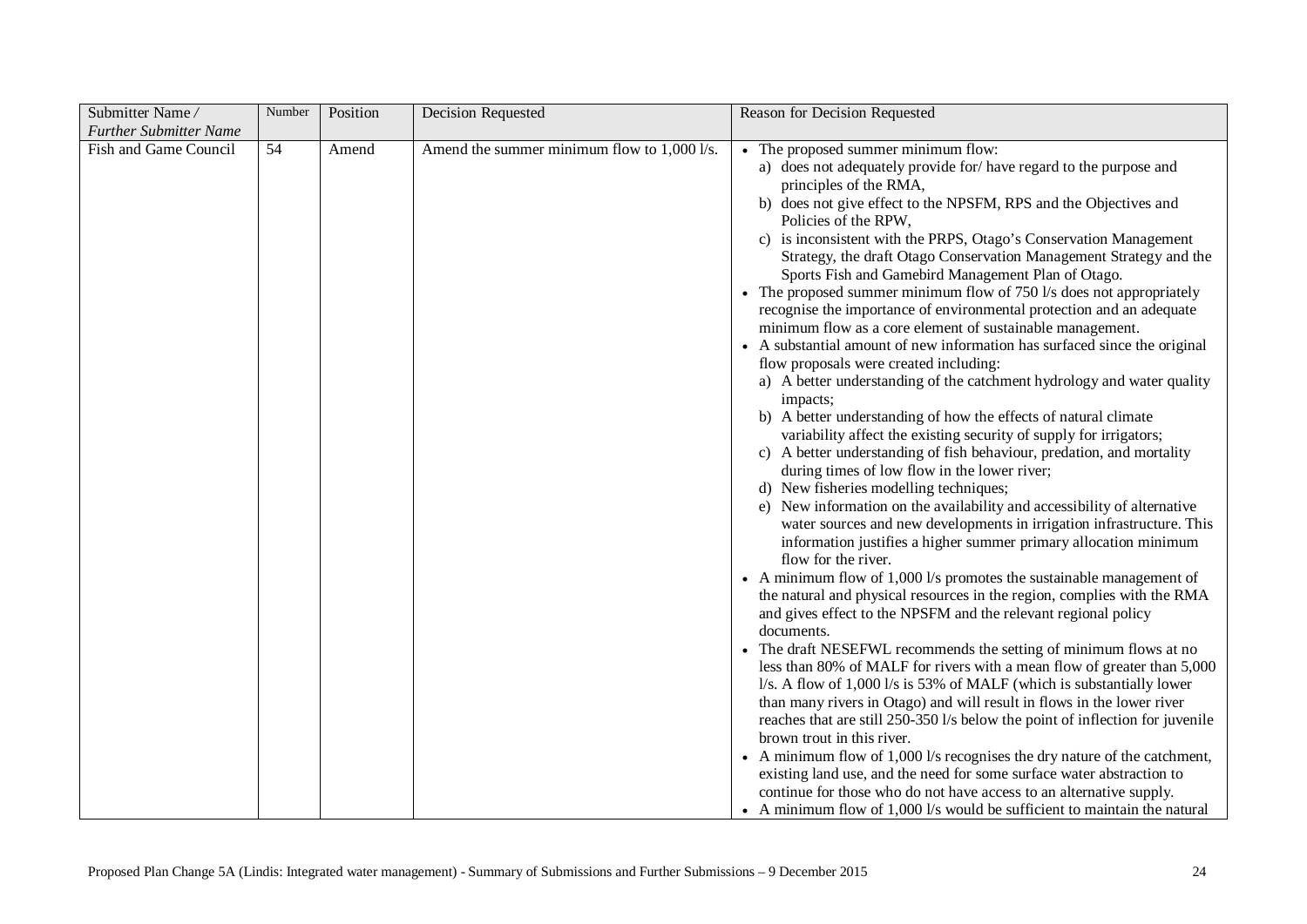| Submitter Name / *Further Submitter Name* | Number | Position | Decision Requested | Reason for Decision Requested |
|---|---|---|---|---|
| Fish and Game Council | 54 | Amend | Amend the summer minimum flow to 1,000 l/s. | • The proposed summer minimum flow:<br>a) does not adequately provide for/ have regard to the purpose and principles of the RMA,<br>b) does not give effect to the NPSFM, RPS and the Objectives and Policies of the RPW,<br>c) is inconsistent with the PRPS, Otago's Conservation Management Strategy, the draft Otago Conservation Management Strategy and the Sports Fish and Gamebird Management Plan of Otago.<br>• The proposed summer minimum flow of 750 l/s does not appropriately recognise the importance of environmental protection and an adequate minimum flow as a core element of sustainable management.<br>• A substantial amount of new information has surfaced since the original flow proposals were created including:<br>a) A better understanding of the catchment hydrology and water quality impacts;<br>b) A better understanding of how the effects of natural climate variability affect the existing security of supply for irrigators;<br>c) A better understanding of fish behaviour, predation, and mortality during times of low flow in the lower river;<br>d) New fisheries modelling techniques;<br>e) New information on the availability and accessibility of alternative water sources and new developments in irrigation infrastructure. This information justifies a higher summer primary allocation minimum flow for the river.<br>• A minimum flow of 1,000 l/s promotes the sustainable management of the natural and physical resources in the region, complies with the RMA and gives effect to the NPSFM and the relevant regional policy documents.<br>• The draft NESEFWL recommends the setting of minimum flows at no less than 80% of MALF for rivers with a mean flow of greater than 5,000 l/s. A flow of 1,000 l/s is 53% of MALF (which is substantially lower than many rivers in Otago) and will result in flows in the lower river reaches that are still 250-350 l/s below the point of inflection for juvenile brown trout in this river.<br>• A minimum flow of 1,000 l/s recognises the dry nature of the catchment, existing land use, and the need for some surface water abstraction to continue for those who do not have access to an alternative supply.<br>• A minimum flow of 1,000 l/s would be sufficient to maintain the natural |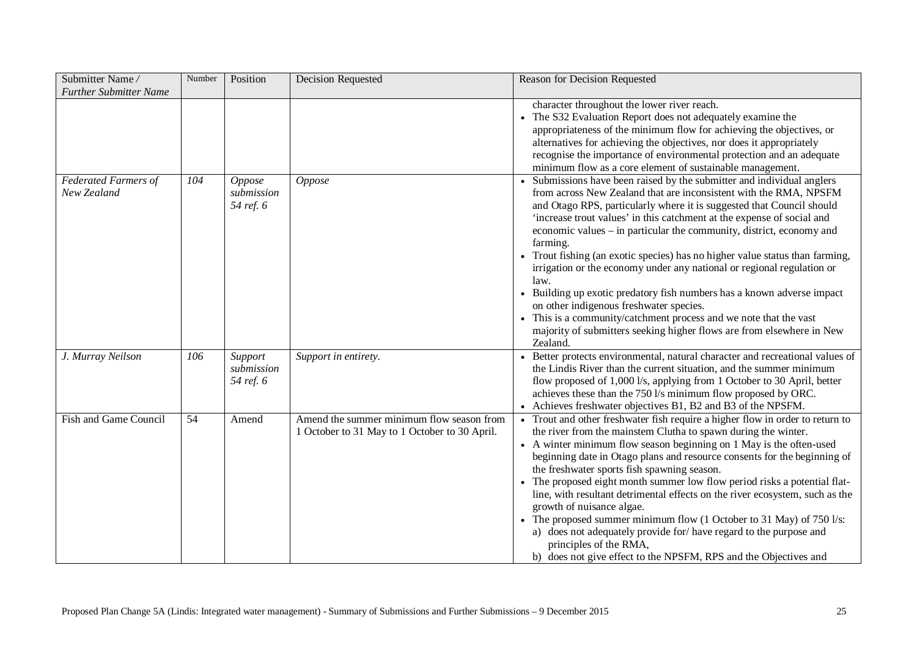| Submitter Name / *Further Submitter Name* | Number | Position | Decision Requested | Reason for Decision Requested |
|---|---|---|---|---|
| | | | | character throughout the lower river reach.<br>• The S32 Evaluation Report does not adequately examine the appropriateness of the minimum flow for achieving the objectives, or alternatives for achieving the objectives, nor does it appropriately recognise the importance of environmental protection and an adequate minimum flow as a core element of sustainable management. |
| *Federated Farmers of New Zealand* | *104* | *Oppose submission 54 ref. 6* | *Oppose* | • Submissions have been raised by the submitter and individual anglers from across New Zealand that are inconsistent with the RMA, NPSFM and Otago RPS, particularly where it is suggested that Council should 'increase trout values' in this catchment at the expense of social and economic values – in particular the community, district, economy and farming.<br>• Trout fishing (an exotic species) has no higher value status than farming, irrigation or the economy under any national or regional regulation or law.<br>• Building up exotic predatory fish numbers has a known adverse impact on other indigenous freshwater species.<br>• This is a community/catchment process and we note that the vast majority of submitters seeking higher flows are from elsewhere in New Zealand. |
| *J. Murray Neilson* | *106* | *Support submission 54 ref. 6* | *Support in entirety.* | • Better protects environmental, natural character and recreational values of the Lindis River than the current situation, and the summer minimum flow proposed of 1,000 l/s, applying from 1 October to 30 April, better achieves these than the 750 l/s minimum flow proposed by ORC.<br>• Achieves freshwater objectives B1, B2 and B3 of the NPSFM. |
| Fish and Game Council | 54 | Amend | Amend the summer minimum flow season from 1 October to 31 May to 1 October to 30 April. | • Trout and other freshwater fish require a higher flow in order to return to the river from the mainstem Clutha to spawn during the winter.<br>• A winter minimum flow season beginning on 1 May is the often-used beginning date in Otago plans and resource consents for the beginning of the freshwater sports fish spawning season.<br>• The proposed eight month summer low flow period risks a potential flat-line, with resultant detrimental effects on the river ecosystem, such as the growth of nuisance algae.<br>• The proposed summer minimum flow (1 October to 31 May) of 750 l/s:<br>a) does not adequately provide for/ have regard to the purpose and principles of the RMA,<br>b) does not give effect to the NPSFM, RPS and the Objectives and |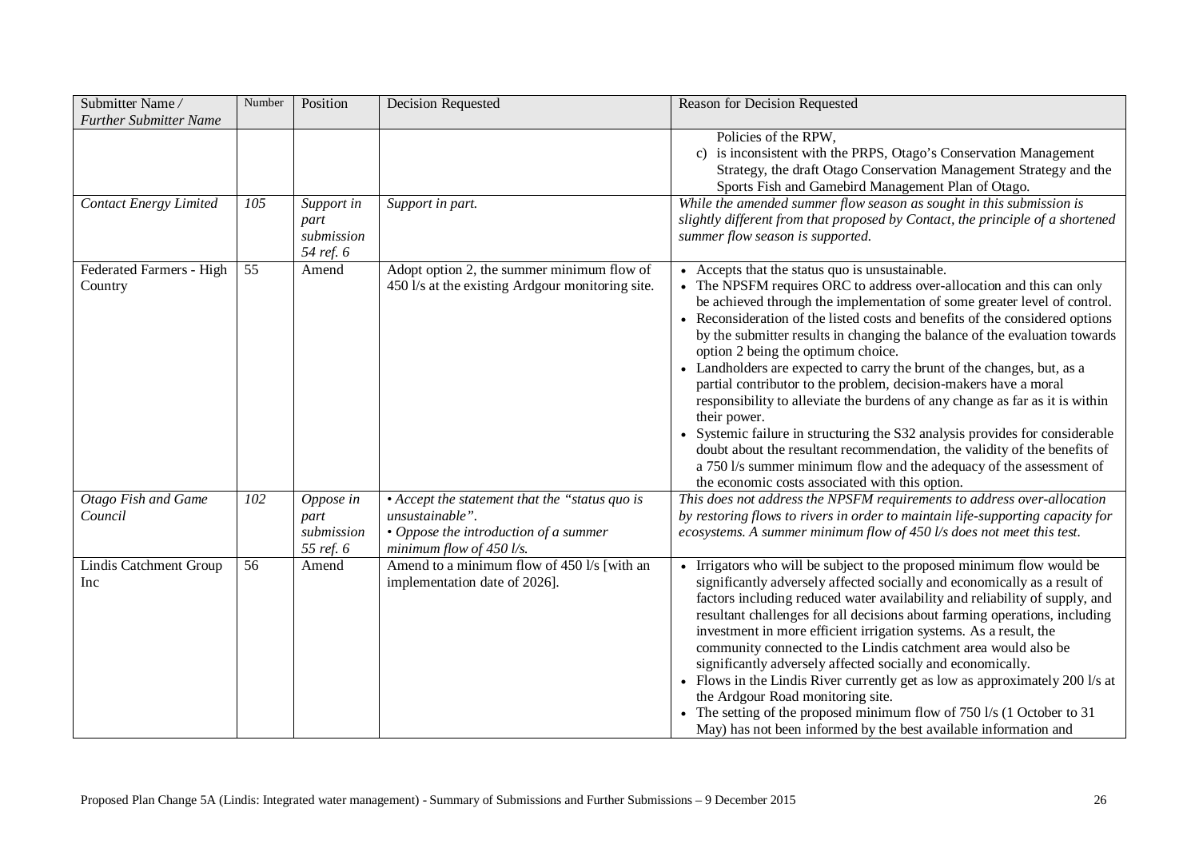| Submitter Name / *Further Submitter Name* | Number | Position | Decision Requested | Reason for Decision Requested |
|---|---|---|---|---|
| | | | | Policies of the RPW,<br>c) is inconsistent with the PRPS, Otago's Conservation Management Strategy, the draft Otago Conservation Management Strategy and the Sports Fish and Gamebird Management Plan of Otago. |
| *Contact Energy Limited* | *105* | *Support in part submission 54 ref. 6* | *Support in part.* | *While the amended summer flow season as sought in this submission is slightly different from that proposed by Contact, the principle of a shortened summer flow season is supported.* |
| Federated Farmers - High Country | 55 | Amend | Adopt option 2, the summer minimum flow of 450 l/s at the existing Ardgour monitoring site. | • Accepts that the status quo is unsustainable.<br>• The NPSFM requires ORC to address over-allocation and this can only be achieved through the implementation of some greater level of control.<br>• Reconsideration of the listed costs and benefits of the considered options by the submitter results in changing the balance of the evaluation towards option 2 being the optimum choice.<br>• Landholders are expected to carry the brunt of the changes, but, as a partial contributor to the problem, decision-makers have a moral responsibility to alleviate the burdens of any change as far as it is within their power.<br>• Systemic failure in structuring the S32 analysis provides for considerable doubt about the resultant recommendation, the validity of the benefits of a 750 l/s summer minimum flow and the adequacy of the assessment of the economic costs associated with this option. |
| *Otago Fish and Game Council* | *102* | *Oppose in part submission 55 ref. 6* | *• Accept the statement that the "status quo is unsustainable".*<br>*• Oppose the introduction of a summer minimum flow of 450 l/s.* | *This does not address the NPSFM requirements to address over-allocation by restoring flows to rivers in order to maintain life-supporting capacity for ecosystems. A summer minimum flow of 450 l/s does not meet this test.* |
| Lindis Catchment Group Inc | 56 | Amend | Amend to a minimum flow of 450 l/s [with an implementation date of 2026]. | • Irrigators who will be subject to the proposed minimum flow would be significantly adversely affected socially and economically as a result of factors including reduced water availability and reliability of supply, and resultant challenges for all decisions about farming operations, including investment in more efficient irrigation systems. As a result, the community connected to the Lindis catchment area would also be significantly adversely affected socially and economically.<br>• Flows in the Lindis River currently get as low as approximately 200 l/s at the Ardgour Road monitoring site.<br>• The setting of the proposed minimum flow of 750 l/s (1 October to 31 May) has not been informed by the best available information and |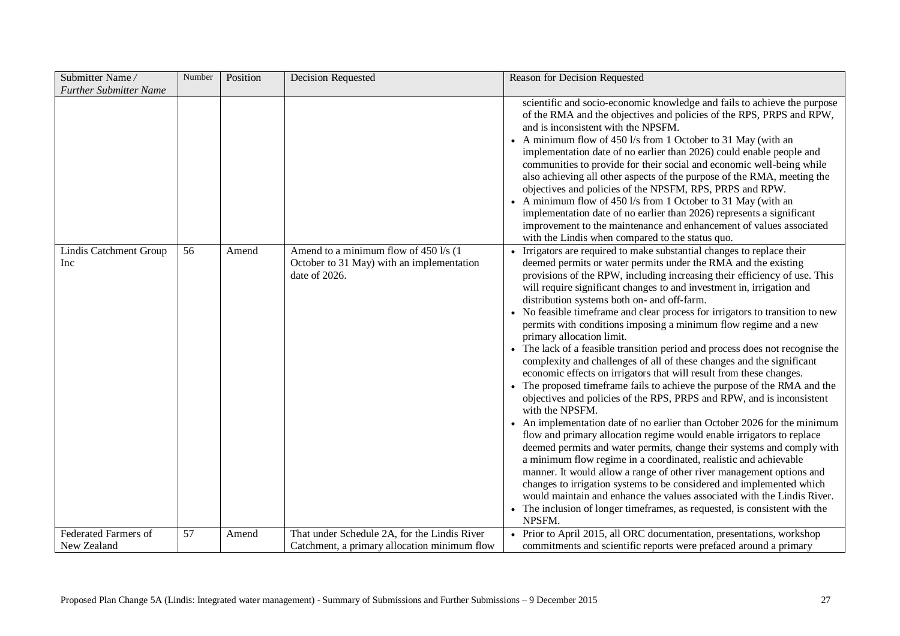| Submitter Name / *Further Submitter Name* | Number | Position | Decision Requested | Reason for Decision Requested |
| --- | --- | --- | --- | --- |
| | | | | scientific and socio-economic knowledge and fails to achieve the purpose of the RMA and the objectives and policies of the RPS, PRPS and RPW, and is inconsistent with the NPSFM.<br>• A minimum flow of 450 l/s from 1 October to 31 May (with an implementation date of no earlier than 2026) could enable people and communities to provide for their social and economic well-being while also achieving all other aspects of the purpose of the RMA, meeting the objectives and policies of the NPSFM, RPS, PRPS and RPW.<br>• A minimum flow of 450 l/s from 1 October to 31 May (with an implementation date of no earlier than 2026) represents a significant improvement to the maintenance and enhancement of values associated with the Lindis when compared to the status quo. |
| Lindis Catchment Group Inc | 56 | Amend | Amend to a minimum flow of 450 l/s (1 October to 31 May) with an implementation date of 2026. | • Irrigators are required to make substantial changes to replace their deemed permits or water permits under the RMA and the existing provisions of the RPW, including increasing their efficiency of use. This will require significant changes to and investment in, irrigation and distribution systems both on- and off-farm.<br>• No feasible timeframe and clear process for irrigators to transition to new permits with conditions imposing a minimum flow regime and a new primary allocation limit.<br>• The lack of a feasible transition period and process does not recognise the complexity and challenges of all of these changes and the significant economic effects on irrigators that will result from these changes.<br>• The proposed timeframe fails to achieve the purpose of the RMA and the objectives and policies of the RPS, PRPS and RPW, and is inconsistent with the NPSFM.<br>• An implementation date of no earlier than October 2026 for the minimum flow and primary allocation regime would enable irrigators to replace deemed permits and water permits, change their systems and comply with a minimum flow regime in a coordinated, realistic and achievable manner. It would allow a range of other river management options and changes to irrigation systems to be considered and implemented which would maintain and enhance the values associated with the Lindis River.<br>• The inclusion of longer timeframes, as requested, is consistent with the NPSFM. |
| Federated Farmers of New Zealand | 57 | Amend | That under Schedule 2A, for the Lindis River Catchment, a primary allocation minimum flow | • Prior to April 2015, all ORC documentation, presentations, workshop commitments and scientific reports were prefaced around a primary |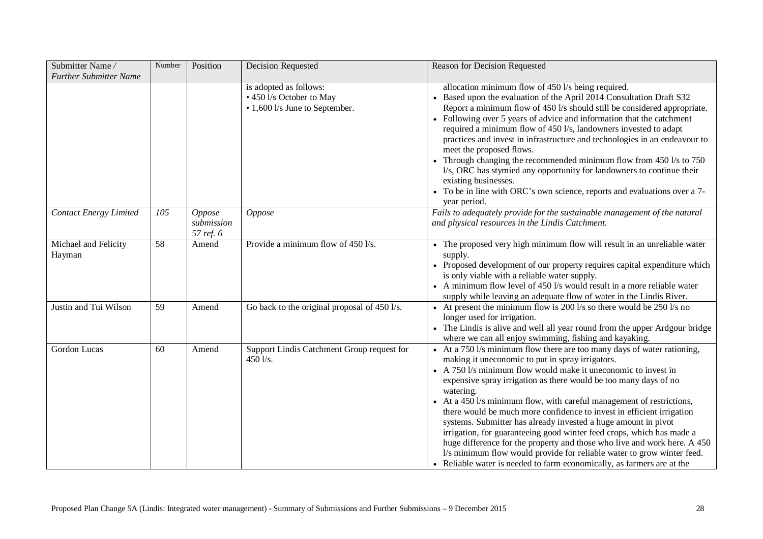| Submitter Name / *Further Submitter Name* | Number | Position | Decision Requested | Reason for Decision Requested |
|---|---|---|---|---|
| | | | is adopted as follows:<br>• 450 l/s October to May<br>• 1,600 l/s June to September. | allocation minimum flow of 450 l/s being required.<br>• Based upon the evaluation of the April 2014 Consultation Draft S32 Report a minimum flow of 450 l/s should still be considered appropriate.<br>• Following over 5 years of advice and information that the catchment required a minimum flow of 450 l/s, landowners invested to adapt practices and invest in infrastructure and technologies in an endeavour to meet the proposed flows.<br>• Through changing the recommended minimum flow from 450 l/s to 750 l/s, ORC has stymied any opportunity for landowners to continue their existing businesses.<br>• To be in line with ORC's own science, reports and evaluations over a 7-year period. |
| *Contact Energy Limited* | *105* | *Oppose submission 57 ref. 6* | *Oppose* | *Fails to adequately provide for the sustainable management of the natural and physical resources in the Lindis Catchment.* |
| Michael and Felicity Hayman | 58 | Amend | Provide a minimum flow of 450 l/s. | • The proposed very high minimum flow will result in an unreliable water supply.<br>• Proposed development of our property requires capital expenditure which is only viable with a reliable water supply.<br>• A minimum flow level of 450 l/s would result in a more reliable water supply while leaving an adequate flow of water in the Lindis River. |
| Justin and Tui Wilson | 59 | Amend | Go back to the original proposal of 450 l/s. | • At present the minimum flow is 200 l/s so there would be 250 l/s no longer used for irrigation.<br>• The Lindis is alive and well all year round from the upper Ardgour bridge where we can all enjoy swimming, fishing and kayaking. |
| Gordon Lucas | 60 | Amend | Support Lindis Catchment Group request for 450 l/s. | • At a 750 l/s minimum flow there are too many days of water rationing, making it uneconomic to put in spray irrigators.<br>• A 750 l/s minimum flow would make it uneconomic to invest in expensive spray irrigation as there would be too many days of no watering.<br>• At a 450 l/s minimum flow, with careful management of restrictions, there would be much more confidence to invest in efficient irrigation systems. Submitter has already invested a huge amount in pivot irrigation, for guaranteeing good winter feed crops, which has made a huge difference for the property and those who live and work here. A 450 l/s minimum flow would provide for reliable water to grow winter feed.<br>• Reliable water is needed to farm economically, as farmers are at the |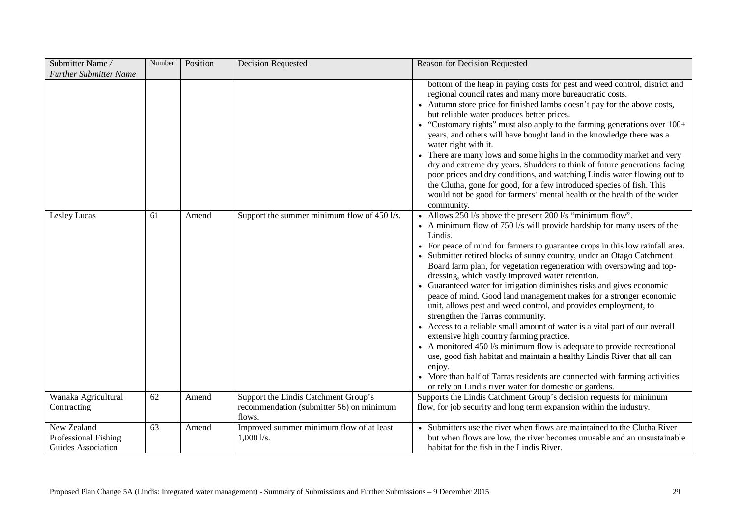| Submitter Name / *Further Submitter Name* | Number | Position | Decision Requested | Reason for Decision Requested |
|---|---|---|---|---|
| | | | | bottom of the heap in paying costs for pest and weed control, district and regional council rates and many more bureaucratic costs.<br>• Autumn store price for finished lambs doesn't pay for the above costs, but reliable water produces better prices.<br>• "Customary rights" must also apply to the farming generations over 100+ years, and others will have bought land in the knowledge there was a water right with it.<br>• There are many lows and some highs in the commodity market and very dry and extreme dry years. Shudders to think of future generations facing poor prices and dry conditions, and watching Lindis water flowing out to the Clutha, gone for good, for a few introduced species of fish. This would not be good for farmers' mental health or the health of the wider community. |
| Lesley Lucas | 61 | Amend | Support the summer minimum flow of 450 l/s. | • Allows 250 l/s above the present 200 l/s "minimum flow".<br>• A minimum flow of 750 l/s will provide hardship for many users of the Lindis.<br>• For peace of mind for farmers to guarantee crops in this low rainfall area.<br>• Submitter retired blocks of sunny country, under an Otago Catchment Board farm plan, for vegetation regeneration with oversowing and top-dressing, which vastly improved water retention.<br>• Guaranteed water for irrigation diminishes risks and gives economic peace of mind. Good land management makes for a stronger economic unit, allows pest and weed control, and provides employment, to strengthen the Tarras community.<br>• Access to a reliable small amount of water is a vital part of our overall extensive high country farming practice.<br>• A monitored 450 l/s minimum flow is adequate to provide recreational use, good fish habitat and maintain a healthy Lindis River that all can enjoy.<br>• More than half of Tarras residents are connected with farming activities or rely on Lindis river water for domestic or gardens. |
| Wanaka Agricultural Contracting | 62 | Amend | Support the Lindis Catchment Group's recommendation (submitter 56) on minimum flows. | Supports the Lindis Catchment Group's decision requests for minimum flow, for job security and long term expansion within the industry. |
| New Zealand Professional Fishing Guides Association | 63 | Amend | Improved summer minimum flow of at least 1,000 l/s. | • Submitters use the river when flows are maintained to the Clutha River but when flows are low, the river becomes unusable and an unsustainable habitat for the fish in the Lindis River. |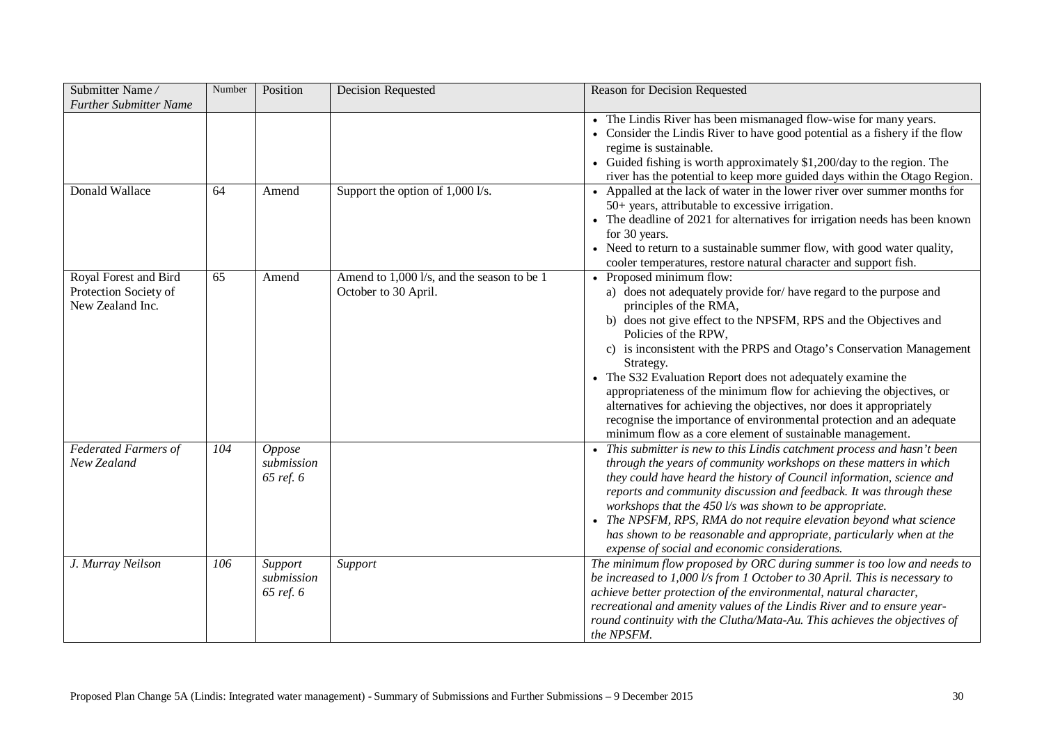| Submitter Name / *Further Submitter Name* | Number | Position | Decision Requested | Reason for Decision Requested |
|---|---|---|---|---|
| | | | | • The Lindis River has been mismanaged flow-wise for many years.<br>• Consider the Lindis River to have good potential as a fishery if the flow regime is sustainable.<br>• Guided fishing is worth approximately $1,200/day to the region. The river has the potential to keep more guided days within the Otago Region. |
| Donald Wallace | 64 | Amend | Support the option of 1,000 l/s. | • Appalled at the lack of water in the lower river over summer months for 50+ years, attributable to excessive irrigation.<br>• The deadline of 2021 for alternatives for irrigation needs has been known for 30 years.<br>• Need to return to a sustainable summer flow, with good water quality, cooler temperatures, restore natural character and support fish. |
| Royal Forest and Bird Protection Society of New Zealand Inc. | 65 | Amend | Amend to 1,000 l/s, and the season to be 1 October to 30 April. | • Proposed minimum flow:<br>a) does not adequately provide for/ have regard to the purpose and principles of the RMA,<br>b) does not give effect to the NPSFM, RPS and the Objectives and Policies of the RPW,<br>c) is inconsistent with the PRPS and Otago's Conservation Management Strategy.<br>• The S32 Evaluation Report does not adequately examine the appropriateness of the minimum flow for achieving the objectives, or alternatives for achieving the objectives, nor does it appropriately recognise the importance of environmental protection and an adequate minimum flow as a core element of sustainable management. |
| *Federated Farmers of New Zealand* | *104* | *Oppose submission 65 ref. 6* | | • *This submitter is new to this Lindis catchment process and hasn't been through the years of community workshops on these matters in which they could have heard the history of Council information, science and reports and community discussion and feedback. It was through these workshops that the 450 l/s was shown to be appropriate.*<br>• *The NPSFM, RPS, RMA do not require elevation beyond what science has shown to be reasonable and appropriate, particularly when at the expense of social and economic considerations.* |
| *J. Murray Neilson* | *106* | *Support submission 65 ref. 6* | *Support* | *The minimum flow proposed by ORC during summer is too low and needs to be increased to 1,000 l/s from 1 October to 30 April. This is necessary to achieve better protection of the environmental, natural character, recreational and amenity values of the Lindis River and to ensure year-round continuity with the Clutha/Mata-Au. This achieves the objectives of the NPSFM.* |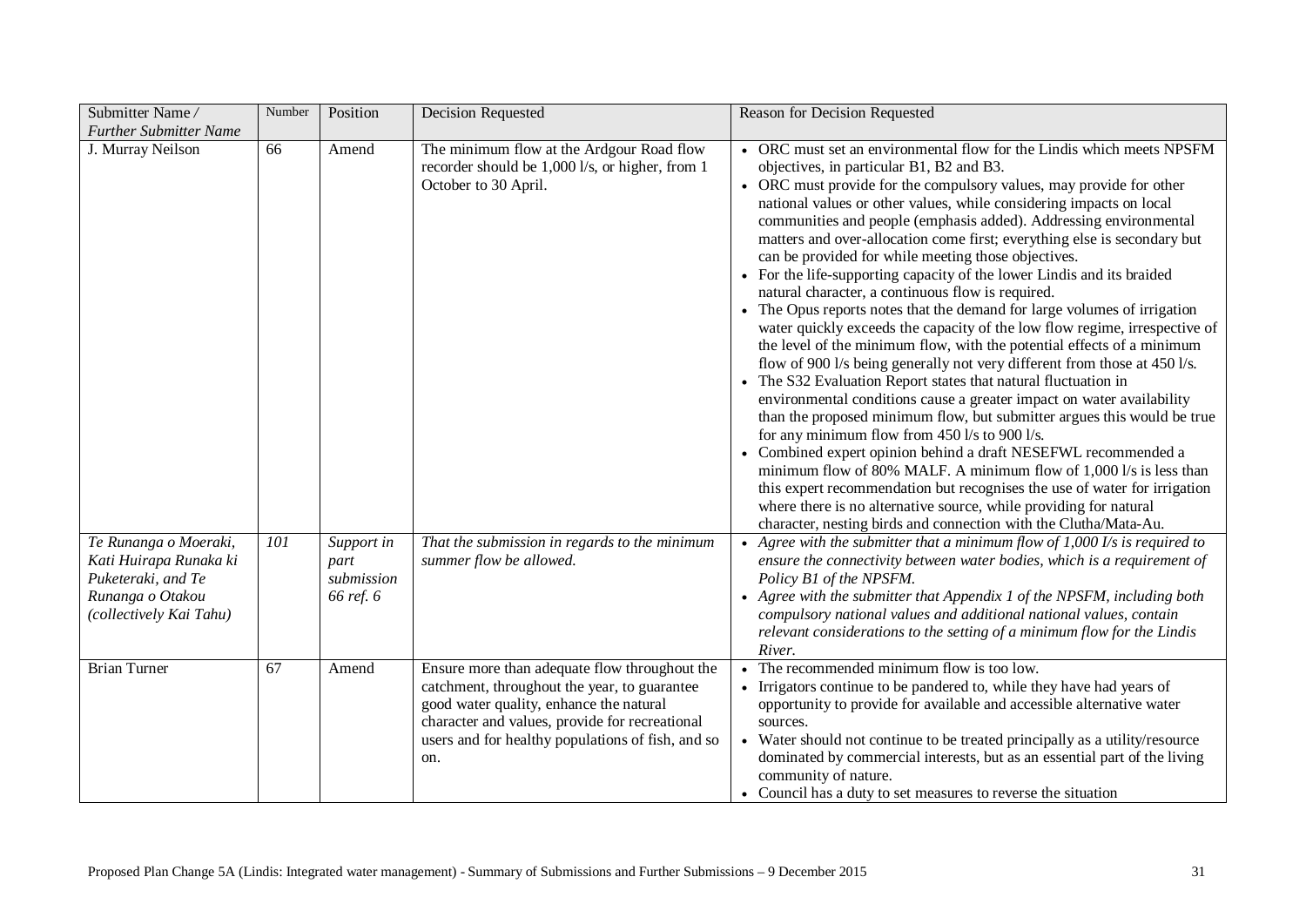| Submitter Name / *Further Submitter Name* | Number | Position | Decision Requested | Reason for Decision Requested |
|---|---|---|---|---|
| J. Murray Neilson | 66 | Amend | The minimum flow at the Ardgour Road flow recorder should be 1,000 l/s, or higher, from 1 October to 30 April. | • ORC must set an environmental flow for the Lindis which meets NPSFM objectives, in particular B1, B2 and B3.<br>• ORC must provide for the compulsory values, may provide for other national values or other values, while considering impacts on local communities and people (emphasis added). Addressing environmental matters and over-allocation come first; everything else is secondary but can be provided for while meeting those objectives.<br>• For the life-supporting capacity of the lower Lindis and its braided natural character, a continuous flow is required.<br>• The Opus reports notes that the demand for large volumes of irrigation water quickly exceeds the capacity of the low flow regime, irrespective of the level of the minimum flow, with the potential effects of a minimum flow of 900 l/s being generally not very different from those at 450 l/s.<br>• The S32 Evaluation Report states that natural fluctuation in environmental conditions cause a greater impact on water availability than the proposed minimum flow, but submitter argues this would be true for any minimum flow from 450 l/s to 900 l/s.<br>• Combined expert opinion behind a draft NESEFWL recommended a minimum flow of 80% MALF. A minimum flow of 1,000 l/s is less than this expert recommendation but recognises the use of water for irrigation where there is no alternative source, while providing for natural character, nesting birds and connection with the Clutha/Mata-Au. |
| *Te Runanga o Moeraki, Kati Huirapa Runaka ki Puketeraki, and Te Runanga o Otakou (collectively Kai Tahu)* | *101* | *Support in part submission 66 ref. 6* | *That the submission in regards to the minimum summer flow be allowed.* | • *Agree with the submitter that a minimum flow of 1,000 l/s is required to ensure the connectivity between water bodies, which is a requirement of Policy B1 of the NPSFM.*<br>• *Agree with the submitter that Appendix 1 of the NPSFM, including both compulsory national values and additional national values, contain relevant considerations to the setting of a minimum flow for the Lindis River.* |
| Brian Turner | 67 | Amend | Ensure more than adequate flow throughout the catchment, throughout the year, to guarantee good water quality, enhance the natural character and values, provide for recreational users and for healthy populations of fish, and so on. | • The recommended minimum flow is too low.<br>• Irrigators continue to be pandered to, while they have had years of opportunity to provide for available and accessible alternative water sources.<br>• Water should not continue to be treated principally as a utility/resource dominated by commercial interests, but as an essential part of the living community of nature.<br>• Council has a duty to set measures to reverse the situation |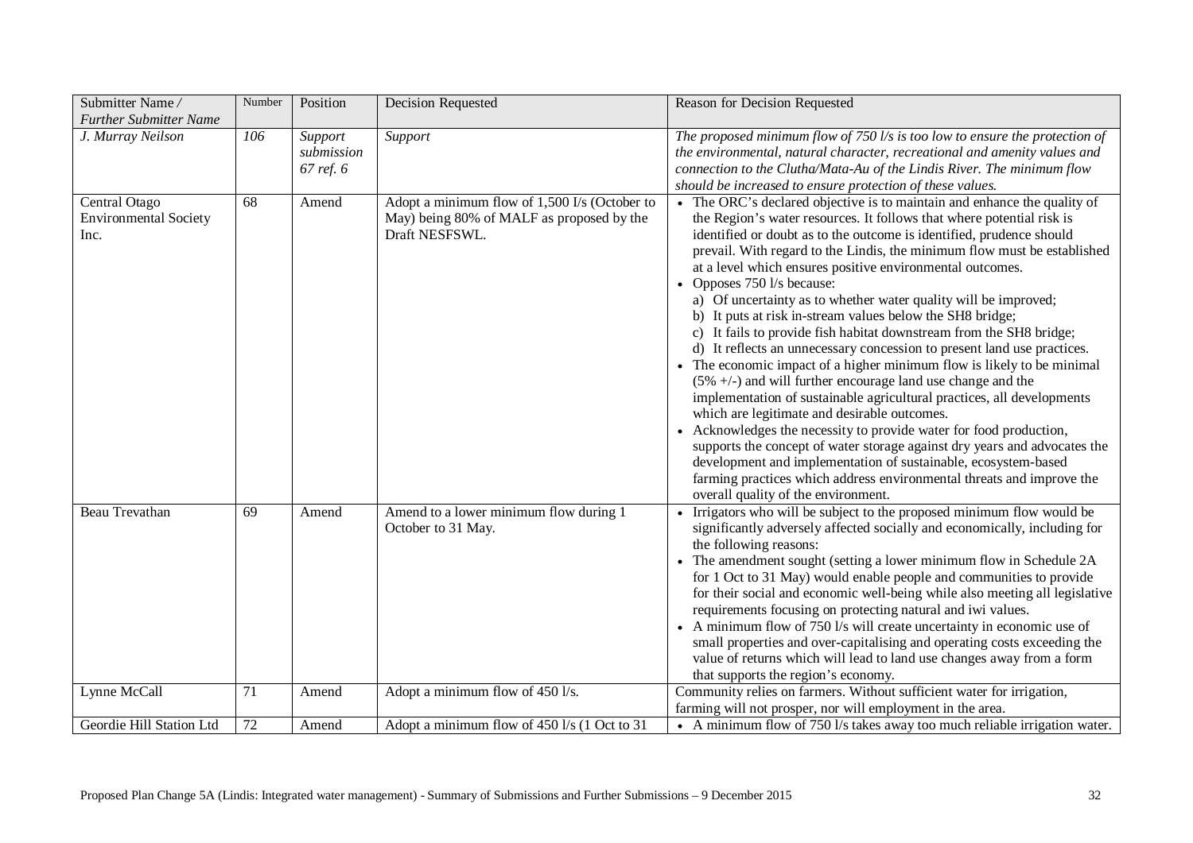| Submitter Name / *Further Submitter Name* | Number | Position | Decision Requested | Reason for Decision Requested |
|---|---|---|---|---|
| *J. Murray Neilson* | *106* | *Support submission 67 ref. 6* | *Support* | *The proposed minimum flow of 750 l/s is too low to ensure the protection of the environmental, natural character, recreational and amenity values and connection to the Clutha/Mata-Au of the Lindis River. The minimum flow should be increased to ensure protection of these values.* |
| Central Otago Environmental Society Inc. | 68 | Amend | Adopt a minimum flow of 1,500 I/s (October to May) being 80% of MALF as proposed by the Draft NESFSWL. | • The ORC's declared objective is to maintain and enhance the quality of the Region's water resources. It follows that where potential risk is identified or doubt as to the outcome is identified, prudence should prevail. With regard to the Lindis, the minimum flow must be established at a level which ensures positive environmental outcomes.<br>• Opposes 750 l/s because:<br>a) Of uncertainty as to whether water quality will be improved;<br>b) It puts at risk in-stream values below the SH8 bridge;<br>c) It fails to provide fish habitat downstream from the SH8 bridge;<br>d) It reflects an unnecessary concession to present land use practices.<br>• The economic impact of a higher minimum flow is likely to be minimal (5% +/-) and will further encourage land use change and the implementation of sustainable agricultural practices, all developments which are legitimate and desirable outcomes.<br>• Acknowledges the necessity to provide water for food production, supports the concept of water storage against dry years and advocates the development and implementation of sustainable, ecosystem-based farming practices which address environmental threats and improve the overall quality of the environment. |
| Beau Trevathan | 69 | Amend | Amend to a lower minimum flow during 1 October to 31 May. | • Irrigators who will be subject to the proposed minimum flow would be significantly adversely affected socially and economically, including for the following reasons:<br>• The amendment sought (setting a lower minimum flow in Schedule 2A for 1 Oct to 31 May) would enable people and communities to provide for their social and economic well-being while also meeting all legislative requirements focusing on protecting natural and iwi values.<br>• A minimum flow of 750 l/s will create uncertainty in economic use of small properties and over-capitalising and operating costs exceeding the value of returns which will lead to land use changes away from a form that supports the region's economy. |
| Lynne McCall | 71 | Amend | Adopt a minimum flow of 450 l/s. | Community relies on farmers. Without sufficient water for irrigation, farming will not prosper, nor will employment in the area. |
| Geordie Hill Station Ltd | 72 | Amend | Adopt a minimum flow of 450 l/s (1 Oct to 31 | • A minimum flow of 750 l/s takes away too much reliable irrigation water. |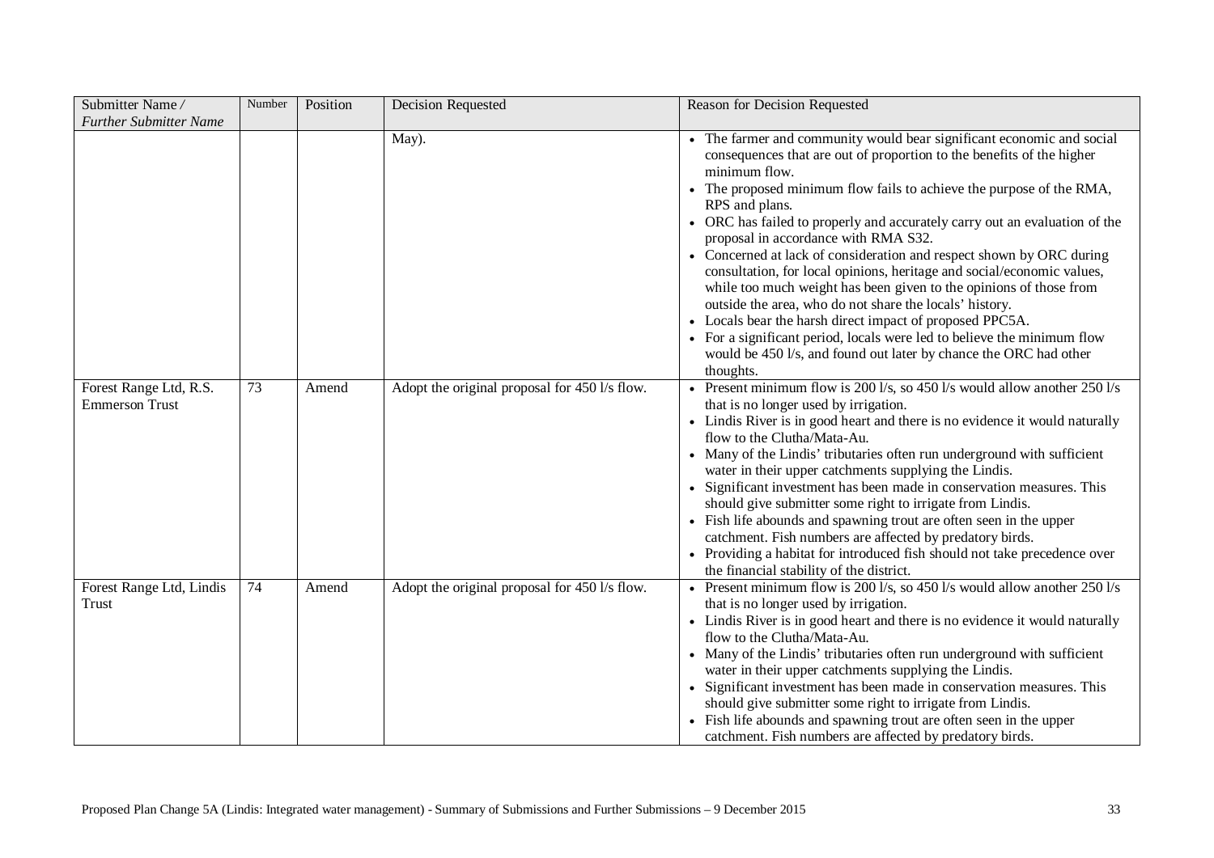| Submitter Name / *Further Submitter Name* | Number | Position | Decision Requested | Reason for Decision Requested |
|---|---|---|---|---|
| | | | May). | • The farmer and community would bear significant economic and social consequences that are out of proportion to the benefits of the higher minimum flow.<br>• The proposed minimum flow fails to achieve the purpose of the RMA, RPS and plans.<br>• ORC has failed to properly and accurately carry out an evaluation of the proposal in accordance with RMA S32.<br>• Concerned at lack of consideration and respect shown by ORC during consultation, for local opinions, heritage and social/economic values, while too much weight has been given to the opinions of those from outside the area, who do not share the locals' history.<br>• Locals bear the harsh direct impact of proposed PPC5A.<br>• For a significant period, locals were led to believe the minimum flow would be 450 l/s, and found out later by chance the ORC had other thoughts. |
| Forest Range Ltd, R.S. Emmerson Trust | 73 | Amend | Adopt the original proposal for 450 l/s flow. | • Present minimum flow is 200 l/s, so 450 l/s would allow another 250 l/s that is no longer used by irrigation.<br>• Lindis River is in good heart and there is no evidence it would naturally flow to the Clutha/Mata-Au.<br>• Many of the Lindis' tributaries often run underground with sufficient water in their upper catchments supplying the Lindis.<br>• Significant investment has been made in conservation measures. This should give submitter some right to irrigate from Lindis.<br>• Fish life abounds and spawning trout are often seen in the upper catchment. Fish numbers are affected by predatory birds.<br>• Providing a habitat for introduced fish should not take precedence over the financial stability of the district. |
| Forest Range Ltd, Lindis Trust | 74 | Amend | Adopt the original proposal for 450 l/s flow. | • Present minimum flow is 200 l/s, so 450 l/s would allow another 250 l/s that is no longer used by irrigation.<br>• Lindis River is in good heart and there is no evidence it would naturally flow to the Clutha/Mata-Au.<br>• Many of the Lindis' tributaries often run underground with sufficient water in their upper catchments supplying the Lindis.<br>• Significant investment has been made in conservation measures. This should give submitter some right to irrigate from Lindis.<br>• Fish life abounds and spawning trout are often seen in the upper catchment. Fish numbers are affected by predatory birds. |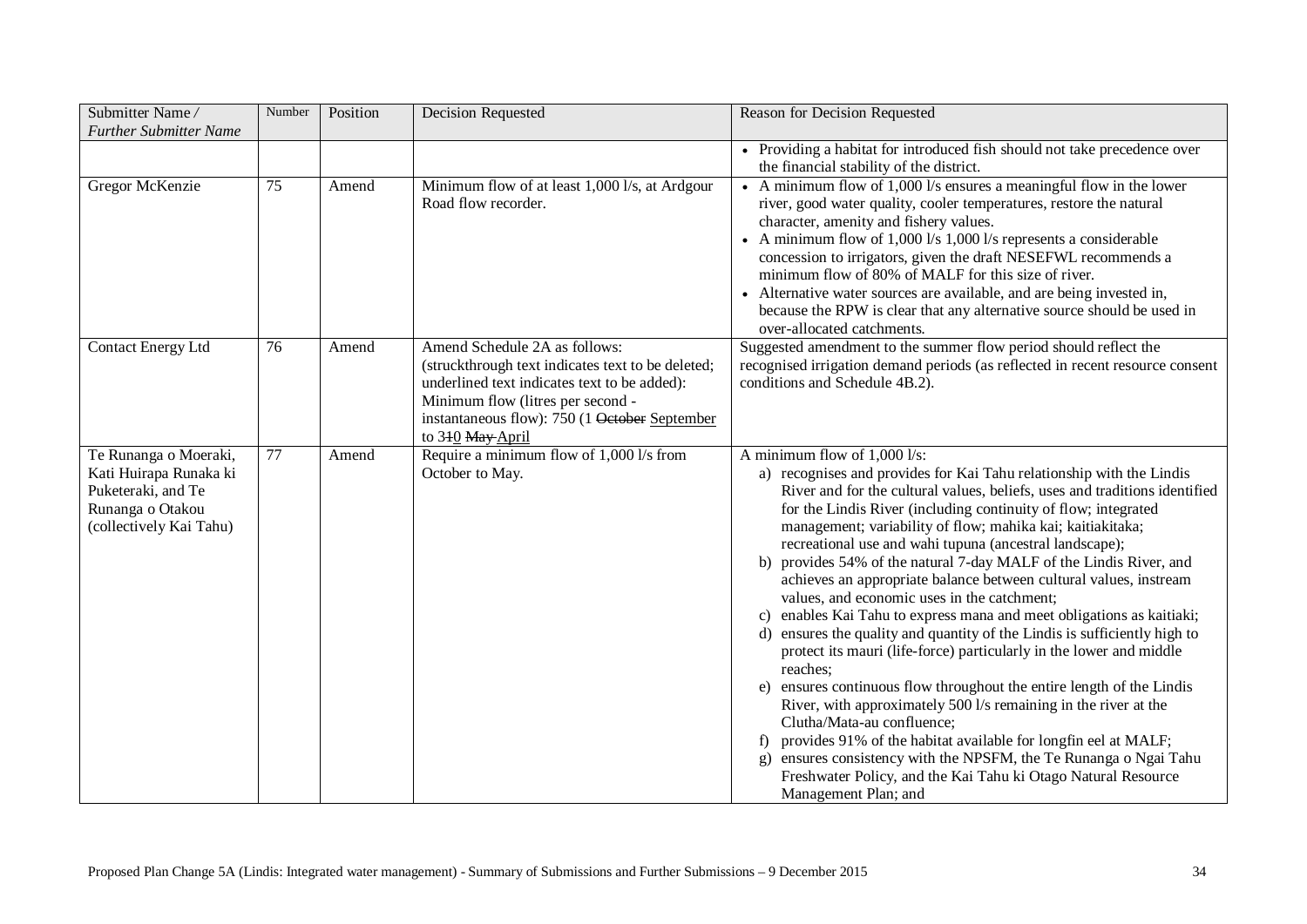| Submitter Name / *Further Submitter Name* | Number | Position | Decision Requested | Reason for Decision Requested |
|---|---|---|---|---|
| | | | | • Providing a habitat for introduced fish should not take precedence over the financial stability of the district. |
| Gregor McKenzie | 75 | Amend | Minimum flow of at least 1,000 l/s, at Ardgour Road flow recorder. | • A minimum flow of 1,000 l/s ensures a meaningful flow in the lower river, good water quality, cooler temperatures, restore the natural character, amenity and fishery values.<br>• A minimum flow of 1,000 l/s 1,000 l/s represents a considerable concession to irrigators, given the draft NESEFWL recommends a minimum flow of 80% of MALF for this size of river.<br>• Alternative water sources are available, and are being invested in, because the RPW is clear that any alternative source should be used in over-allocated catchments. |
| Contact Energy Ltd | 76 | Amend | Amend Schedule 2A as follows:<br>(struckthrough text indicates text to be deleted; underlined text indicates text to be added):<br>Minimum flow (litres per second - instantaneous flow): 750 (1 ~~October~~ <u>September</u> to 3~~1~~<u>0</u> ~~May~~ <u>April</u> | Suggested amendment to the summer flow period should reflect the recognised irrigation demand periods (as reflected in recent resource consent conditions and Schedule 4B.2). |
| Te Runanga o Moeraki, Kati Huirapa Runaka ki Puketeraki, and Te Runanga o Otakou (collectively Kai Tahu) | 77 | Amend | Require a minimum flow of 1,000 l/s from October to May. | A minimum flow of 1,000 l/s:<br>a) recognises and provides for Kai Tahu relationship with the Lindis River and for the cultural values, beliefs, uses and traditions identified for the Lindis River (including continuity of flow; integrated management; variability of flow; mahika kai; kaitiakitaka; recreational use and wahi tupuna (ancestral landscape);<br>b) provides 54% of the natural 7-day MALF of the Lindis River, and achieves an appropriate balance between cultural values, instream values, and economic uses in the catchment;<br>c) enables Kai Tahu to express mana and meet obligations as kaitiaki;<br>d) ensures the quality and quantity of the Lindis is sufficiently high to protect its mauri (life-force) particularly in the lower and middle reaches;<br>e) ensures continuous flow throughout the entire length of the Lindis River, with approximately 500 l/s remaining in the river at the Clutha/Mata-au confluence;<br>f) provides 91% of the habitat available for longfin eel at MALF;<br>g) ensures consistency with the NPSFM, the Te Runanga o Ngai Tahu Freshwater Policy, and the Kai Tahu ki Otago Natural Resource Management Plan; and |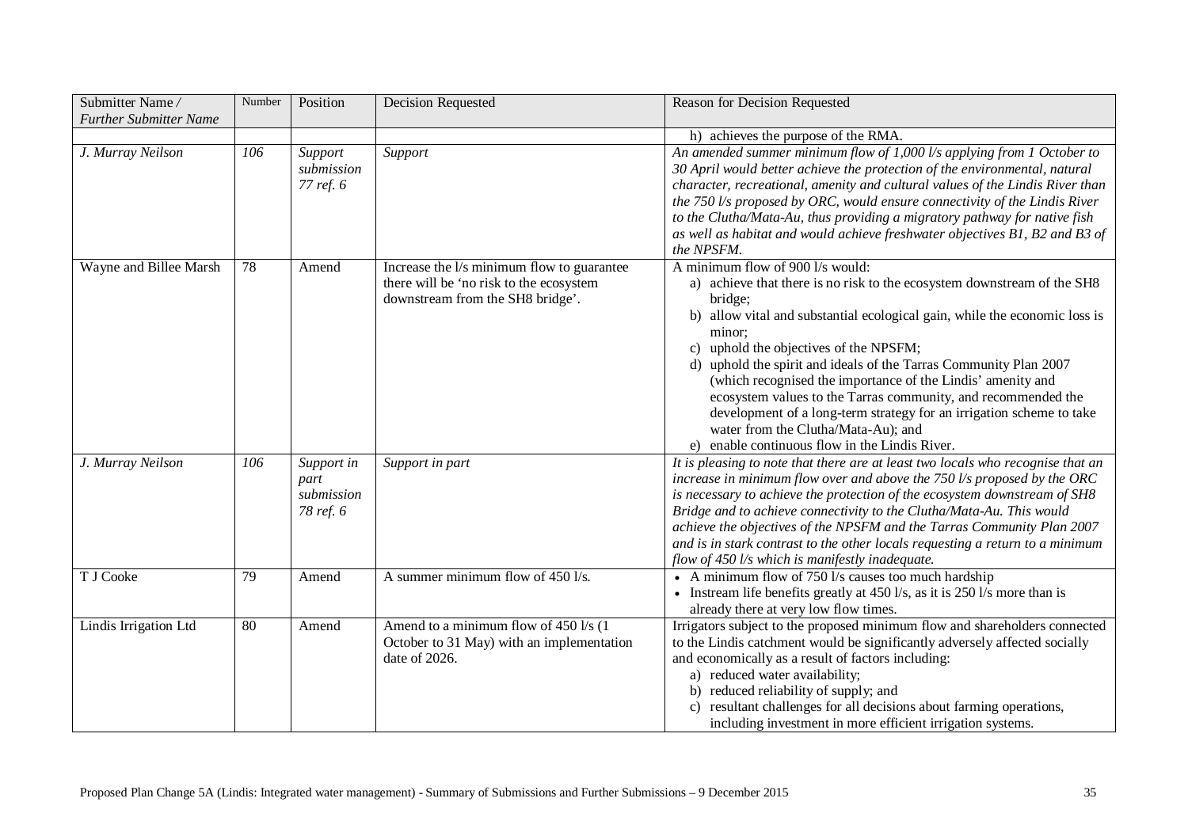| Submitter Name / *Further Submitter Name* | Number | Position | Decision Requested | Reason for Decision Requested |
|---|---|---|---|---|
| | | | | h) achieves the purpose of the RMA. |
| *J. Murray Neilson* | *106* | *Support submission 77 ref. 6* | *Support* | *An amended summer minimum flow of 1,000 l/s applying from 1 October to 30 April would better achieve the protection of the environmental, natural character, recreational, amenity and cultural values of the Lindis River than the 750 l/s proposed by ORC, would ensure connectivity of the Lindis River to the Clutha/Mata-Au, thus providing a migratory pathway for native fish as well as habitat and would achieve freshwater objectives B1, B2 and B3 of the NPSFM.* |
| Wayne and Billee Marsh | 78 | Amend | Increase the l/s minimum flow to guarantee there will be 'no risk to the ecosystem downstream from the SH8 bridge'. | A minimum flow of 900 l/s would:<br>a) achieve that there is no risk to the ecosystem downstream of the SH8 bridge;<br>b) allow vital and substantial ecological gain, while the economic loss is minor;<br>c) uphold the objectives of the NPSFM;<br>d) uphold the spirit and ideals of the Tarras Community Plan 2007 (which recognised the importance of the Lindis' amenity and ecosystem values to the Tarras community, and recommended the development of a long-term strategy for an irrigation scheme to take water from the Clutha/Mata-Au); and<br>e) enable continuous flow in the Lindis River. |
| *J. Murray Neilson* | *106* | *Support in part submission 78 ref. 6* | *Support in part* | *It is pleasing to note that there are at least two locals who recognise that an increase in minimum flow over and above the 750 l/s proposed by the ORC is necessary to achieve the protection of the ecosystem downstream of SH8 Bridge and to achieve connectivity to the Clutha/Mata-Au. This would achieve the objectives of the NPSFM and the Tarras Community Plan 2007 and is in stark contrast to the other locals requesting a return to a minimum flow of 450 l/s which is manifestly inadequate.* |
| T J Cooke | 79 | Amend | A summer minimum flow of 450 l/s. | • A minimum flow of 750 l/s causes too much hardship<br>• Instream life benefits greatly at 450 l/s, as it is 250 l/s more than is already there at very low flow times. |
| Lindis Irrigation Ltd | 80 | Amend | Amend to a minimum flow of 450 l/s (1 October to 31 May) with an implementation date of 2026. | Irrigators subject to the proposed minimum flow and shareholders connected to the Lindis catchment would be significantly adversely affected socially and economically as a result of factors including:<br>a) reduced water availability;<br>b) reduced reliability of supply; and<br>c) resultant challenges for all decisions about farming operations, including investment in more efficient irrigation systems. |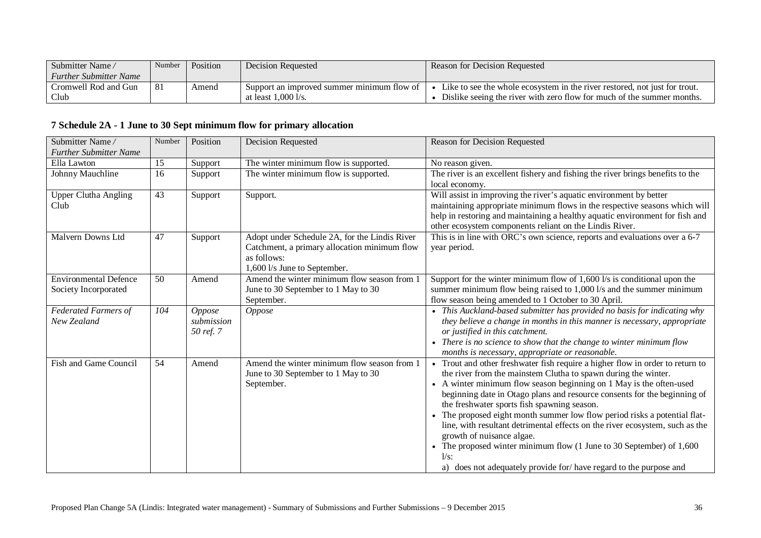| Submitter Name / *Further Submitter Name* | Number | Position | Decision Requested | Reason for Decision Requested |
|---|---|---|---|---|
| Cromwell Rod and Gun Club | 81 | Amend | Support an improved summer minimum flow of at least 1,000 l/s. | • Like to see the whole ecosystem in the river restored, not just for trout. • Dislike seeing the river with zero flow for much of the summer months. |

### 7 Schedule 2A - 1 June to 30 Sept minimum flow for primary allocation

| Submitter Name / *Further Submitter Name* | Number | Position | Decision Requested | Reason for Decision Requested |
|---|---|---|---|---|
| Ella Lawton | 15 | Support | The winter minimum flow is supported. | No reason given. |
| Johnny Mauchline | 16 | Support | The winter minimum flow is supported. | The river is an excellent fishery and fishing the river brings benefits to the local economy. |
| Upper Clutha Angling Club | 43 | Support | Support. | Will assist in improving the river's aquatic environment by better maintaining appropriate minimum flows in the respective seasons which will help in restoring and maintaining a healthy aquatic environment for fish and other ecosystem components reliant on the Lindis River. |
| Malvern Downs Ltd | 47 | Support | Adopt under Schedule 2A, for the Lindis River Catchment, a primary allocation minimum flow as follows: 1,600 l/s June to September. | This is in line with ORC's own science, reports and evaluations over a 6-7 year period. |
| Environmental Defence Society Incorporated | 50 | Amend | Amend the winter minimum flow season from 1 June to 30 September to 1 May to 30 September. | Support for the winter minimum flow of 1,600 l/s is conditional upon the summer minimum flow being raised to 1,000 l/s and the summer minimum flow season being amended to 1 October to 30 April. |
| *Federated Farmers of New Zealand* | *104* | *Oppose submission 50 ref. 7* | *Oppose* | • *This Auckland-based submitter has provided no basis for indicating why they believe a change in months in this manner is necessary, appropriate or justified in this catchment.* • *There is no science to show that the change to winter minimum flow months is necessary, appropriate or reasonable.* |
| Fish and Game Council | 54 | Amend | Amend the winter minimum flow season from 1 June to 30 September to 1 May to 30 September. | • Trout and other freshwater fish require a higher flow in order to return to the river from the mainstem Clutha to spawn during the winter. • A winter minimum flow season beginning on 1 May is the often-used beginning date in Otago plans and resource consents for the beginning of the freshwater sports fish spawning season. • The proposed eight month summer low flow period risks a potential flat-line, with resultant detrimental effects on the river ecosystem, such as the growth of nuisance algae. • The proposed winter minimum flow (1 June to 30 September) of 1,600 l/s: a) does not adequately provide for/ have regard to the purpose and |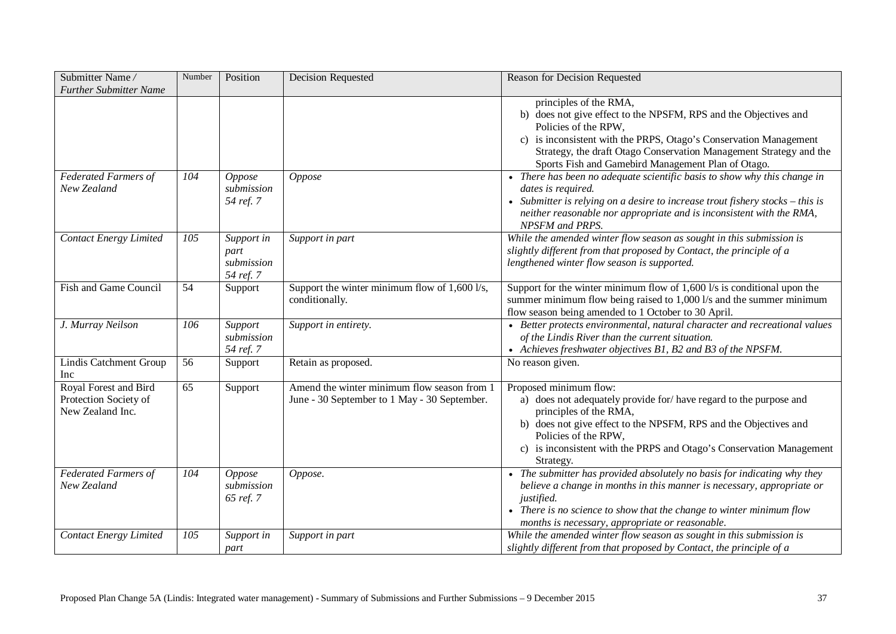| Submitter Name / *Further Submitter Name* | Number | Position | Decision Requested | Reason for Decision Requested |
|---|---|---|---|---|
| | | | | principles of the RMA,<br>b) does not give effect to the NPSFM, RPS and the Objectives and Policies of the RPW,<br>c) is inconsistent with the PRPS, Otago's Conservation Management Strategy, the draft Otago Conservation Management Strategy and the Sports Fish and Gamebird Management Plan of Otago. |
| *Federated Farmers of New Zealand* | *104* | *Oppose submission 54 ref. 7* | *Oppose* | • *There has been no adequate scientific basis to show why this change in dates is required.*<br>• *Submitter is relying on a desire to increase trout fishery stocks – this is neither reasonable nor appropriate and is inconsistent with the RMA, NPSFM and PRPS.* |
| *Contact Energy Limited* | *105* | *Support in part submission 54 ref. 7* | *Support in part* | *While the amended winter flow season as sought in this submission is slightly different from that proposed by Contact, the principle of a lengthened winter flow season is supported.* |
| Fish and Game Council | 54 | Support | Support the winter minimum flow of 1,600 l/s, conditionally. | Support for the winter minimum flow of 1,600 l/s is conditional upon the summer minimum flow being raised to 1,000 l/s and the summer minimum flow season being amended to 1 October to 30 April. |
| *J. Murray Neilson* | *106* | *Support submission 54 ref. 7* | *Support in entirety.* | • *Better protects environmental, natural character and recreational values of the Lindis River than the current situation.*<br>• *Achieves freshwater objectives B1, B2 and B3 of the NPSFM.* |
| Lindis Catchment Group Inc | 56 | Support | Retain as proposed. | No reason given. |
| Royal Forest and Bird Protection Society of New Zealand Inc. | 65 | Support | Amend the winter minimum flow season from 1 June - 30 September to 1 May - 30 September. | Proposed minimum flow:<br>a) does not adequately provide for/ have regard to the purpose and principles of the RMA,<br>b) does not give effect to the NPSFM, RPS and the Objectives and Policies of the RPW,<br>c) is inconsistent with the PRPS and Otago's Conservation Management Strategy. |
| *Federated Farmers of New Zealand* | *104* | *Oppose submission 65 ref. 7* | *Oppose.* | • *The submitter has provided absolutely no basis for indicating why they believe a change in months in this manner is necessary, appropriate or justified.*<br>• *There is no science to show that the change to winter minimum flow months is necessary, appropriate or reasonable.* |
| *Contact Energy Limited* | *105* | *Support in part* | *Support in part* | *While the amended winter flow season as sought in this submission is slightly different from that proposed by Contact, the principle of a* |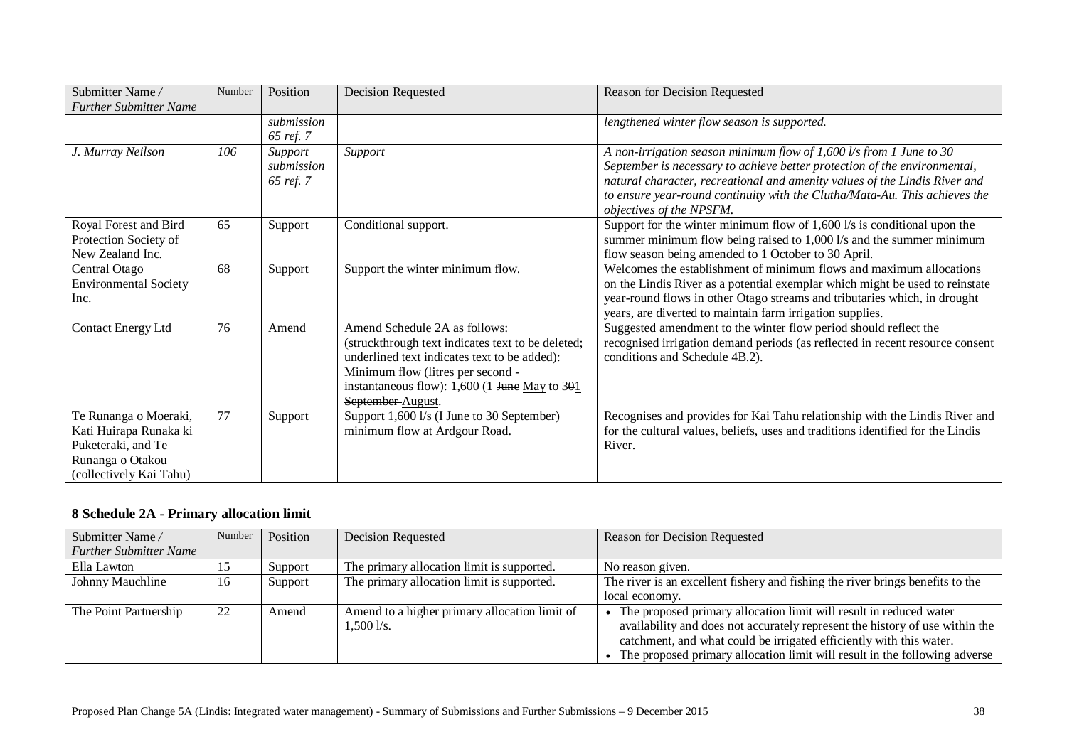| Submitter Name / *Further Submitter Name* | Number | Position | Decision Requested | Reason for Decision Requested |
|---|---|---|---|---|
| | | *submission 65 ref. 7* | | *lengthened winter flow season is supported.* |
| *J. Murray Neilson* | *106* | *Support submission 65 ref. 7* | *Support* | *A non-irrigation season minimum flow of 1,600 l/s from 1 June to 30 September is necessary to achieve better protection of the environmental, natural character, recreational and amenity values of the Lindis River and to ensure year-round continuity with the Clutha/Mata-Au. This achieves the objectives of the NPSFM.* |
| Royal Forest and Bird Protection Society of New Zealand Inc. | 65 | Support | Conditional support. | Support for the winter minimum flow of 1,600 l/s is conditional upon the summer minimum flow being raised to 1,000 l/s and the summer minimum flow season being amended to 1 October to 30 April. |
| Central Otago Environmental Society Inc. | 68 | Support | Support the winter minimum flow. | Welcomes the establishment of minimum flows and maximum allocations on the Lindis River as a potential exemplar which might be used to reinstate year-round flows in other Otago streams and tributaries which, in drought years, are diverted to maintain farm irrigation supplies. |
| Contact Energy Ltd | 76 | Amend | Amend Schedule 2A as follows: (struckthrough text indicates text to be deleted; underlined text indicates text to be added): Minimum flow (litres per second - instantaneous flow): 1,600 (1 ~~June~~ <u>May</u> to 3~~0~~<u>1</u> ~~September~~ <u>August</u>. | Suggested amendment to the winter flow period should reflect the recognised irrigation demand periods (as reflected in recent resource consent conditions and Schedule 4B.2). |
| Te Runanga o Moeraki, Kati Huirapa Runaka ki Puketeraki, and Te Runanga o Otakou (collectively Kai Tahu) | 77 | Support | Support 1,600 l/s (I June to 30 September) minimum flow at Ardgour Road. | Recognises and provides for Kai Tahu relationship with the Lindis River and for the cultural values, beliefs, uses and traditions identified for the Lindis River. |

## 8 Schedule 2A - Primary allocation limit

| Submitter Name / *Further Submitter Name* | Number | Position | Decision Requested | Reason for Decision Requested |
|---|---|---|---|---|
| Ella Lawton | 15 | Support | The primary allocation limit is supported. | No reason given. |
| Johnny Mauchline | 16 | Support | The primary allocation limit is supported. | The river is an excellent fishery and fishing the river brings benefits to the local economy. |
| The Point Partnership | 22 | Amend | Amend to a higher primary allocation limit of 1,500 l/s. | • The proposed primary allocation limit will result in reduced water availability and does not accurately represent the history of use within the catchment, and what could be irrigated efficiently with this water. • The proposed primary allocation limit will result in the following adverse |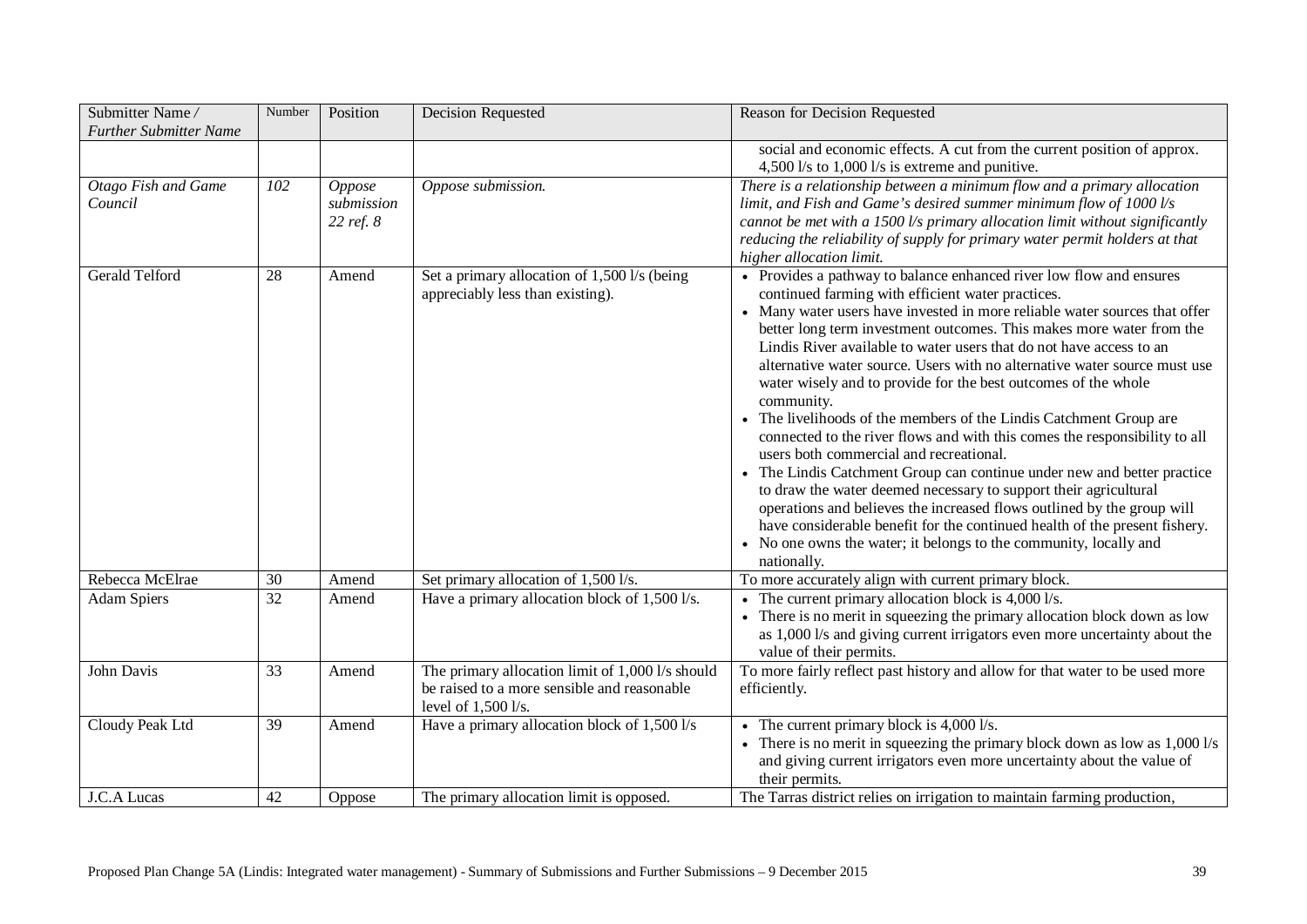| Submitter Name / *Further Submitter Name* | Number | Position | Decision Requested | Reason for Decision Requested |
|---|---|---|---|---|
| | | | | social and economic effects. A cut from the current position of approx. 4,500 l/s to 1,000 l/s is extreme and punitive. |
| *Otago Fish and Game Council* | *102* | *Oppose submission 22 ref. 8* | *Oppose submission.* | *There is a relationship between a minimum flow and a primary allocation limit, and Fish and Game's desired summer minimum flow of 1000 l/s cannot be met with a 1500 l/s primary allocation limit without significantly reducing the reliability of supply for primary water permit holders at that higher allocation limit.* |
| Gerald Telford | 28 | Amend | Set a primary allocation of 1,500 l/s (being appreciably less than existing). | • Provides a pathway to balance enhanced river low flow and ensures continued farming with efficient water practices.<br>• Many water users have invested in more reliable water sources that offer better long term investment outcomes. This makes more water from the Lindis River available to water users that do not have access to an alternative water source. Users with no alternative water source must use water wisely and to provide for the best outcomes of the whole community.<br>• The livelihoods of the members of the Lindis Catchment Group are connected to the river flows and with this comes the responsibility to all users both commercial and recreational.<br>• The Lindis Catchment Group can continue under new and better practice to draw the water deemed necessary to support their agricultural operations and believes the increased flows outlined by the group will have considerable benefit for the continued health of the present fishery.<br>• No one owns the water; it belongs to the community, locally and nationally. |
| Rebecca McElrae | 30 | Amend | Set primary allocation of 1,500 l/s. | To more accurately align with current primary block. |
| Adam Spiers | 32 | Amend | Have a primary allocation block of 1,500 l/s. | • The current primary allocation block is 4,000 l/s.<br>• There is no merit in squeezing the primary allocation block down as low as 1,000 l/s and giving current irrigators even more uncertainty about the value of their permits. |
| John Davis | 33 | Amend | The primary allocation limit of 1,000 l/s should be raised to a more sensible and reasonable level of 1,500 l/s. | To more fairly reflect past history and allow for that water to be used more efficiently. |
| Cloudy Peak Ltd | 39 | Amend | Have a primary allocation block of 1,500 l/s | • The current primary block is 4,000 l/s.<br>• There is no merit in squeezing the primary block down as low as 1,000 l/s and giving current irrigators even more uncertainty about the value of their permits. |
| J.C.A Lucas | 42 | Oppose | The primary allocation limit is opposed. | The Tarras district relies on irrigation to maintain farming production, |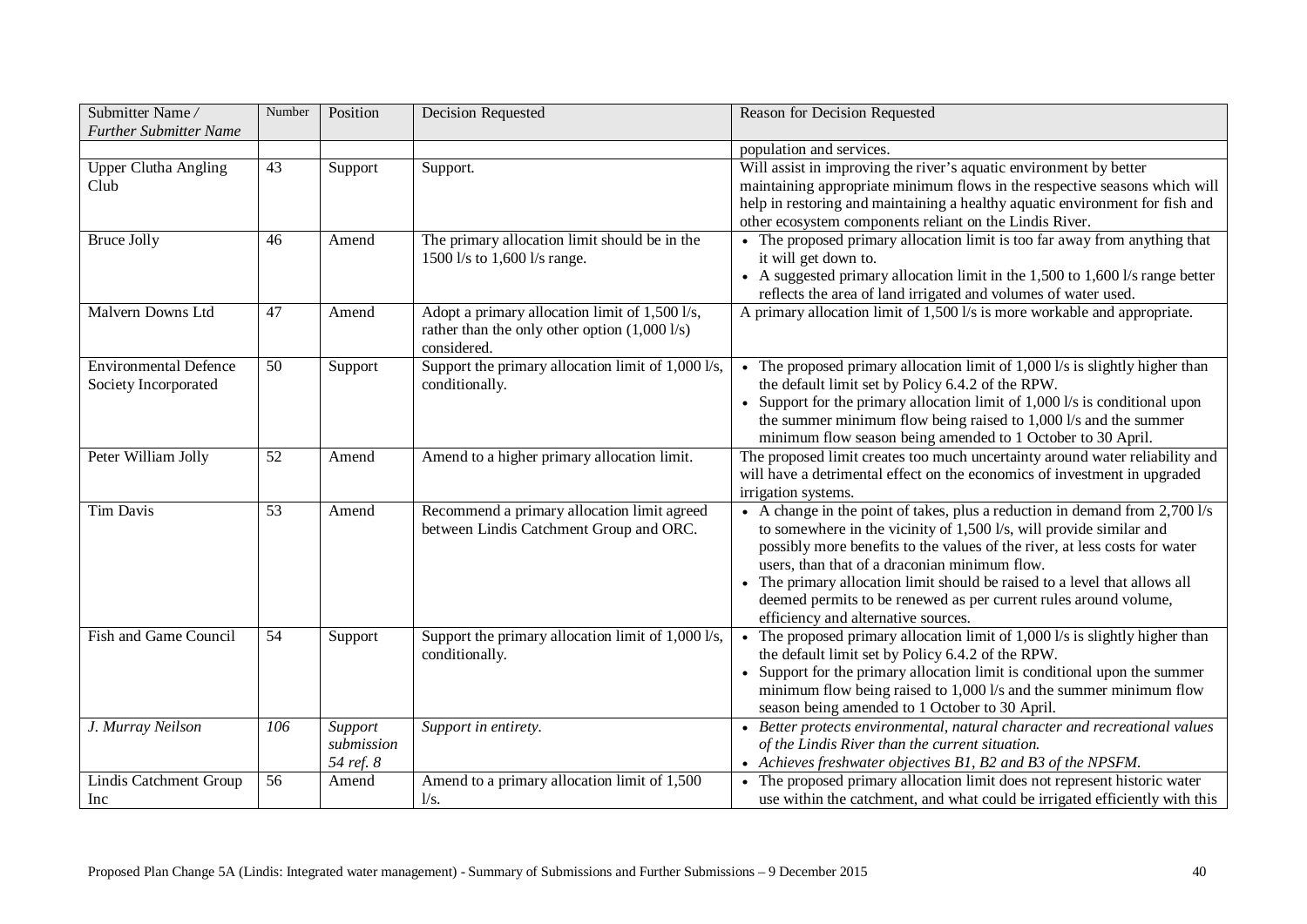| Submitter Name / *Further Submitter Name* | Number | Position | Decision Requested | Reason for Decision Requested |
|---|---|---|---|---|
| | | | | population and services. |
| Upper Clutha Angling Club | 43 | Support | Support. | Will assist in improving the river's aquatic environment by better maintaining appropriate minimum flows in the respective seasons which will help in restoring and maintaining a healthy aquatic environment for fish and other ecosystem components reliant on the Lindis River. |
| Bruce Jolly | 46 | Amend | The primary allocation limit should be in the 1500 l/s to 1,600 l/s range. | • The proposed primary allocation limit is too far away from anything that it will get down to. <br> • A suggested primary allocation limit in the 1,500 to 1,600 l/s range better reflects the area of land irrigated and volumes of water used. |
| Malvern Downs Ltd | 47 | Amend | Adopt a primary allocation limit of 1,500 l/s, rather than the only other option (1,000 l/s) considered. | A primary allocation limit of 1,500 l/s is more workable and appropriate. |
| Environmental Defence Society Incorporated | 50 | Support | Support the primary allocation limit of 1,000 l/s, conditionally. | • The proposed primary allocation limit of 1,000 l/s is slightly higher than the default limit set by Policy 6.4.2 of the RPW. <br> • Support for the primary allocation limit of 1,000 l/s is conditional upon the summer minimum flow being raised to 1,000 l/s and the summer minimum flow season being amended to 1 October to 30 April. |
| Peter William Jolly | 52 | Amend | Amend to a higher primary allocation limit. | The proposed limit creates too much uncertainty around water reliability and will have a detrimental effect on the economics of investment in upgraded irrigation systems. |
| Tim Davis | 53 | Amend | Recommend a primary allocation limit agreed between Lindis Catchment Group and ORC. | • A change in the point of takes, plus a reduction in demand from 2,700 l/s to somewhere in the vicinity of 1,500 l/s, will provide similar and possibly more benefits to the values of the river, at less costs for water users, than that of a draconian minimum flow. <br> • The primary allocation limit should be raised to a level that allows all deemed permits to be renewed as per current rules around volume, efficiency and alternative sources. |
| Fish and Game Council | 54 | Support | Support the primary allocation limit of 1,000 l/s, conditionally. | • The proposed primary allocation limit of 1,000 l/s is slightly higher than the default limit set by Policy 6.4.2 of the RPW. <br> • Support for the primary allocation limit is conditional upon the summer minimum flow being raised to 1,000 l/s and the summer minimum flow season being amended to 1 October to 30 April. |
| *J. Murray Neilson* | *106* | *Support submission 54 ref. 8* | *Support in entirety.* | • *Better protects environmental, natural character and recreational values of the Lindis River than the current situation.* <br> • *Achieves freshwater objectives B1, B2 and B3 of the NPSFM.* |
| Lindis Catchment Group Inc | 56 | Amend | Amend to a primary allocation limit of 1,500 l/s. | • The proposed primary allocation limit does not represent historic water use within the catchment, and what could be irrigated efficiently with this |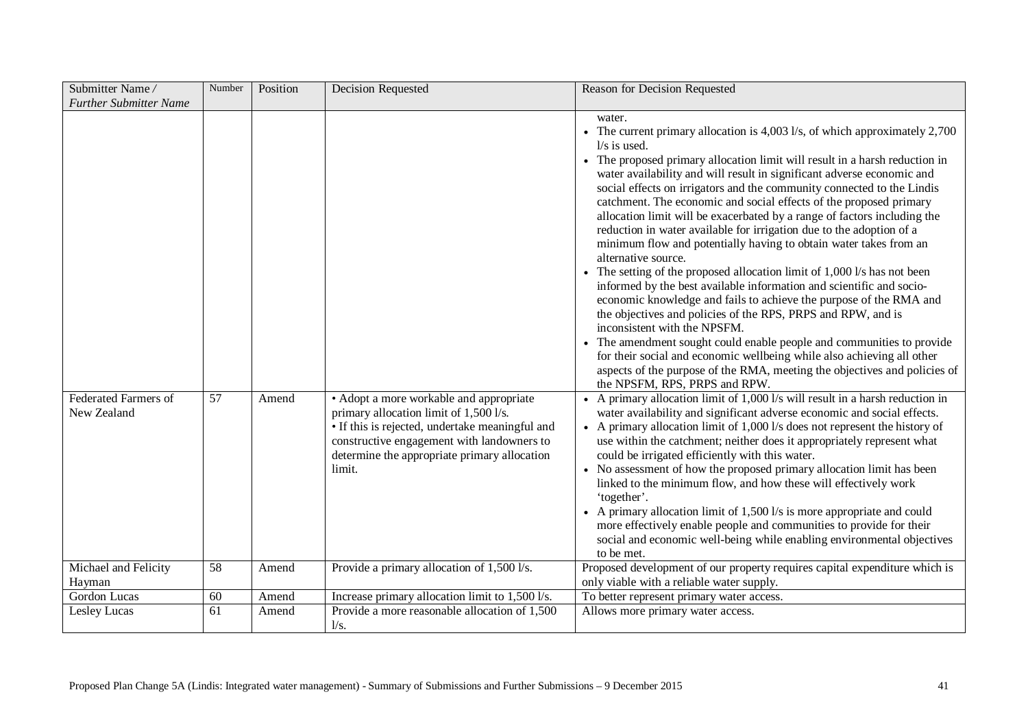| Submitter Name / *Further Submitter Name* | Number | Position | Decision Requested | Reason for Decision Requested |
|---|---|---|---|---|
| | | | | water.<br>• The current primary allocation is 4,003 l/s, of which approximately 2,700 l/s is used.<br>• The proposed primary allocation limit will result in a harsh reduction in water availability and will result in significant adverse economic and social effects on irrigators and the community connected to the Lindis catchment. The economic and social effects of the proposed primary allocation limit will be exacerbated by a range of factors including the reduction in water available for irrigation due to the adoption of a minimum flow and potentially having to obtain water takes from an alternative source.<br>• The setting of the proposed allocation limit of 1,000 l/s has not been informed by the best available information and scientific and socio-economic knowledge and fails to achieve the purpose of the RMA and the objectives and policies of the RPS, PRPS and RPW, and is inconsistent with the NPSFM.<br>• The amendment sought could enable people and communities to provide for their social and economic wellbeing while also achieving all other aspects of the purpose of the RMA, meeting the objectives and policies of the NPSFM, RPS, PRPS and RPW. |
| Federated Farmers of New Zealand | 57 | Amend | • Adopt a more workable and appropriate primary allocation limit of 1,500 l/s.<br>• If this is rejected, undertake meaningful and constructive engagement with landowners to determine the appropriate primary allocation limit. | • A primary allocation limit of 1,000 l/s will result in a harsh reduction in water availability and significant adverse economic and social effects.<br>• A primary allocation limit of 1,000 l/s does not represent the history of use within the catchment; neither does it appropriately represent what could be irrigated efficiently with this water.<br>• No assessment of how the proposed primary allocation limit has been linked to the minimum flow, and how these will effectively work 'together'.<br>• A primary allocation limit of 1,500 l/s is more appropriate and could more effectively enable people and communities to provide for their social and economic well-being while enabling environmental objectives to be met. |
| Michael and Felicity Hayman | 58 | Amend | Provide a primary allocation of 1,500 l/s. | Proposed development of our property requires capital expenditure which is only viable with a reliable water supply. |
| Gordon Lucas | 60 | Amend | Increase primary allocation limit to 1,500 l/s. | To better represent primary water access. |
| Lesley Lucas | 61 | Amend | Provide a more reasonable allocation of 1,500 l/s. | Allows more primary water access. |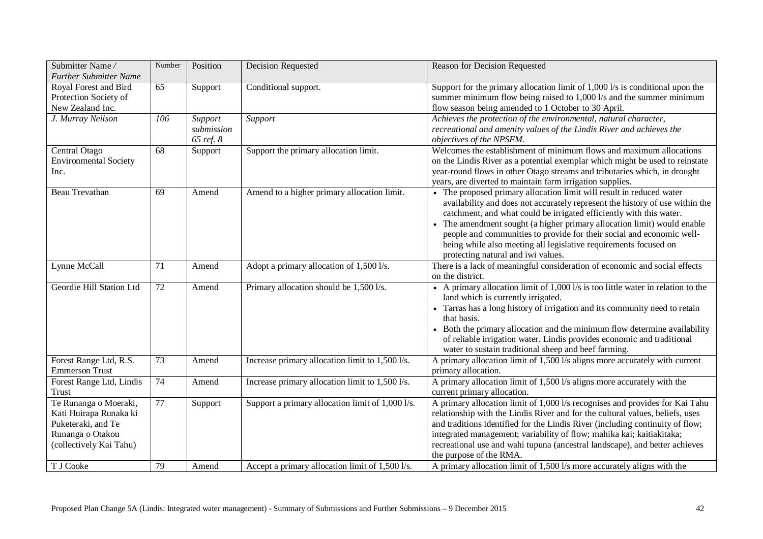| Submitter Name / *Further Submitter Name* | Number | Position | Decision Requested | Reason for Decision Requested |
|---|---|---|---|---|
| Royal Forest and Bird Protection Society of New Zealand Inc. | 65 | Support | Conditional support. | Support for the primary allocation limit of 1,000 l/s is conditional upon the summer minimum flow being raised to 1,000 l/s and the summer minimum flow season being amended to 1 October to 30 April. |
| *J. Murray Neilson* | *106* | *Support submission 65 ref. 8* | *Support* | *Achieves the protection of the environmental, natural character, recreational and amenity values of the Lindis River and achieves the objectives of the NPSFM.* |
| Central Otago Environmental Society Inc. | 68 | Support | Support the primary allocation limit. | Welcomes the establishment of minimum flows and maximum allocations on the Lindis River as a potential exemplar which might be used to reinstate year-round flows in other Otago streams and tributaries which, in drought years, are diverted to maintain farm irrigation supplies. |
| Beau Trevathan | 69 | Amend | Amend to a higher primary allocation limit. | • The proposed primary allocation limit will result in reduced water availability and does not accurately represent the history of use within the catchment, and what could be irrigated efficiently with this water. • The amendment sought (a higher primary allocation limit) would enable people and communities to provide for their social and economic well-being while also meeting all legislative requirements focused on protecting natural and iwi values. |
| Lynne McCall | 71 | Amend | Adopt a primary allocation of 1,500 l/s. | There is a lack of meaningful consideration of economic and social effects on the district. |
| Geordie Hill Station Ltd | 72 | Amend | Primary allocation should be 1,500 l/s. | • A primary allocation limit of 1,000 l/s is too little water in relation to the land which is currently irrigated. • Tarras has a long history of irrigation and its community need to retain that basis. • Both the primary allocation and the minimum flow determine availability of reliable irrigation water. Lindis provides economic and traditional water to sustain traditional sheep and beef farming. |
| Forest Range Ltd, R.S. Emmerson Trust | 73 | Amend | Increase primary allocation limit to 1,500 l/s. | A primary allocation limit of 1,500 l/s aligns more accurately with current primary allocation. |
| Forest Range Ltd, Lindis Trust | 74 | Amend | Increase primary allocation limit to 1,500 l/s. | A primary allocation limit of 1,500 l/s aligns more accurately with the current primary allocation. |
| Te Runanga o Moeraki, Kati Huirapa Runaka ki Puketeraki, and Te Runanga o Otakou (collectively Kai Tahu) | 77 | Support | Support a primary allocation limit of 1,000 l/s. | A primary allocation limit of 1,000 l/s recognises and provides for Kai Tahu relationship with the Lindis River and for the cultural values, beliefs, uses and traditions identified for the Lindis River (including continuity of flow; integrated management; variability of flow; mahika kai; kaitiakitaka; recreational use and wahi tupuna (ancestral landscape), and better achieves the purpose of the RMA. |
| T J Cooke | 79 | Amend | Accept a primary allocation limit of 1,500 l/s. | A primary allocation limit of 1,500 l/s more accurately aligns with the |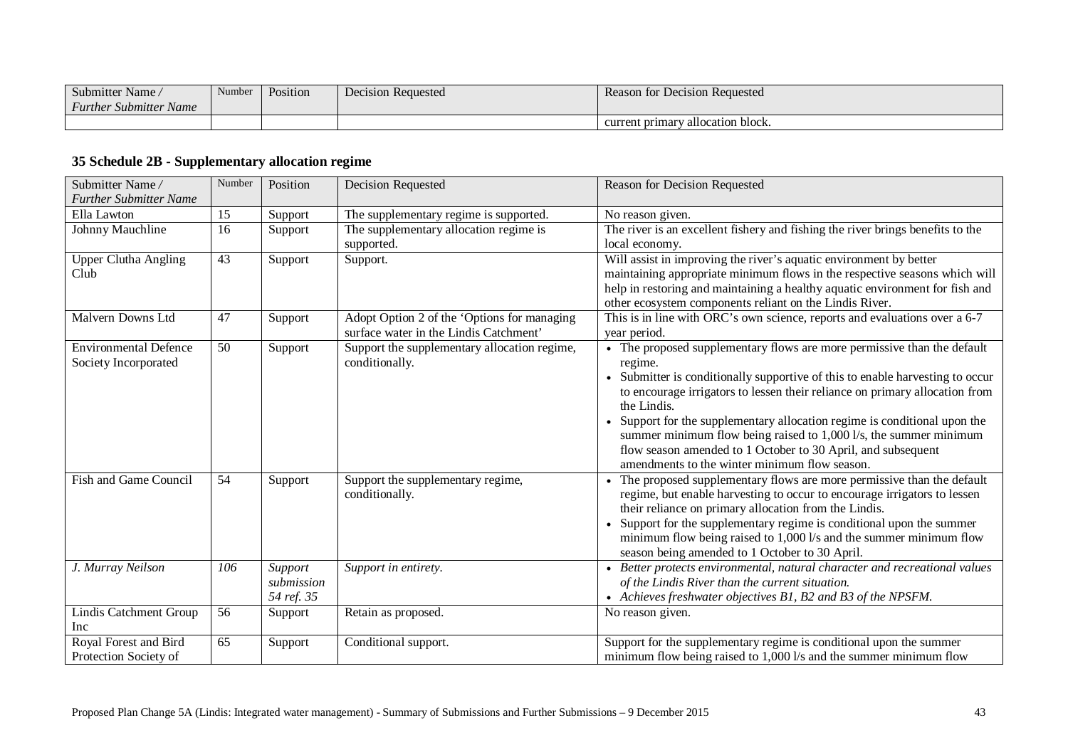| Submitter Name / *Further Submitter Name* | Number | Position | Decision Requested | Reason for Decision Requested |
|---|---|---|---|---|
| | | | | current primary allocation block. |

### 35 Schedule 2B - Supplementary allocation regime

| Submitter Name / *Further Submitter Name* | Number | Position | Decision Requested | Reason for Decision Requested |
|---|---|---|---|---|
| Ella Lawton | 15 | Support | The supplementary regime is supported. | No reason given. |
| Johnny Mauchline | 16 | Support | The supplementary allocation regime is supported. | The river is an excellent fishery and fishing the river brings benefits to the local economy. |
| Upper Clutha Angling Club | 43 | Support | Support. | Will assist in improving the river's aquatic environment by better maintaining appropriate minimum flows in the respective seasons which will help in restoring and maintaining a healthy aquatic environment for fish and other ecosystem components reliant on the Lindis River. |
| Malvern Downs Ltd | 47 | Support | Adopt Option 2 of the 'Options for managing surface water in the Lindis Catchment' | This is in line with ORC's own science, reports and evaluations over a 6-7 year period. |
| Environmental Defence Society Incorporated | 50 | Support | Support the supplementary allocation regime, conditionally. | • The proposed supplementary flows are more permissive than the default regime. • Submitter is conditionally supportive of this to enable harvesting to occur to encourage irrigators to lessen their reliance on primary allocation from the Lindis. • Support for the supplementary allocation regime is conditional upon the summer minimum flow being raised to 1,000 l/s, the summer minimum flow season amended to 1 October to 30 April, and subsequent amendments to the winter minimum flow season. |
| Fish and Game Council | 54 | Support | Support the supplementary regime, conditionally. | • The proposed supplementary flows are more permissive than the default regime, but enable harvesting to occur to encourage irrigators to lessen their reliance on primary allocation from the Lindis. • Support for the supplementary regime is conditional upon the summer minimum flow being raised to 1,000 l/s and the summer minimum flow season being amended to 1 October to 30 April. |
| *J. Murray Neilson* | *106* | *Support submission 54 ref. 35* | *Support in entirety.* | • *Better protects environmental, natural character and recreational values of the Lindis River than the current situation.* • *Achieves freshwater objectives B1, B2 and B3 of the NPSFM.* |
| Lindis Catchment Group Inc | 56 | Support | Retain as proposed. | No reason given. |
| Royal Forest and Bird Protection Society of | 65 | Support | Conditional support. | Support for the supplementary regime is conditional upon the summer minimum flow being raised to 1,000 l/s and the summer minimum flow |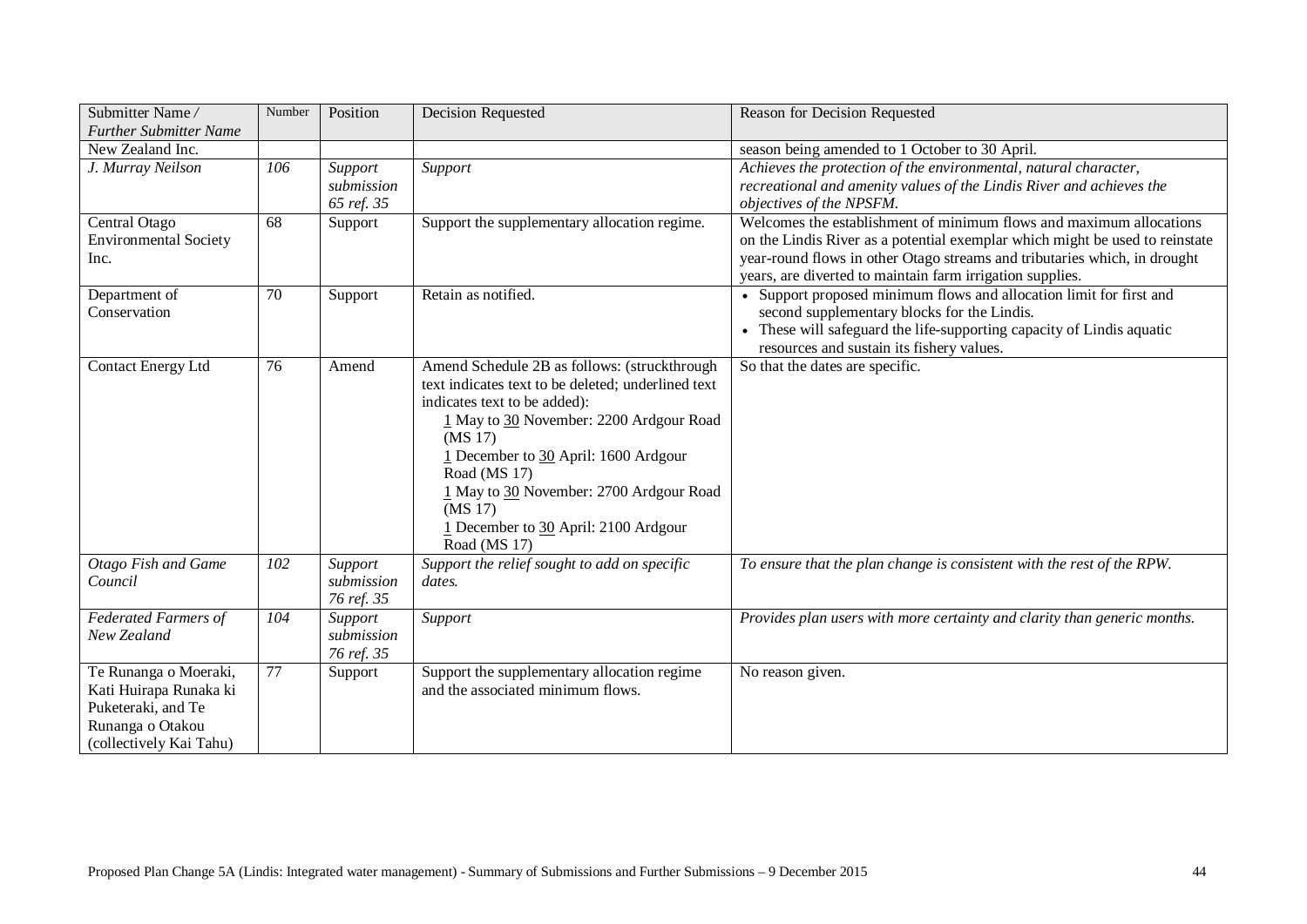| Submitter Name / *Further Submitter Name* | Number | Position | Decision Requested | Reason for Decision Requested |
|---|---|---|---|---|
| New Zealand Inc. | | | | season being amended to 1 October to 30 April. |
| *J. Murray Neilson* | *106* | *Support submission 65 ref. 35* | *Support* | *Achieves the protection of the environmental, natural character, recreational and amenity values of the Lindis River and achieves the objectives of the NPSFM.* |
| Central Otago Environmental Society Inc. | 68 | Support | Support the supplementary allocation regime. | Welcomes the establishment of minimum flows and maximum allocations on the Lindis River as a potential exemplar which might be used to reinstate year-round flows in other Otago streams and tributaries which, in drought years, are diverted to maintain farm irrigation supplies. |
| Department of Conservation | 70 | Support | Retain as notified. | • Support proposed minimum flows and allocation limit for first and second supplementary blocks for the Lindis.<br>• These will safeguard the life-supporting capacity of Lindis aquatic resources and sustain its fishery values. |
| Contact Energy Ltd | 76 | Amend | Amend Schedule 2B as follows: (struckthrough text indicates text to be deleted; underlined text indicates text to be added):<br>1 May to 30 November: 2200 Ardgour Road (MS 17)<br>1 December to 30 April: 1600 Ardgour Road (MS 17)<br>1 May to 30 November: 2700 Ardgour Road (MS 17)<br>1 December to 30 April: 2100 Ardgour Road (MS 17) | So that the dates are specific. |
| *Otago Fish and Game Council* | *102* | *Support submission 76 ref. 35* | *Support the relief sought to add on specific dates.* | *To ensure that the plan change is consistent with the rest of the RPW.* |
| *Federated Farmers of New Zealand* | *104* | *Support submission 76 ref. 35* | *Support* | *Provides plan users with more certainty and clarity than generic months.* |
| Te Runanga o Moeraki, Kati Huirapa Runaka ki Puketeraki, and Te Runanga o Otakou (collectively Kai Tahu) | 77 | Support | Support the supplementary allocation regime and the associated minimum flows. | No reason given. |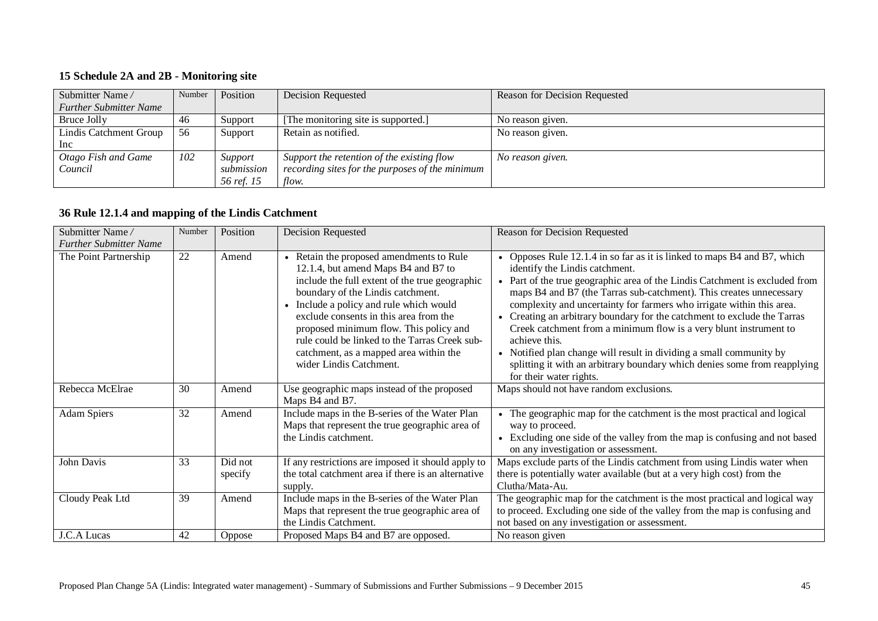### 15 Schedule 2A and 2B - Monitoring site

| Submitter Name / *Further Submitter Name* | Number | Position | Decision Requested | Reason for Decision Requested |
|---|---|---|---|---|
| Bruce Jolly | 46 | Support | [The monitoring site is supported.] | No reason given. |
| Lindis Catchment Group Inc | 56 | Support | Retain as notified. | No reason given. |
| *Otago Fish and Game Council* | *102* | *Support submission 56 ref. 15* | *Support the retention of the existing flow recording sites for the purposes of the minimum flow.* | *No reason given.* |

### 36 Rule 12.1.4 and mapping of the Lindis Catchment

| Submitter Name / *Further Submitter Name* | Number | Position | Decision Requested | Reason for Decision Requested |
|---|---|---|---|---|
| The Point Partnership | 22 | Amend | • Retain the proposed amendments to Rule 12.1.4, but amend Maps B4 and B7 to include the full extent of the true geographic boundary of the Lindis catchment.<br>• Include a policy and rule which would exclude consents in this area from the proposed minimum flow. This policy and rule could be linked to the Tarras Creek sub-catchment, as a mapped area within the wider Lindis Catchment. | • Opposes Rule 12.1.4 in so far as it is linked to maps B4 and B7, which identify the Lindis catchment.<br>• Part of the true geographic area of the Lindis Catchment is excluded from maps B4 and B7 (the Tarras sub-catchment). This creates unnecessary complexity and uncertainty for farmers who irrigate within this area.<br>• Creating an arbitrary boundary for the catchment to exclude the Tarras Creek catchment from a minimum flow is a very blunt instrument to achieve this.<br>• Notified plan change will result in dividing a small community by splitting it with an arbitrary boundary which denies some from reapplying for their water rights. |
| Rebecca McElrae | 30 | Amend | Use geographic maps instead of the proposed Maps B4 and B7. | Maps should not have random exclusions. |
| Adam Spiers | 32 | Amend | Include maps in the B-series of the Water Plan Maps that represent the true geographic area of the Lindis catchment. | • The geographic map for the catchment is the most practical and logical way to proceed.<br>• Excluding one side of the valley from the map is confusing and not based on any investigation or assessment. |
| John Davis | 33 | Did not specify | If any restrictions are imposed it should apply to the total catchment area if there is an alternative supply. | Maps exclude parts of the Lindis catchment from using Lindis water when there is potentially water available (but at a very high cost) from the Clutha/Mata-Au. |
| Cloudy Peak Ltd | 39 | Amend | Include maps in the B-series of the Water Plan Maps that represent the true geographic area of the Lindis Catchment. | The geographic map for the catchment is the most practical and logical way to proceed. Excluding one side of the valley from the map is confusing and not based on any investigation or assessment. |
| J.C.A Lucas | 42 | Oppose | Proposed Maps B4 and B7 are opposed. | No reason given |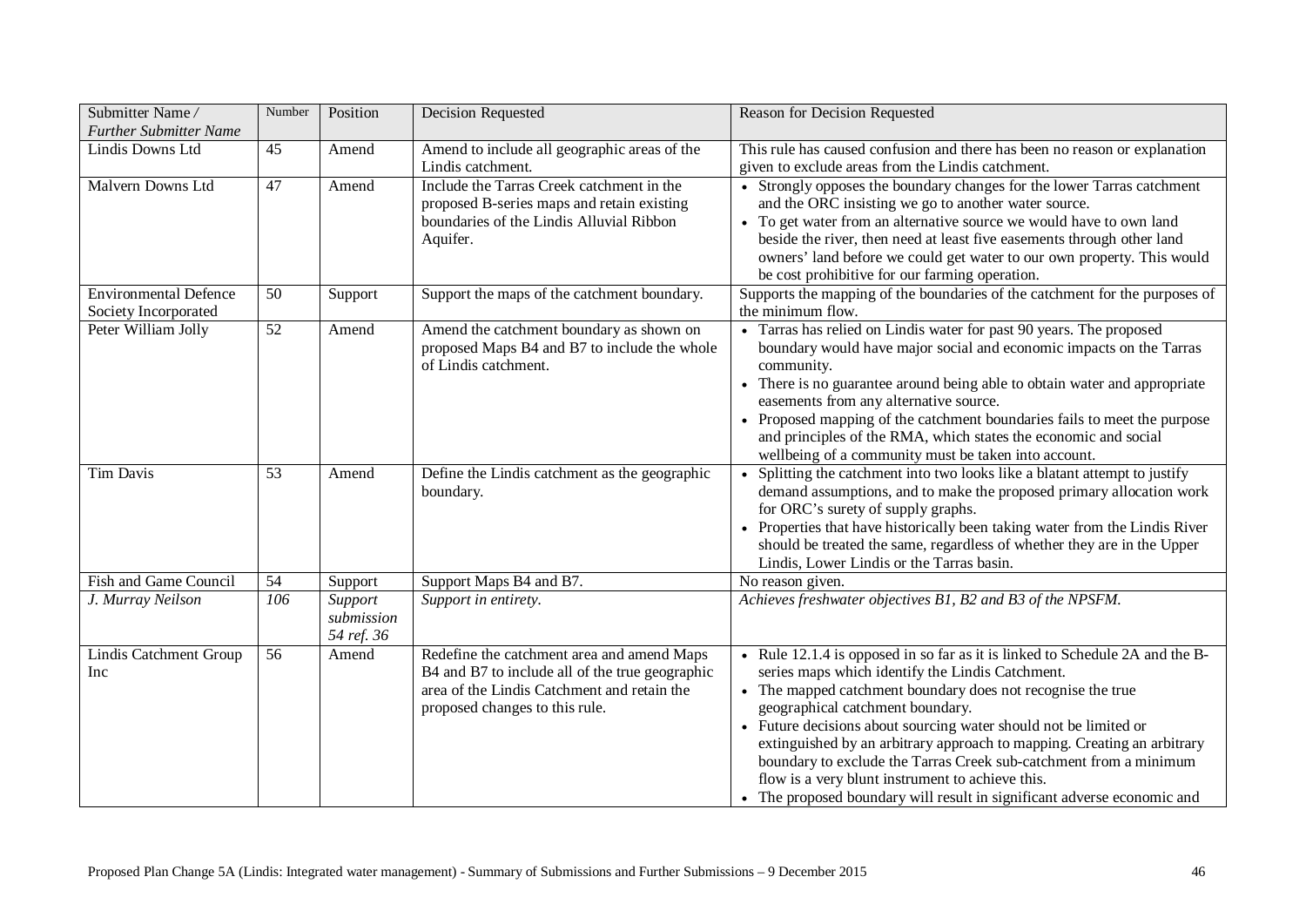| Submitter Name / *Further Submitter Name* | Number | Position | Decision Requested | Reason for Decision Requested |
|---|---|---|---|---|
| Lindis Downs Ltd | 45 | Amend | Amend to include all geographic areas of the Lindis catchment. | This rule has caused confusion and there has been no reason or explanation given to exclude areas from the Lindis catchment. |
| Malvern Downs Ltd | 47 | Amend | Include the Tarras Creek catchment in the proposed B-series maps and retain existing boundaries of the Lindis Alluvial Ribbon Aquifer. | • Strongly opposes the boundary changes for the lower Tarras catchment and the ORC insisting we go to another water source. • To get water from an alternative source we would have to own land beside the river, then need at least five easements through other land owners' land before we could get water to our own property. This would be cost prohibitive for our farming operation. |
| Environmental Defence Society Incorporated | 50 | Support | Support the maps of the catchment boundary. | Supports the mapping of the boundaries of the catchment for the purposes of the minimum flow. |
| Peter William Jolly | 52 | Amend | Amend the catchment boundary as shown on proposed Maps B4 and B7 to include the whole of Lindis catchment. | • Tarras has relied on Lindis water for past 90 years. The proposed boundary would have major social and economic impacts on the Tarras community. • There is no guarantee around being able to obtain water and appropriate easements from any alternative source. • Proposed mapping of the catchment boundaries fails to meet the purpose and principles of the RMA, which states the economic and social wellbeing of a community must be taken into account. |
| Tim Davis | 53 | Amend | Define the Lindis catchment as the geographic boundary. | • Splitting the catchment into two looks like a blatant attempt to justify demand assumptions, and to make the proposed primary allocation work for ORC's surety of supply graphs. • Properties that have historically been taking water from the Lindis River should be treated the same, regardless of whether they are in the Upper Lindis, Lower Lindis or the Tarras basin. |
| Fish and Game Council | 54 | Support | Support Maps B4 and B7. | No reason given. |
| *J. Murray Neilson* | *106* | *Support submission 54 ref. 36* | *Support in entirety.* | *Achieves freshwater objectives B1, B2 and B3 of the NPSFM.* |
| Lindis Catchment Group Inc | 56 | Amend | Redefine the catchment area and amend Maps B4 and B7 to include all of the true geographic area of the Lindis Catchment and retain the proposed changes to this rule. | • Rule 12.1.4 is opposed in so far as it is linked to Schedule 2A and the B-series maps which identify the Lindis Catchment. • The mapped catchment boundary does not recognise the true geographical catchment boundary. • Future decisions about sourcing water should not be limited or extinguished by an arbitrary approach to mapping. Creating an arbitrary boundary to exclude the Tarras Creek sub-catchment from a minimum flow is a very blunt instrument to achieve this. • The proposed boundary will result in significant adverse economic and |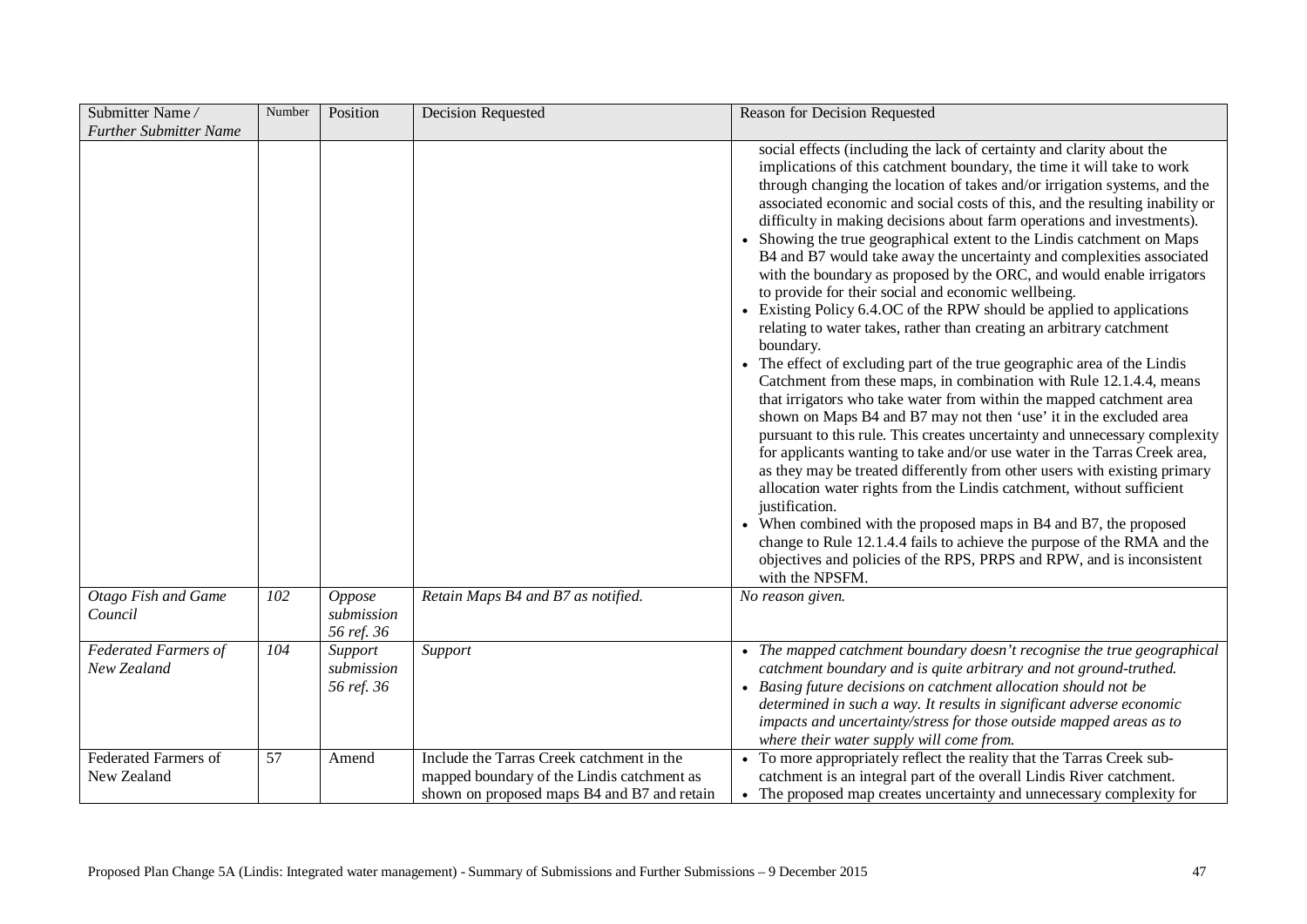| Submitter Name / *Further Submitter Name* | Number | Position | Decision Requested | Reason for Decision Requested |
|---|---|---|---|---|
| | | | | social effects (including the lack of certainty and clarity about the implications of this catchment boundary, the time it will take to work through changing the location of takes and/or irrigation systems, and the associated economic and social costs of this, and the resulting inability or difficulty in making decisions about farm operations and investments).<br>• Showing the true geographical extent to the Lindis catchment on Maps B4 and B7 would take away the uncertainty and complexities associated with the boundary as proposed by the ORC, and would enable irrigators to provide for their social and economic wellbeing.<br>• Existing Policy 6.4.OC of the RPW should be applied to applications relating to water takes, rather than creating an arbitrary catchment boundary.<br>• The effect of excluding part of the true geographic area of the Lindis Catchment from these maps, in combination with Rule 12.1.4.4, means that irrigators who take water from within the mapped catchment area shown on Maps B4 and B7 may not then 'use' it in the excluded area pursuant to this rule. This creates uncertainty and unnecessary complexity for applicants wanting to take and/or use water in the Tarras Creek area, as they may be treated differently from other users with existing primary allocation water rights from the Lindis catchment, without sufficient justification.<br>• When combined with the proposed maps in B4 and B7, the proposed change to Rule 12.1.4.4 fails to achieve the purpose of the RMA and the objectives and policies of the RPS, PRPS and RPW, and is inconsistent with the NPSFM. |
| *Otago Fish and Game Council* | *102* | *Oppose submission 56 ref. 36* | *Retain Maps B4 and B7 as notified.* | *No reason given.* |
| *Federated Farmers of New Zealand* | *104* | *Support submission 56 ref. 36* | *Support* | • *The mapped catchment boundary doesn't recognise the true geographical catchment boundary and is quite arbitrary and not ground-truthed.*<br>• *Basing future decisions on catchment allocation should not be determined in such a way. It results in significant adverse economic impacts and uncertainty/stress for those outside mapped areas as to where their water supply will come from.* |
| Federated Farmers of New Zealand | 57 | Amend | Include the Tarras Creek catchment in the mapped boundary of the Lindis catchment as shown on proposed maps B4 and B7 and retain | • To more appropriately reflect the reality that the Tarras Creek sub-catchment is an integral part of the overall Lindis River catchment.<br>• The proposed map creates uncertainty and unnecessary complexity for |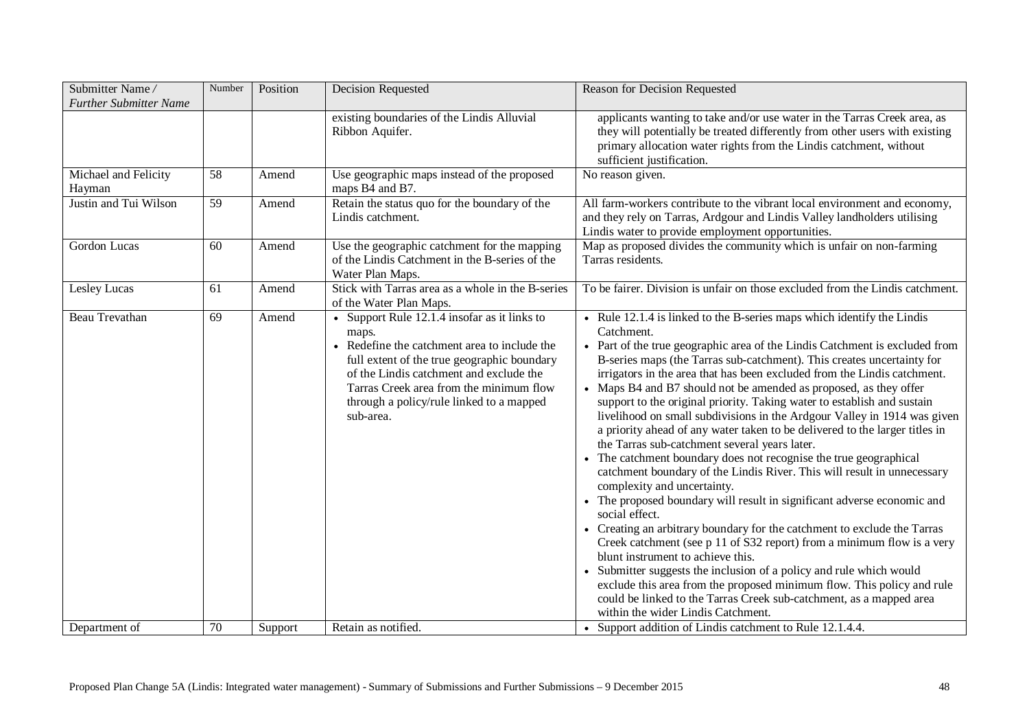| Submitter Name / *Further Submitter Name* | Number | Position | Decision Requested | Reason for Decision Requested |
|---|---|---|---|---|
| | | | existing boundaries of the Lindis Alluvial Ribbon Aquifer. | applicants wanting to take and/or use water in the Tarras Creek area, as they will potentially be treated differently from other users with existing primary allocation water rights from the Lindis catchment, without sufficient justification. |
| Michael and Felicity Hayman | 58 | Amend | Use geographic maps instead of the proposed maps B4 and B7. | No reason given. |
| Justin and Tui Wilson | 59 | Amend | Retain the status quo for the boundary of the Lindis catchment. | All farm-workers contribute to the vibrant local environment and economy, and they rely on Tarras, Ardgour and Lindis Valley landholders utilising Lindis water to provide employment opportunities. |
| Gordon Lucas | 60 | Amend | Use the geographic catchment for the mapping of the Lindis Catchment in the B-series of the Water Plan Maps. | Map as proposed divides the community which is unfair on non-farming Tarras residents. |
| Lesley Lucas | 61 | Amend | Stick with Tarras area as a whole in the B-series of the Water Plan Maps. | To be fairer. Division is unfair on those excluded from the Lindis catchment. |
| Beau Trevathan | 69 | Amend | • Support Rule 12.1.4 insofar as it links to maps.<br>• Redefine the catchment area to include the full extent of the true geographic boundary of the Lindis catchment and exclude the Tarras Creek area from the minimum flow through a policy/rule linked to a mapped sub-area. | • Rule 12.1.4 is linked to the B-series maps which identify the Lindis Catchment.<br>• Part of the true geographic area of the Lindis Catchment is excluded from B-series maps (the Tarras sub-catchment). This creates uncertainty for irrigators in the area that has been excluded from the Lindis catchment.<br>• Maps B4 and B7 should not be amended as proposed, as they offer support to the original priority. Taking water to establish and sustain livelihood on small subdivisions in the Ardgour Valley in 1914 was given a priority ahead of any water taken to be delivered to the larger titles in the Tarras sub-catchment several years later.<br>• The catchment boundary does not recognise the true geographical catchment boundary of the Lindis River. This will result in unnecessary complexity and uncertainty.<br>• The proposed boundary will result in significant adverse economic and social effect.<br>• Creating an arbitrary boundary for the catchment to exclude the Tarras Creek catchment (see p 11 of S32 report) from a minimum flow is a very blunt instrument to achieve this.<br>• Submitter suggests the inclusion of a policy and rule which would exclude this area from the proposed minimum flow. This policy and rule could be linked to the Tarras Creek sub-catchment, as a mapped area within the wider Lindis Catchment. |
| Department of | 70 | Support | Retain as notified. | • Support addition of Lindis catchment to Rule 12.1.4.4. |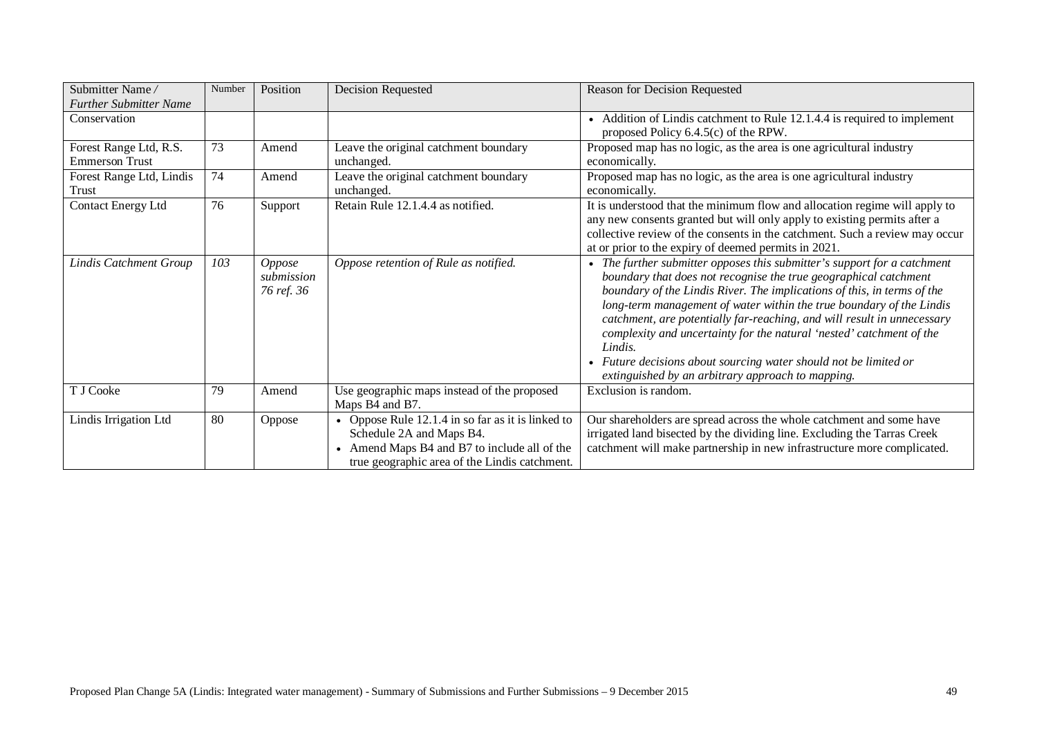| Submitter Name / *Further Submitter Name* | Number | Position | Decision Requested | Reason for Decision Requested |
|---|---|---|---|---|
| Conservation | | | | • Addition of Lindis catchment to Rule 12.1.4.4 is required to implement proposed Policy 6.4.5(c) of the RPW. |
| Forest Range Ltd, R.S. Emmerson Trust | 73 | Amend | Leave the original catchment boundary unchanged. | Proposed map has no logic, as the area is one agricultural industry economically. |
| Forest Range Ltd, Lindis Trust | 74 | Amend | Leave the original catchment boundary unchanged. | Proposed map has no logic, as the area is one agricultural industry economically. |
| Contact Energy Ltd | 76 | Support | Retain Rule 12.1.4.4 as notified. | It is understood that the minimum flow and allocation regime will apply to any new consents granted but will only apply to existing permits after a collective review of the consents in the catchment. Such a review may occur at or prior to the expiry of deemed permits in 2021. |
| *Lindis Catchment Group* | *103* | *Oppose submission 76 ref. 36* | *Oppose retention of Rule as notified.* | • *The further submitter opposes this submitter's support for a catchment boundary that does not recognise the true geographical catchment boundary of the Lindis River. The implications of this, in terms of the long-term management of water within the true boundary of the Lindis catchment, are potentially far-reaching, and will result in unnecessary complexity and uncertainty for the natural 'nested' catchment of the Lindis.* <br> • *Future decisions about sourcing water should not be limited or extinguished by an arbitrary approach to mapping.* |
| T J Cooke | 79 | Amend | Use geographic maps instead of the proposed Maps B4 and B7. | Exclusion is random. |
| Lindis Irrigation Ltd | 80 | Oppose | • Oppose Rule 12.1.4 in so far as it is linked to Schedule 2A and Maps B4. <br> • Amend Maps B4 and B7 to include all of the true geographic area of the Lindis catchment. | Our shareholders are spread across the whole catchment and some have irrigated land bisected by the dividing line. Excluding the Tarras Creek catchment will make partnership in new infrastructure more complicated. |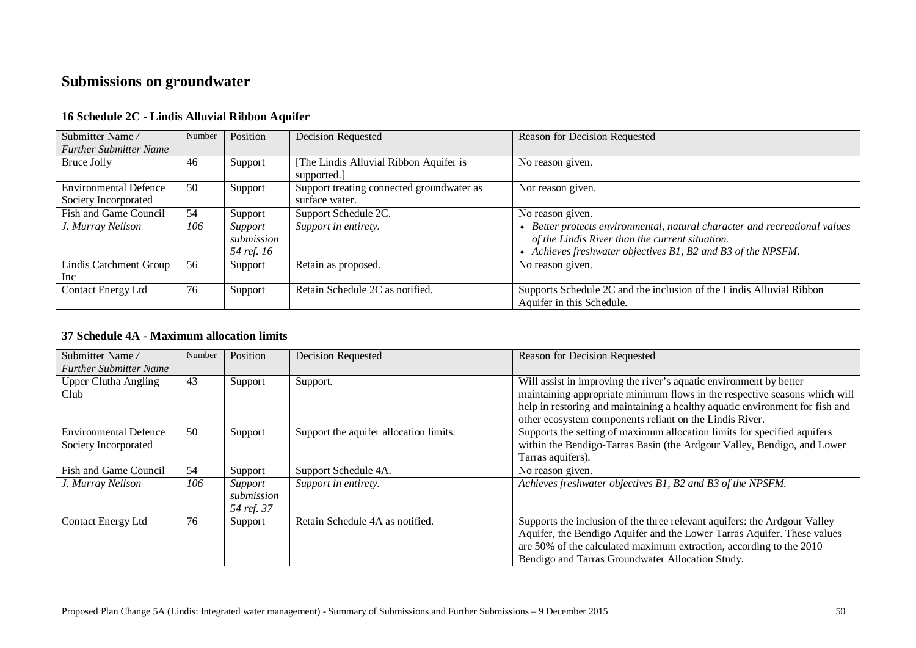# Submissions on groundwater

## 16 Schedule 2C - Lindis Alluvial Ribbon Aquifer

| Submitter Name / *Further Submitter Name* | Number | Position | Decision Requested | Reason for Decision Requested |
|---|---|---|---|---|
| Bruce Jolly | 46 | Support | [The Lindis Alluvial Ribbon Aquifer is supported.] | No reason given. |
| Environmental Defence Society Incorporated | 50 | Support | Support treating connected groundwater as surface water. | Nor reason given. |
| Fish and Game Council | 54 | Support | Support Schedule 2C. | No reason given. |
| *J. Murray Neilson* | *106* | *Support submission 54 ref. 16* | *Support in entirety.* | • *Better protects environmental, natural character and recreational values of the Lindis River than the current situation.* • *Achieves freshwater objectives B1, B2 and B3 of the NPSFM.* |
| Lindis Catchment Group Inc | 56 | Support | Retain as proposed. | No reason given. |
| Contact Energy Ltd | 76 | Support | Retain Schedule 2C as notified. | Supports Schedule 2C and the inclusion of the Lindis Alluvial Ribbon Aquifer in this Schedule. |

## 37 Schedule 4A - Maximum allocation limits

| Submitter Name / *Further Submitter Name* | Number | Position | Decision Requested | Reason for Decision Requested |
|---|---|---|---|---|
| Upper Clutha Angling Club | 43 | Support | Support. | Will assist in improving the river's aquatic environment by better maintaining appropriate minimum flows in the respective seasons which will help in restoring and maintaining a healthy aquatic environment for fish and other ecosystem components reliant on the Lindis River. |
| Environmental Defence Society Incorporated | 50 | Support | Support the aquifer allocation limits. | Supports the setting of maximum allocation limits for specified aquifers within the Bendigo-Tarras Basin (the Ardgour Valley, Bendigo, and Lower Tarras aquifers). |
| Fish and Game Council | 54 | Support | Support Schedule 4A. | No reason given. |
| *J. Murray Neilson* | *106* | *Support submission 54 ref. 37* | *Support in entirety.* | *Achieves freshwater objectives B1, B2 and B3 of the NPSFM.* |
| Contact Energy Ltd | 76 | Support | Retain Schedule 4A as notified. | Supports the inclusion of the three relevant aquifers: the Ardgour Valley Aquifer, the Bendigo Aquifer and the Lower Tarras Aquifer. These values are 50% of the calculated maximum extraction, according to the 2010 Bendigo and Tarras Groundwater Allocation Study. |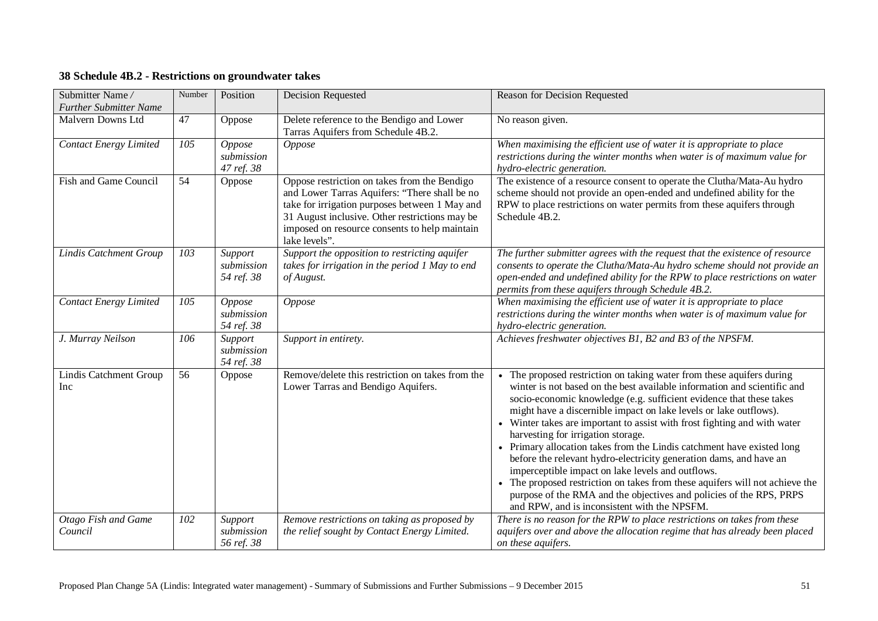## 38 Schedule 4B.2 - Restrictions on groundwater takes

| Submitter Name / *Further Submitter Name* | Number | Position | Decision Requested | Reason for Decision Requested |
|---|---|---|---|---|
| Malvern Downs Ltd | 47 | Oppose | Delete reference to the Bendigo and Lower Tarras Aquifers from Schedule 4B.2. | No reason given. |
| *Contact Energy Limited* | *105* | *Oppose submission 47 ref. 38* | *Oppose* | *When maximising the efficient use of water it is appropriate to place restrictions during the winter months when water is of maximum value for hydro-electric generation.* |
| Fish and Game Council | 54 | Oppose | Oppose restriction on takes from the Bendigo and Lower Tarras Aquifers: "There shall be no take for irrigation purposes between 1 May and 31 August inclusive. Other restrictions may be imposed on resource consents to help maintain lake levels". | The existence of a resource consent to operate the Clutha/Mata-Au hydro scheme should not provide an open-ended and undefined ability for the RPW to place restrictions on water permits from these aquifers through Schedule 4B.2. |
| *Lindis Catchment Group* | *103* | *Support submission 54 ref. 38* | *Support the opposition to restricting aquifer takes for irrigation in the period 1 May to end of August.* | *The further submitter agrees with the request that the existence of resource consents to operate the Clutha/Mata-Au hydro scheme should not provide an open-ended and undefined ability for the RPW to place restrictions on water permits from these aquifers through Schedule 4B.2.* |
| *Contact Energy Limited* | *105* | *Oppose submission 54 ref. 38* | *Oppose* | *When maximising the efficient use of water it is appropriate to place restrictions during the winter months when water is of maximum value for hydro-electric generation.* |
| *J. Murray Neilson* | *106* | *Support submission 54 ref. 38* | *Support in entirety.* | *Achieves freshwater objectives B1, B2 and B3 of the NPSFM.* |
| Lindis Catchment Group Inc | 56 | Oppose | Remove/delete this restriction on takes from the Lower Tarras and Bendigo Aquifers. | • The proposed restriction on taking water from these aquifers during winter is not based on the best available information and scientific and socio-economic knowledge (e.g. sufficient evidence that these takes might have a discernible impact on lake levels or lake outflows).<br>• Winter takes are important to assist with frost fighting and with water harvesting for irrigation storage.<br>• Primary allocation takes from the Lindis catchment have existed long before the relevant hydro-electricity generation dams, and have an imperceptible impact on lake levels and outflows.<br>• The proposed restriction on takes from these aquifers will not achieve the purpose of the RMA and the objectives and policies of the RPS, PRPS and RPW, and is inconsistent with the NPSFM. |
| *Otago Fish and Game Council* | *102* | *Support submission 56 ref. 38* | *Remove restrictions on taking as proposed by the relief sought by Contact Energy Limited.* | *There is no reason for the RPW to place restrictions on takes from these aquifers over and above the allocation regime that has already been placed on these aquifers.* |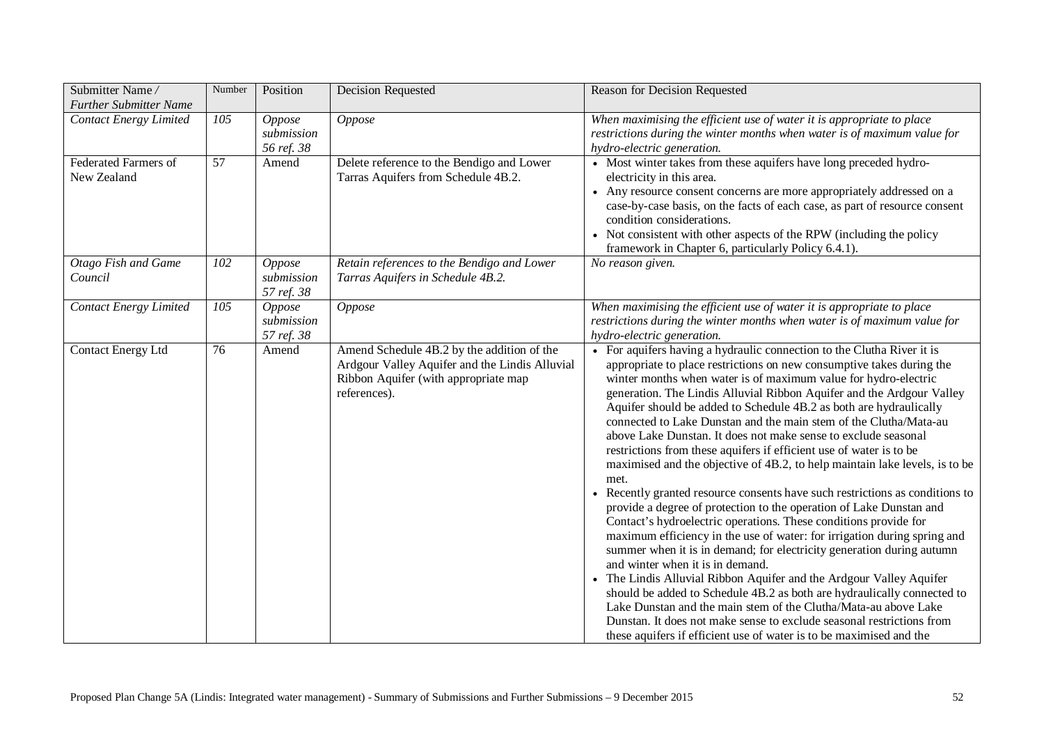| Submitter Name / *Further Submitter Name* | Number | Position | Decision Requested | Reason for Decision Requested |
|---|---|---|---|---|
| *Contact Energy Limited* | *105* | *Oppose submission 56 ref. 38* | *Oppose* | *When maximising the efficient use of water it is appropriate to place restrictions during the winter months when water is of maximum value for hydro-electric generation.* |
| Federated Farmers of New Zealand | 57 | Amend | Delete reference to the Bendigo and Lower Tarras Aquifers from Schedule 4B.2. | • Most winter takes from these aquifers have long preceded hydro-electricity in this area.<br>• Any resource consent concerns are more appropriately addressed on a case-by-case basis, on the facts of each case, as part of resource consent condition considerations.<br>• Not consistent with other aspects of the RPW (including the policy framework in Chapter 6, particularly Policy 6.4.1). |
| *Otago Fish and Game Council* | *102* | *Oppose submission 57 ref. 38* | *Retain references to the Bendigo and Lower Tarras Aquifers in Schedule 4B.2.* | *No reason given.* |
| *Contact Energy Limited* | *105* | *Oppose submission 57 ref. 38* | *Oppose* | *When maximising the efficient use of water it is appropriate to place restrictions during the winter months when water is of maximum value for hydro-electric generation.* |
| Contact Energy Ltd | 76 | Amend | Amend Schedule 4B.2 by the addition of the Ardgour Valley Aquifer and the Lindis Alluvial Ribbon Aquifer (with appropriate map references). | • For aquifers having a hydraulic connection to the Clutha River it is appropriate to place restrictions on new consumptive takes during the winter months when water is of maximum value for hydro-electric generation. The Lindis Alluvial Ribbon Aquifer and the Ardgour Valley Aquifer should be added to Schedule 4B.2 as both are hydraulically connected to Lake Dunstan and the main stem of the Clutha/Mata-au above Lake Dunstan. It does not make sense to exclude seasonal restrictions from these aquifers if efficient use of water is to be maximised and the objective of 4B.2, to help maintain lake levels, is to be met.<br>• Recently granted resource consents have such restrictions as conditions to provide a degree of protection to the operation of Lake Dunstan and Contact's hydroelectric operations. These conditions provide for maximum efficiency in the use of water: for irrigation during spring and summer when it is in demand; for electricity generation during autumn and winter when it is in demand.<br>• The Lindis Alluvial Ribbon Aquifer and the Ardgour Valley Aquifer should be added to Schedule 4B.2 as both are hydraulically connected to Lake Dunstan and the main stem of the Clutha/Mata-au above Lake Dunstan. It does not make sense to exclude seasonal restrictions from these aquifers if efficient use of water is to be maximised and the |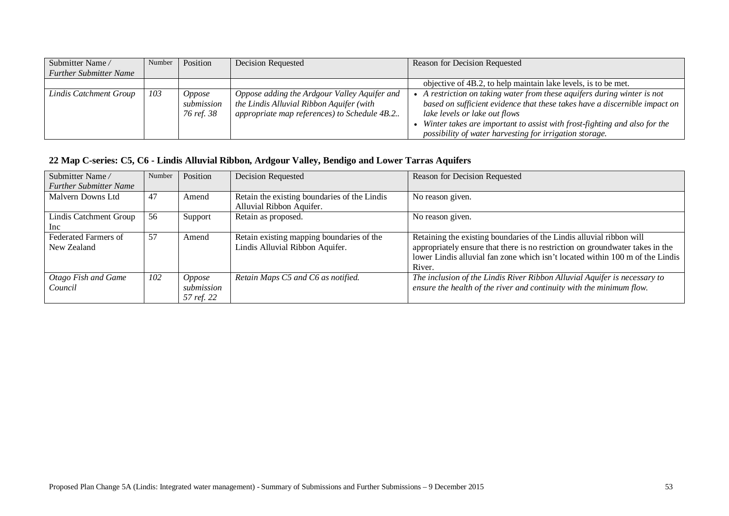| Submitter Name / *Further Submitter Name* | Number | Position | Decision Requested | Reason for Decision Requested |
|---|---|---|---|---|
| | | | | objective of 4B.2, to help maintain lake levels, is to be met. |
| *Lindis Catchment Group* | *103* | *Oppose submission 76 ref. 38* | *Oppose adding the Ardgour Valley Aquifer and the Lindis Alluvial Ribbon Aquifer (with appropriate map references) to Schedule 4B.2..* | • *A restriction on taking water from these aquifers during winter is not based on sufficient evidence that these takes have a discernible impact on lake levels or lake out flows*<br>• *Winter takes are important to assist with frost-fighting and also for the possibility of water harvesting for irrigation storage.* |

## 22 Map C-series: C5, C6 - Lindis Alluvial Ribbon, Ardgour Valley, Bendigo and Lower Tarras Aquifers

| Submitter Name / *Further Submitter Name* | Number | Position | Decision Requested | Reason for Decision Requested |
|---|---|---|---|---|
| Malvern Downs Ltd | 47 | Amend | Retain the existing boundaries of the Lindis Alluvial Ribbon Aquifer. | No reason given. |
| Lindis Catchment Group Inc | 56 | Support | Retain as proposed. | No reason given. |
| Federated Farmers of New Zealand | 57 | Amend | Retain existing mapping boundaries of the Lindis Alluvial Ribbon Aquifer. | Retaining the existing boundaries of the Lindis alluvial ribbon will appropriately ensure that there is no restriction on groundwater takes in the lower Lindis alluvial fan zone which isn't located within 100 m of the Lindis River. |
| *Otago Fish and Game Council* | *102* | *Oppose submission 57 ref. 22* | *Retain Maps C5 and C6 as notified.* | *The inclusion of the Lindis River Ribbon Alluvial Aquifer is necessary to ensure the health of the river and continuity with the minimum flow.* |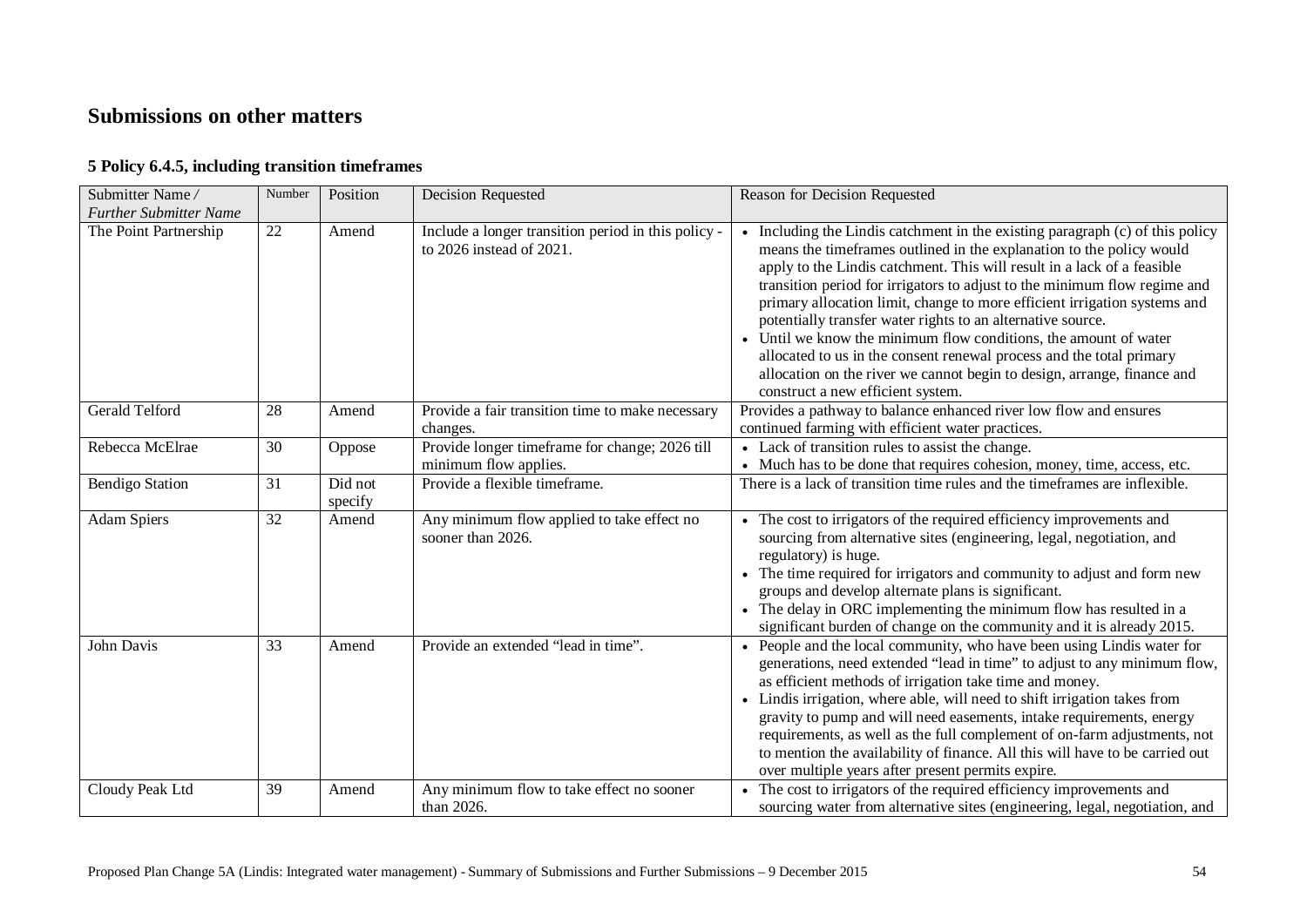## Submissions on other matters

### 5 Policy 6.4.5, including transition timeframes

| Submitter Name / *Further Submitter Name* | Number | Position | Decision Requested | Reason for Decision Requested |
|---|---|---|---|---|
| The Point Partnership | 22 | Amend | Include a longer transition period in this policy - to 2026 instead of 2021. | • Including the Lindis catchment in the existing paragraph (c) of this policy means the timeframes outlined in the explanation to the policy would apply to the Lindis catchment. This will result in a lack of a feasible transition period for irrigators to adjust to the minimum flow regime and primary allocation limit, change to more efficient irrigation systems and potentially transfer water rights to an alternative source. • Until we know the minimum flow conditions, the amount of water allocated to us in the consent renewal process and the total primary allocation on the river we cannot begin to design, arrange, finance and construct a new efficient system. |
| Gerald Telford | 28 | Amend | Provide a fair transition time to make necessary changes. | Provides a pathway to balance enhanced river low flow and ensures continued farming with efficient water practices. |
| Rebecca McElrae | 30 | Oppose | Provide longer timeframe for change; 2026 till minimum flow applies. | • Lack of transition rules to assist the change. • Much has to be done that requires cohesion, money, time, access, etc. |
| Bendigo Station | 31 | Did not specify | Provide a flexible timeframe. | There is a lack of transition time rules and the timeframes are inflexible. |
| Adam Spiers | 32 | Amend | Any minimum flow applied to take effect no sooner than 2026. | • The cost to irrigators of the required efficiency improvements and sourcing from alternative sites (engineering, legal, negotiation, and regulatory) is huge. • The time required for irrigators and community to adjust and form new groups and develop alternate plans is significant. • The delay in ORC implementing the minimum flow has resulted in a significant burden of change on the community and it is already 2015. |
| John Davis | 33 | Amend | Provide an extended "lead in time". | • People and the local community, who have been using Lindis water for generations, need extended "lead in time" to adjust to any minimum flow, as efficient methods of irrigation take time and money. • Lindis irrigation, where able, will need to shift irrigation takes from gravity to pump and will need easements, intake requirements, energy requirements, as well as the full complement of on-farm adjustments, not to mention the availability of finance. All this will have to be carried out over multiple years after present permits expire. |
| Cloudy Peak Ltd | 39 | Amend | Any minimum flow to take effect no sooner than 2026. | • The cost to irrigators of the required efficiency improvements and sourcing water from alternative sites (engineering, legal, negotiation, and |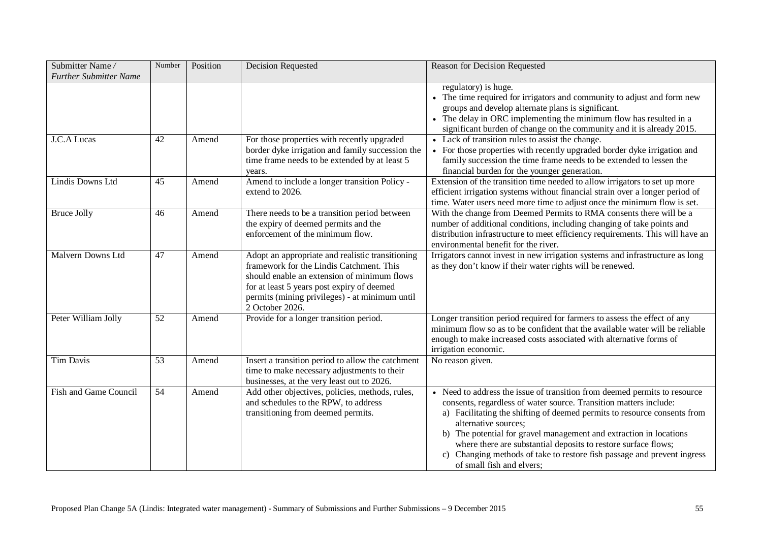| Submitter Name / *Further Submitter Name* | Number | Position | Decision Requested | Reason for Decision Requested |
|---|---|---|---|---|
| | | | | regulatory) is huge.<br>• The time required for irrigators and community to adjust and form new groups and develop alternate plans is significant.<br>• The delay in ORC implementing the minimum flow has resulted in a significant burden of change on the community and it is already 2015. |
| J.C.A Lucas | 42 | Amend | For those properties with recently upgraded border dyke irrigation and family succession the time frame needs to be extended by at least 5 years. | • Lack of transition rules to assist the change.<br>• For those properties with recently upgraded border dyke irrigation and family succession the time frame needs to be extended to lessen the financial burden for the younger generation. |
| Lindis Downs Ltd | 45 | Amend | Amend to include a longer transition Policy - extend to 2026. | Extension of the transition time needed to allow irrigators to set up more efficient irrigation systems without financial strain over a longer period of time. Water users need more time to adjust once the minimum flow is set. |
| Bruce Jolly | 46 | Amend | There needs to be a transition period between the expiry of deemed permits and the enforcement of the minimum flow. | With the change from Deemed Permits to RMA consents there will be a number of additional conditions, including changing of take points and distribution infrastructure to meet efficiency requirements. This will have an environmental benefit for the river. |
| Malvern Downs Ltd | 47 | Amend | Adopt an appropriate and realistic transitioning framework for the Lindis Catchment. This should enable an extension of minimum flows for at least 5 years post expiry of deemed permits (mining privileges) - at minimum until 2 October 2026. | Irrigators cannot invest in new irrigation systems and infrastructure as long as they don't know if their water rights will be renewed. |
| Peter William Jolly | 52 | Amend | Provide for a longer transition period. | Longer transition period required for farmers to assess the effect of any minimum flow so as to be confident that the available water will be reliable enough to make increased costs associated with alternative forms of irrigation economic. |
| Tim Davis | 53 | Amend | Insert a transition period to allow the catchment time to make necessary adjustments to their businesses, at the very least out to 2026. | No reason given. |
| Fish and Game Council | 54 | Amend | Add other objectives, policies, methods, rules, and schedules to the RPW, to address transitioning from deemed permits. | • Need to address the issue of transition from deemed permits to resource consents, regardless of water source. Transition matters include:<br>a) Facilitating the shifting of deemed permits to resource consents from alternative sources;<br>b) The potential for gravel management and extraction in locations where there are substantial deposits to restore surface flows;<br>c) Changing methods of take to restore fish passage and prevent ingress of small fish and elvers; |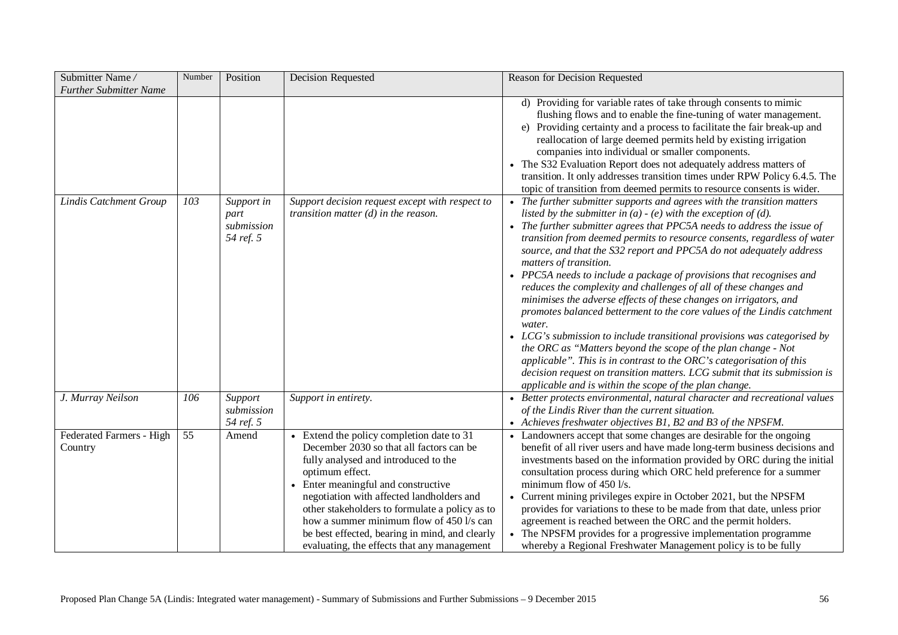| Submitter Name / *Further Submitter Name* | Number | Position | Decision Requested | Reason for Decision Requested |
|---|---|---|---|---|
| | | | | d) Providing for variable rates of take through consents to mimic flushing flows and to enable the fine-tuning of water management.<br>e) Providing certainty and a process to facilitate the fair break-up and reallocation of large deemed permits held by existing irrigation companies into individual or smaller components.<br>• The S32 Evaluation Report does not adequately address matters of transition. It only addresses transition times under RPW Policy 6.4.5. The topic of transition from deemed permits to resource consents is wider. |
| *Lindis Catchment Group* | *103* | *Support in part submission 54 ref. 5* | *Support decision request except with respect to transition matter (d) in the reason.* | • *The further submitter supports and agrees with the transition matters listed by the submitter in (a) - (e) with the exception of (d).*<br>• *The further submitter agrees that PPC5A needs to address the issue of transition from deemed permits to resource consents, regardless of water source, and that the S32 report and PPC5A do not adequately address matters of transition.*<br>• *PPC5A needs to include a package of provisions that recognises and reduces the complexity and challenges of all of these changes and minimises the adverse effects of these changes on irrigators, and promotes balanced betterment to the core values of the Lindis catchment water.*<br>• *LCG's submission to include transitional provisions was categorised by the ORC as "Matters beyond the scope of the plan change - Not applicable". This is in contrast to the ORC's categorisation of this decision request on transition matters. LCG submit that its submission is applicable and is within the scope of the plan change.* |
| *J. Murray Neilson* | *106* | *Support submission 54 ref. 5* | *Support in entirety.* | • *Better protects environmental, natural character and recreational values of the Lindis River than the current situation.*<br>• *Achieves freshwater objectives B1, B2 and B3 of the NPSFM.* |
| Federated Farmers - High Country | 55 | Amend | • Extend the policy completion date to 31 December 2030 so that all factors can be fully analysed and introduced to the optimum effect.<br>• Enter meaningful and constructive negotiation with affected landholders and other stakeholders to formulate a policy as to how a summer minimum flow of 450 l/s can be best effected, bearing in mind, and clearly evaluating, the effects that any management | • Landowners accept that some changes are desirable for the ongoing benefit of all river users and have made long-term business decisions and investments based on the information provided by ORC during the initial consultation process during which ORC held preference for a summer minimum flow of 450 l/s.<br>• Current mining privileges expire in October 2021, but the NPSFM provides for variations to these to be made from that date, unless prior agreement is reached between the ORC and the permit holders.<br>• The NPSFM provides for a progressive implementation programme whereby a Regional Freshwater Management policy is to be fully |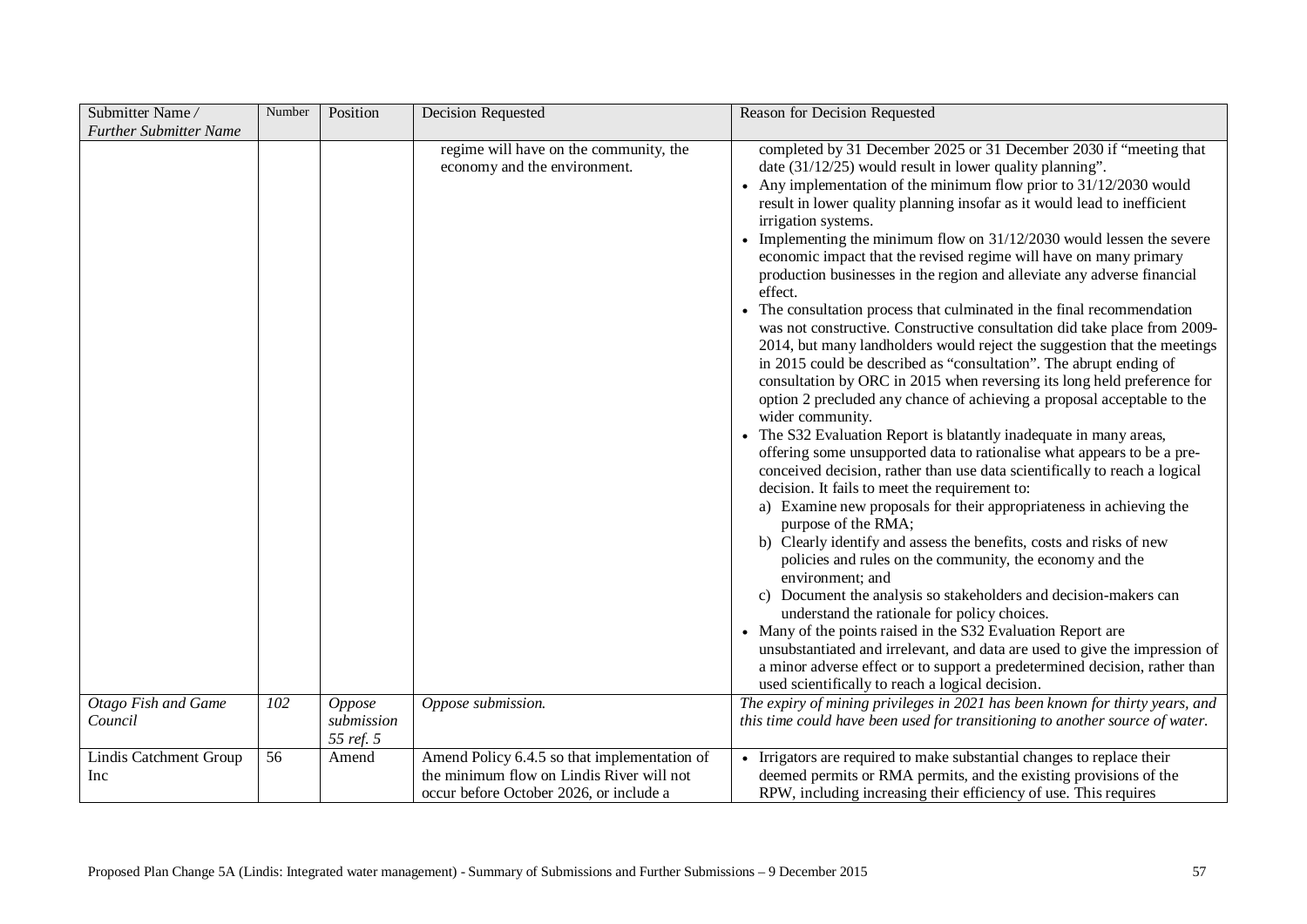| Submitter Name / *Further Submitter Name* | Number | Position | Decision Requested | Reason for Decision Requested |
|---|---|---|---|---|
| | | | regime will have on the community, the economy and the environment. | completed by 31 December 2025 or 31 December 2030 if "meeting that date (31/12/25) would result in lower quality planning".<br>• Any implementation of the minimum flow prior to 31/12/2030 would result in lower quality planning insofar as it would lead to inefficient irrigation systems.<br>• Implementing the minimum flow on 31/12/2030 would lessen the severe economic impact that the revised regime will have on many primary production businesses in the region and alleviate any adverse financial effect.<br>• The consultation process that culminated in the final recommendation was not constructive. Constructive consultation did take place from 2009-2014, but many landholders would reject the suggestion that the meetings in 2015 could be described as "consultation". The abrupt ending of consultation by ORC in 2015 when reversing its long held preference for option 2 precluded any chance of achieving a proposal acceptable to the wider community.<br>• The S32 Evaluation Report is blatantly inadequate in many areas, offering some unsupported data to rationalise what appears to be a pre-conceived decision, rather than use data scientifically to reach a logical decision. It fails to meet the requirement to:<br>a) Examine new proposals for their appropriateness in achieving the purpose of the RMA;<br>b) Clearly identify and assess the benefits, costs and risks of new policies and rules on the community, the economy and the environment; and<br>c) Document the analysis so stakeholders and decision-makers can understand the rationale for policy choices.<br>• Many of the points raised in the S32 Evaluation Report are unsubstantiated and irrelevant, and data are used to give the impression of a minor adverse effect or to support a predetermined decision, rather than used scientifically to reach a logical decision. |
| *Otago Fish and Game Council* | *102* | *Oppose submission 55 ref. 5* | *Oppose submission.* | *The expiry of mining privileges in 2021 has been known for thirty years, and this time could have been used for transitioning to another source of water.* |
| Lindis Catchment Group Inc | 56 | Amend | Amend Policy 6.4.5 so that implementation of the minimum flow on Lindis River will not occur before October 2026, or include a | • Irrigators are required to make substantial changes to replace their deemed permits or RMA permits, and the existing provisions of the RPW, including increasing their efficiency of use. This requires |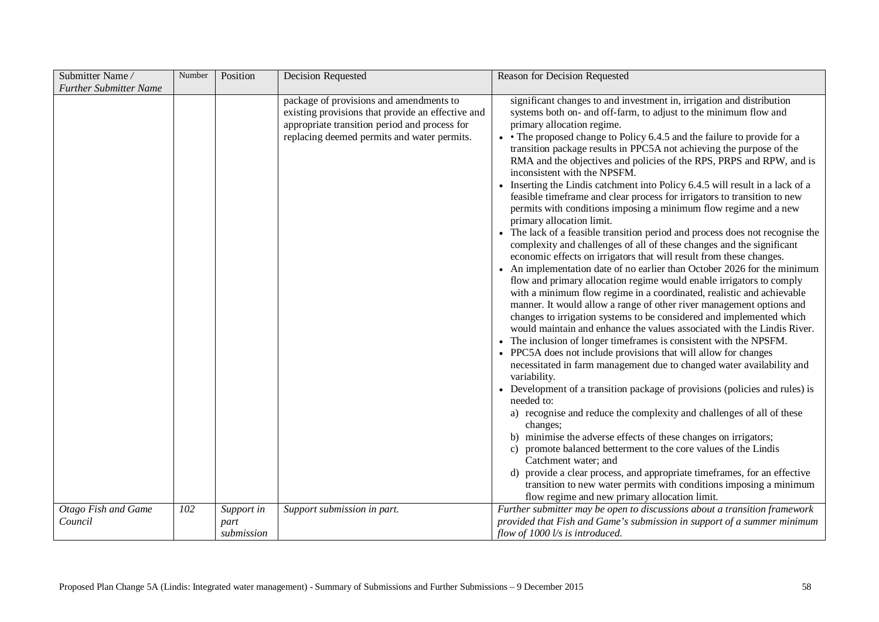| Submitter Name / *Further Submitter Name* | Number | Position | Decision Requested | Reason for Decision Requested |
|---|---|---|---|---|
| | | | package of provisions and amendments to existing provisions that provide an effective and appropriate transition period and process for replacing deemed permits and water permits. | significant changes to and investment in, irrigation and distribution systems both on- and off-farm, to adjust to the minimum flow and primary allocation regime.<br>• • The proposed change to Policy 6.4.5 and the failure to provide for a transition package results in PPC5A not achieving the purpose of the RMA and the objectives and policies of the RPS, PRPS and RPW, and is inconsistent with the NPSFM.<br>• Inserting the Lindis catchment into Policy 6.4.5 will result in a lack of a feasible timeframe and clear process for irrigators to transition to new permits with conditions imposing a minimum flow regime and a new primary allocation limit.<br>• The lack of a feasible transition period and process does not recognise the complexity and challenges of all of these changes and the significant economic effects on irrigators that will result from these changes.<br>• An implementation date of no earlier than October 2026 for the minimum flow and primary allocation regime would enable irrigators to comply with a minimum flow regime in a coordinated, realistic and achievable manner. It would allow a range of other river management options and changes to irrigation systems to be considered and implemented which would maintain and enhance the values associated with the Lindis River.<br>• The inclusion of longer timeframes is consistent with the NPSFM.<br>• PPC5A does not include provisions that will allow for changes necessitated in farm management due to changed water availability and variability.<br>• Development of a transition package of provisions (policies and rules) is needed to:<br>a) recognise and reduce the complexity and challenges of all of these changes;<br>b) minimise the adverse effects of these changes on irrigators;<br>c) promote balanced betterment to the core values of the Lindis Catchment water; and<br>d) provide a clear process, and appropriate timeframes, for an effective transition to new water permits with conditions imposing a minimum flow regime and new primary allocation limit. |
| *Otago Fish and Game Council* | *102* | *Support in part submission* | *Support submission in part.* | *Further submitter may be open to discussions about a transition framework provided that Fish and Game's submission in support of a summer minimum flow of 1000 l/s is introduced.* |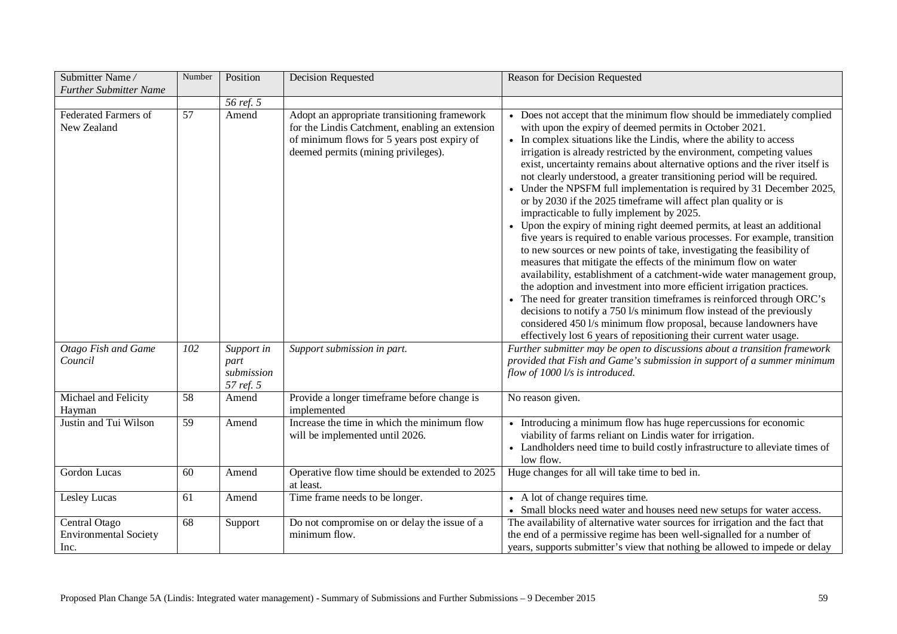| Submitter Name / *Further Submitter Name* | Number | Position | Decision Requested | Reason for Decision Requested |
|---|---|---|---|---|
| | | *56 ref. 5* | | |
| Federated Farmers of New Zealand | 57 | Amend | Adopt an appropriate transitioning framework for the Lindis Catchment, enabling an extension of minimum flows for 5 years post expiry of deemed permits (mining privileges). | • Does not accept that the minimum flow should be immediately complied with upon the expiry of deemed permits in October 2021.<br>• In complex situations like the Lindis, where the ability to access irrigation is already restricted by the environment, competing values exist, uncertainty remains about alternative options and the river itself is not clearly understood, a greater transitioning period will be required.<br>• Under the NPSFM full implementation is required by 31 December 2025, or by 2030 if the 2025 timeframe will affect plan quality or is impracticable to fully implement by 2025.<br>• Upon the expiry of mining right deemed permits, at least an additional five years is required to enable various processes. For example, transition to new sources or new points of take, investigating the feasibility of measures that mitigate the effects of the minimum flow on water availability, establishment of a catchment-wide water management group, the adoption and investment into more efficient irrigation practices.<br>• The need for greater transition timeframes is reinforced through ORC's decisions to notify a 750 l/s minimum flow instead of the previously considered 450 l/s minimum flow proposal, because landowners have effectively lost 6 years of repositioning their current water usage. |
| *Otago Fish and Game Council* | *102* | *Support in part submission 57 ref. 5* | *Support submission in part.* | *Further submitter may be open to discussions about a transition framework provided that Fish and Game's submission in support of a summer minimum flow of 1000 l/s is introduced.* |
| Michael and Felicity Hayman | 58 | Amend | Provide a longer timeframe before change is implemented | No reason given. |
| Justin and Tui Wilson | 59 | Amend | Increase the time in which the minimum flow will be implemented until 2026. | • Introducing a minimum flow has huge repercussions for economic viability of farms reliant on Lindis water for irrigation.<br>• Landholders need time to build costly infrastructure to alleviate times of low flow. |
| Gordon Lucas | 60 | Amend | Operative flow time should be extended to 2025 at least. | Huge changes for all will take time to bed in. |
| Lesley Lucas | 61 | Amend | Time frame needs to be longer. | • A lot of change requires time.<br>• Small blocks need water and houses need new setups for water access. |
| Central Otago Environmental Society Inc. | 68 | Support | Do not compromise on or delay the issue of a minimum flow. | The availability of alternative water sources for irrigation and the fact that the end of a permissive regime has been well-signalled for a number of years, supports submitter's view that nothing be allowed to impede or delay |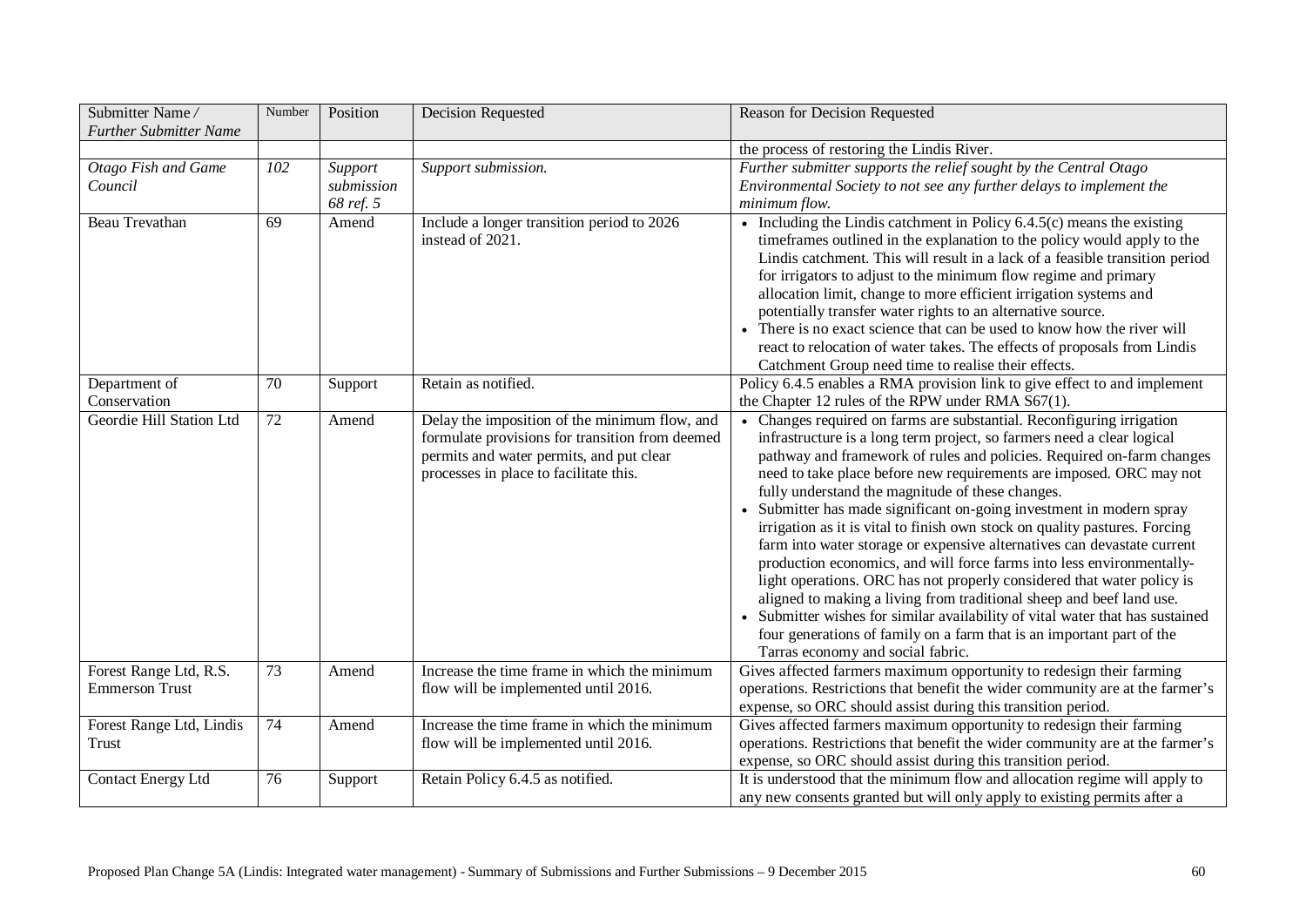| Submitter Name / *Further Submitter Name* | Number | Position | Decision Requested | Reason for Decision Requested |
|---|---|---|---|---|
| | | | | the process of restoring the Lindis River. |
| *Otago Fish and Game Council* | *102* | *Support submission 68 ref. 5* | *Support submission.* | *Further submitter supports the relief sought by the Central Otago Environmental Society to not see any further delays to implement the minimum flow.* |
| Beau Trevathan | 69 | Amend | Include a longer transition period to 2026 instead of 2021. | • Including the Lindis catchment in Policy 6.4.5(c) means the existing timeframes outlined in the explanation to the policy would apply to the Lindis catchment. This will result in a lack of a feasible transition period for irrigators to adjust to the minimum flow regime and primary allocation limit, change to more efficient irrigation systems and potentially transfer water rights to an alternative source.<br>• There is no exact science that can be used to know how the river will react to relocation of water takes. The effects of proposals from Lindis Catchment Group need time to realise their effects. |
| Department of Conservation | 70 | Support | Retain as notified. | Policy 6.4.5 enables a RMA provision link to give effect to and implement the Chapter 12 rules of the RPW under RMA S67(1). |
| Geordie Hill Station Ltd | 72 | Amend | Delay the imposition of the minimum flow, and formulate provisions for transition from deemed permits and water permits, and put clear processes in place to facilitate this. | • Changes required on farms are substantial. Reconfiguring irrigation infrastructure is a long term project, so farmers need a clear logical pathway and framework of rules and policies. Required on-farm changes need to take place before new requirements are imposed. ORC may not fully understand the magnitude of these changes.<br>• Submitter has made significant on-going investment in modern spray irrigation as it is vital to finish own stock on quality pastures. Forcing farm into water storage or expensive alternatives can devastate current production economics, and will force farms into less environmentally-light operations. ORC has not properly considered that water policy is aligned to making a living from traditional sheep and beef land use.<br>• Submitter wishes for similar availability of vital water that has sustained four generations of family on a farm that is an important part of the Tarras economy and social fabric. |
| Forest Range Ltd, R.S. Emmerson Trust | 73 | Amend | Increase the time frame in which the minimum flow will be implemented until 2016. | Gives affected farmers maximum opportunity to redesign their farming operations. Restrictions that benefit the wider community are at the farmer's expense, so ORC should assist during this transition period. |
| Forest Range Ltd, Lindis Trust | 74 | Amend | Increase the time frame in which the minimum flow will be implemented until 2016. | Gives affected farmers maximum opportunity to redesign their farming operations. Restrictions that benefit the wider community are at the farmer's expense, so ORC should assist during this transition period. |
| Contact Energy Ltd | 76 | Support | Retain Policy 6.4.5 as notified. | It is understood that the minimum flow and allocation regime will apply to any new consents granted but will only apply to existing permits after a |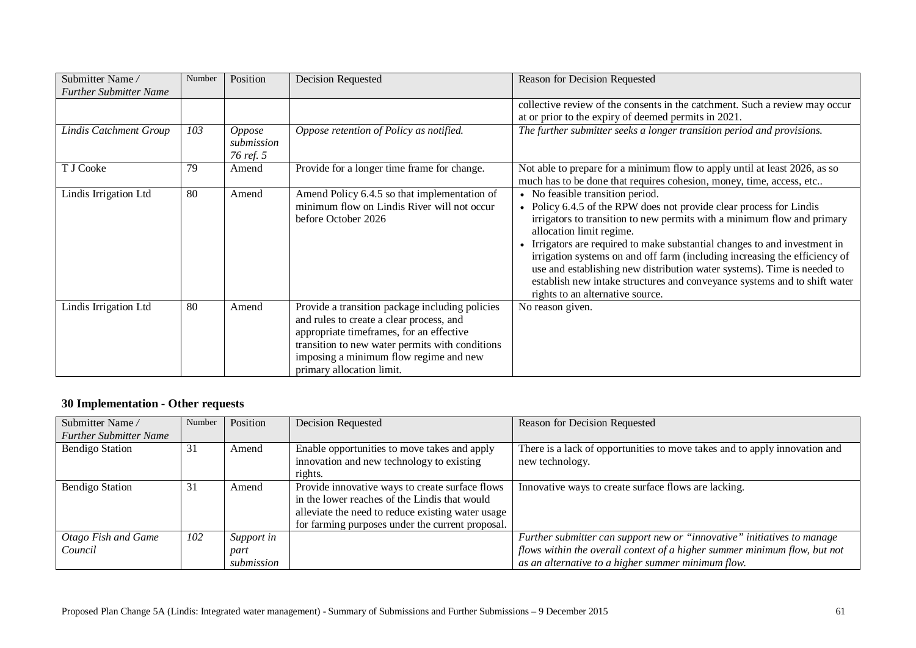| Submitter Name / *Further Submitter Name* | Number | Position | Decision Requested | Reason for Decision Requested |
|---|---|---|---|---|
| | | | | collective review of the consents in the catchment. Such a review may occur at or prior to the expiry of deemed permits in 2021. |
| *Lindis Catchment Group* | *103* | *Oppose submission 76 ref. 5* | *Oppose retention of Policy as notified.* | *The further submitter seeks a longer transition period and provisions.* |
| T J Cooke | 79 | Amend | Provide for a longer time frame for change. | Not able to prepare for a minimum flow to apply until at least 2026, as so much has to be done that requires cohesion, money, time, access, etc.. |
| Lindis Irrigation Ltd | 80 | Amend | Amend Policy 6.4.5 so that implementation of minimum flow on Lindis River will not occur before October 2026 | • No feasible transition period.<br>• Policy 6.4.5 of the RPW does not provide clear process for Lindis irrigators to transition to new permits with a minimum flow and primary allocation limit regime.<br>• Irrigators are required to make substantial changes to and investment in irrigation systems on and off farm (including increasing the efficiency of use and establishing new distribution water systems). Time is needed to establish new intake structures and conveyance systems and to shift water rights to an alternative source. |
| Lindis Irrigation Ltd | 80 | Amend | Provide a transition package including policies and rules to create a clear process, and appropriate timeframes, for an effective transition to new water permits with conditions imposing a minimum flow regime and new primary allocation limit. | No reason given. |

### 30 Implementation - Other requests

| Submitter Name / *Further Submitter Name* | Number | Position | Decision Requested | Reason for Decision Requested |
|---|---|---|---|---|
| Bendigo Station | 31 | Amend | Enable opportunities to move takes and apply innovation and new technology to existing rights. | There is a lack of opportunities to move takes and to apply innovation and new technology. |
| Bendigo Station | 31 | Amend | Provide innovative ways to create surface flows in the lower reaches of the Lindis that would alleviate the need to reduce existing water usage for farming purposes under the current proposal. | Innovative ways to create surface flows are lacking. |
| *Otago Fish and Game Council* | *102* | *Support in part submission* | | *Further submitter can support new or "innovative" initiatives to manage flows within the overall context of a higher summer minimum flow, but not as an alternative to a higher summer minimum flow.* |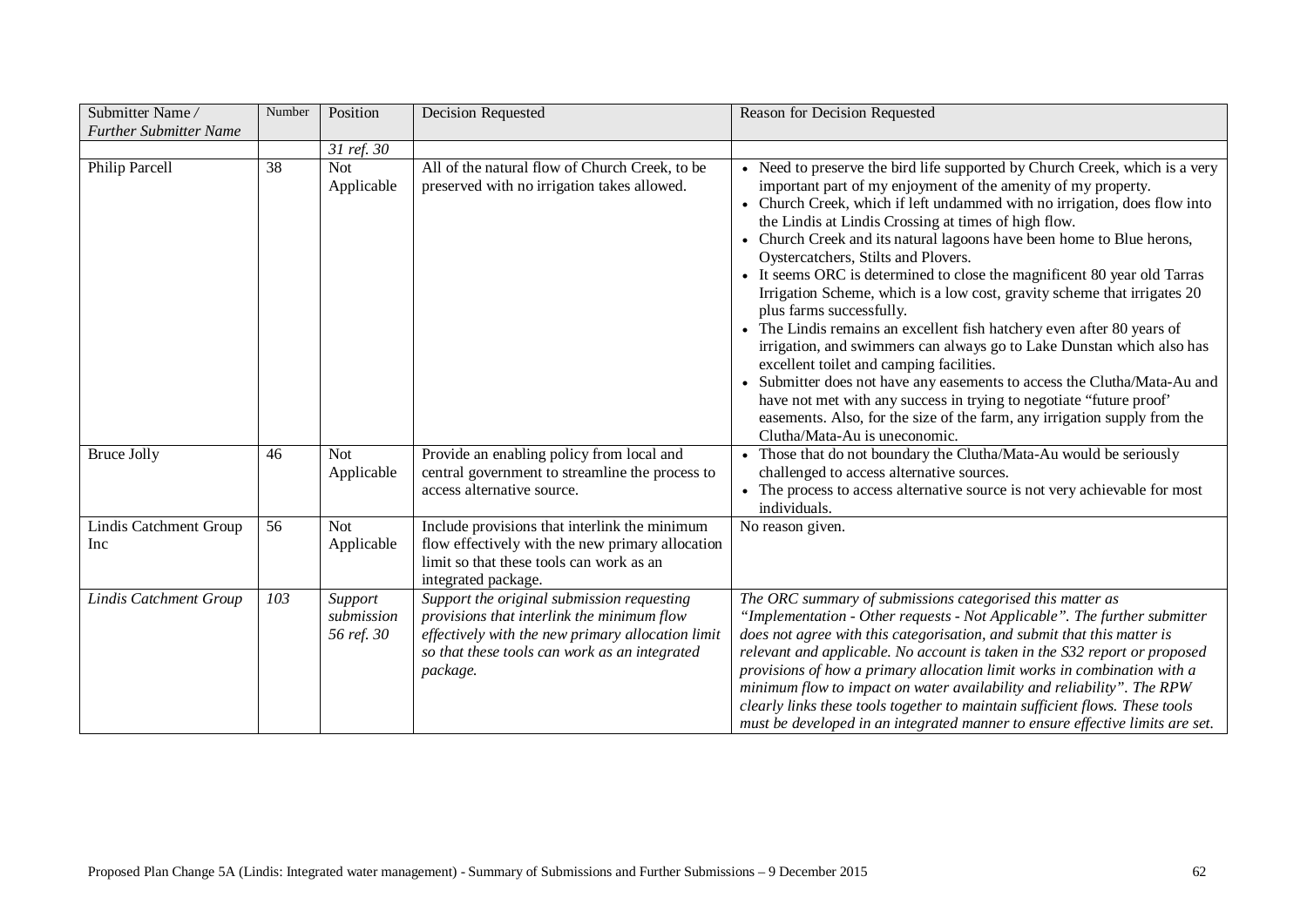| Submitter Name / *Further Submitter Name* | Number | Position | Decision Requested | Reason for Decision Requested |
|---|---|---|---|---|
| | | *31 ref. 30* | | |
| Philip Parcell | 38 | Not Applicable | All of the natural flow of Church Creek, to be preserved with no irrigation takes allowed. | • Need to preserve the bird life supported by Church Creek, which is a very important part of my enjoyment of the amenity of my property.<br>• Church Creek, which if left undammed with no irrigation, does flow into the Lindis at Lindis Crossing at times of high flow.<br>• Church Creek and its natural lagoons have been home to Blue herons, Oystercatchers, Stilts and Plovers.<br>• It seems ORC is determined to close the magnificent 80 year old Tarras Irrigation Scheme, which is a low cost, gravity scheme that irrigates 20 plus farms successfully.<br>• The Lindis remains an excellent fish hatchery even after 80 years of irrigation, and swimmers can always go to Lake Dunstan which also has excellent toilet and camping facilities.<br>• Submitter does not have any easements to access the Clutha/Mata-Au and have not met with any success in trying to negotiate "future proof' easements. Also, for the size of the farm, any irrigation supply from the Clutha/Mata-Au is uneconomic. |
| Bruce Jolly | 46 | Not Applicable | Provide an enabling policy from local and central government to streamline the process to access alternative source. | • Those that do not boundary the Clutha/Mata-Au would be seriously challenged to access alternative sources.<br>• The process to access alternative source is not very achievable for most individuals. |
| Lindis Catchment Group Inc | 56 | Not Applicable | Include provisions that interlink the minimum flow effectively with the new primary allocation limit so that these tools can work as an integrated package. | No reason given. |
| *Lindis Catchment Group* | *103* | *Support submission 56 ref. 30* | *Support the original submission requesting provisions that interlink the minimum flow effectively with the new primary allocation limit so that these tools can work as an integrated package.* | *The ORC summary of submissions categorised this matter as "Implementation - Other requests - Not Applicable". The further submitter does not agree with this categorisation, and submit that this matter is relevant and applicable. No account is taken in the S32 report or proposed provisions of how a primary allocation limit works in combination with a minimum flow to impact on water availability and reliability". The RPW clearly links these tools together to maintain sufficient flows. These tools must be developed in an integrated manner to ensure effective limits are set.* |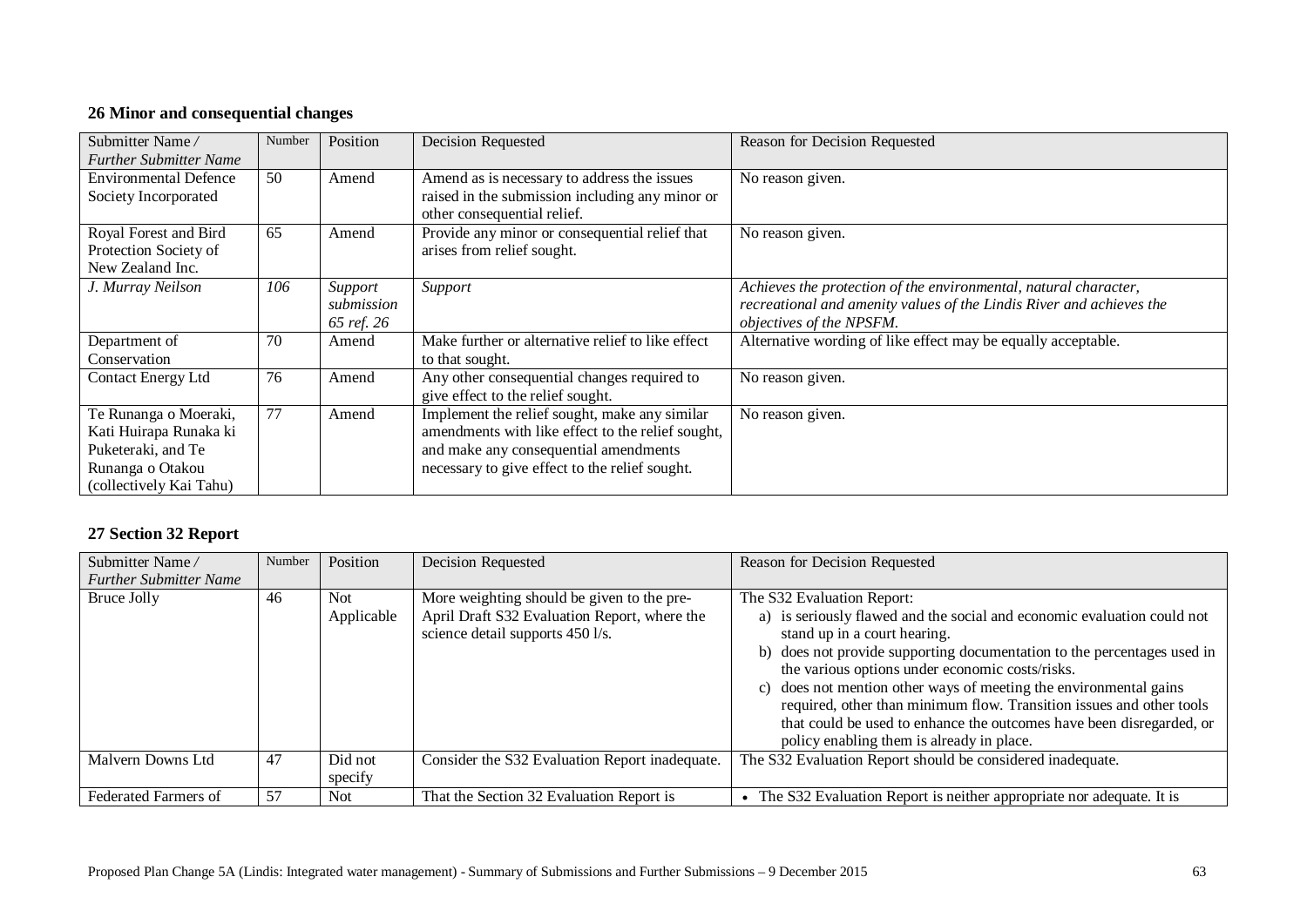## 26 Minor and consequential changes

| Submitter Name / *Further Submitter Name* | Number | Position | Decision Requested | Reason for Decision Requested |
|---|---|---|---|---|
| Environmental Defence Society Incorporated | 50 | Amend | Amend as is necessary to address the issues raised in the submission including any minor or other consequential relief. | No reason given. |
| Royal Forest and Bird Protection Society of New Zealand Inc. | 65 | Amend | Provide any minor or consequential relief that arises from relief sought. | No reason given. |
| *J. Murray Neilson* | *106* | *Support submission 65 ref. 26* | *Support* | *Achieves the protection of the environmental, natural character, recreational and amenity values of the Lindis River and achieves the objectives of the NPSFM.* |
| Department of Conservation | 70 | Amend | Make further or alternative relief to like effect to that sought. | Alternative wording of like effect may be equally acceptable. |
| Contact Energy Ltd | 76 | Amend | Any other consequential changes required to give effect to the relief sought. | No reason given. |
| Te Runanga o Moeraki, Kati Huirapa Runaka ki Puketeraki, and Te Runanga o Otakou (collectively Kai Tahu) | 77 | Amend | Implement the relief sought, make any similar amendments with like effect to the relief sought, and make any consequential amendments necessary to give effect to the relief sought. | No reason given. |

## 27 Section 32 Report

| Submitter Name / *Further Submitter Name* | Number | Position | Decision Requested | Reason for Decision Requested |
|---|---|---|---|---|
| Bruce Jolly | 46 | Not Applicable | More weighting should be given to the pre-April Draft S32 Evaluation Report, where the science detail supports 450 l/s. | The S32 Evaluation Report: a) is seriously flawed and the social and economic evaluation could not stand up in a court hearing. b) does not provide supporting documentation to the percentages used in the various options under economic costs/risks. c) does not mention other ways of meeting the environmental gains required, other than minimum flow. Transition issues and other tools that could be used to enhance the outcomes have been disregarded, or policy enabling them is already in place. |
| Malvern Downs Ltd | 47 | Did not specify | Consider the S32 Evaluation Report inadequate. | The S32 Evaluation Report should be considered inadequate. |
| Federated Farmers of | 57 | Not | That the Section 32 Evaluation Report is | • The S32 Evaluation Report is neither appropriate nor adequate. It is |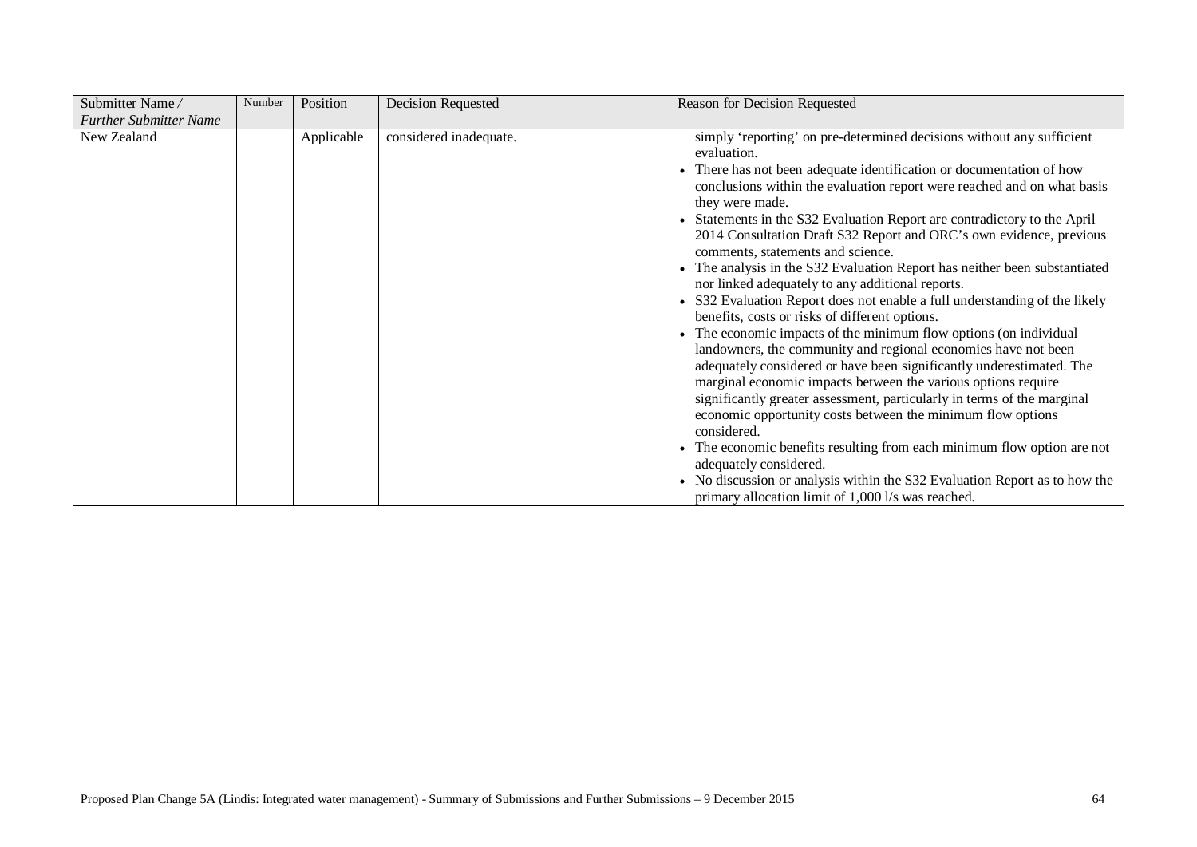| Submitter Name / *Further Submitter Name* | Number | Position | Decision Requested | Reason for Decision Requested |
|---|---|---|---|---|
| New Zealand | | Applicable | considered inadequate. | simply 'reporting' on pre-determined decisions without any sufficient evaluation.<br>• There has not been adequate identification or documentation of how conclusions within the evaluation report were reached and on what basis they were made.<br>• Statements in the S32 Evaluation Report are contradictory to the April 2014 Consultation Draft S32 Report and ORC's own evidence, previous comments, statements and science.<br>• The analysis in the S32 Evaluation Report has neither been substantiated nor linked adequately to any additional reports.<br>• S32 Evaluation Report does not enable a full understanding of the likely benefits, costs or risks of different options.<br>• The economic impacts of the minimum flow options (on individual landowners, the community and regional economies have not been adequately considered or have been significantly underestimated. The marginal economic impacts between the various options require significantly greater assessment, particularly in terms of the marginal economic opportunity costs between the minimum flow options considered.<br>• The economic benefits resulting from each minimum flow option are not adequately considered.<br>• No discussion or analysis within the S32 Evaluation Report as to how the primary allocation limit of 1,000 l/s was reached. |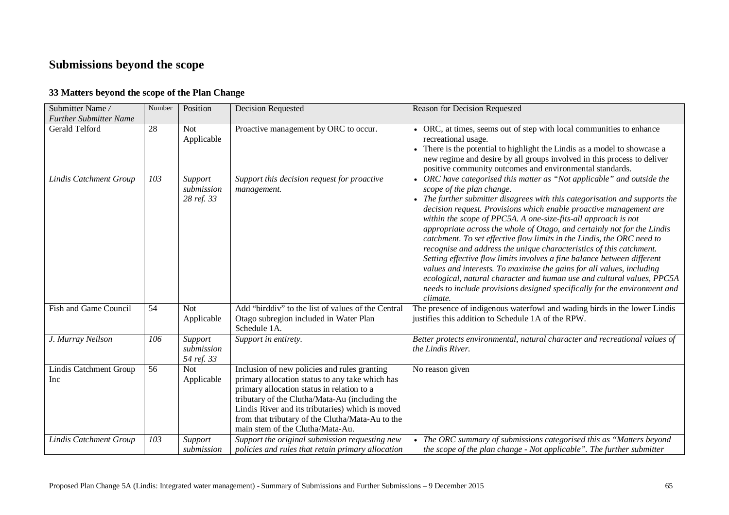# Submissions beyond the scope

## 33 Matters beyond the scope of the Plan Change

| Submitter Name / *Further Submitter Name* | Number | Position | Decision Requested | Reason for Decision Requested |
|---|---|---|---|---|
| Gerald Telford | 28 | Not Applicable | Proactive management by ORC to occur. | • ORC, at times, seems out of step with local communities to enhance recreational usage.<br>• There is the potential to highlight the Lindis as a model to showcase a new regime and desire by all groups involved in this process to deliver positive community outcomes and environmental standards. |
| *Lindis Catchment Group* | *103* | *Support submission 28 ref. 33* | *Support this decision request for proactive management.* | • *ORC have categorised this matter as "Not applicable" and outside the scope of the plan change.*<br>• *The further submitter disagrees with this categorisation and supports the decision request. Provisions which enable proactive management are within the scope of PPC5A. A one-size-fits-all approach is not appropriate across the whole of Otago, and certainly not for the Lindis catchment. To set effective flow limits in the Lindis, the ORC need to recognise and address the unique characteristics of this catchment. Setting effective flow limits involves a fine balance between different values and interests. To maximise the gains for all values, including ecological, natural character and human use and cultural values, PPC5A needs to include provisions designed specifically for the environment and climate.* |
| Fish and Game Council | 54 | Not Applicable | Add "birddiv" to the list of values of the Central Otago subregion included in Water Plan Schedule 1A. | The presence of indigenous waterfowl and wading birds in the lower Lindis justifies this addition to Schedule 1A of the RPW. |
| *J. Murray Neilson* | *106* | *Support submission 54 ref. 33* | *Support in entirety.* | *Better protects environmental, natural character and recreational values of the Lindis River.* |
| Lindis Catchment Group Inc | 56 | Not Applicable | Inclusion of new policies and rules granting primary allocation status to any take which has primary allocation status in relation to a tributary of the Clutha/Mata-Au (including the Lindis River and its tributaries) which is moved from that tributary of the Clutha/Mata-Au to the main stem of the Clutha/Mata-Au. | No reason given |
| *Lindis Catchment Group* | *103* | *Support submission* | *Support the original submission requesting new policies and rules that retain primary allocation* | • *The ORC summary of submissions categorised this as "Matters beyond the scope of the plan change - Not applicable". The further submitter* |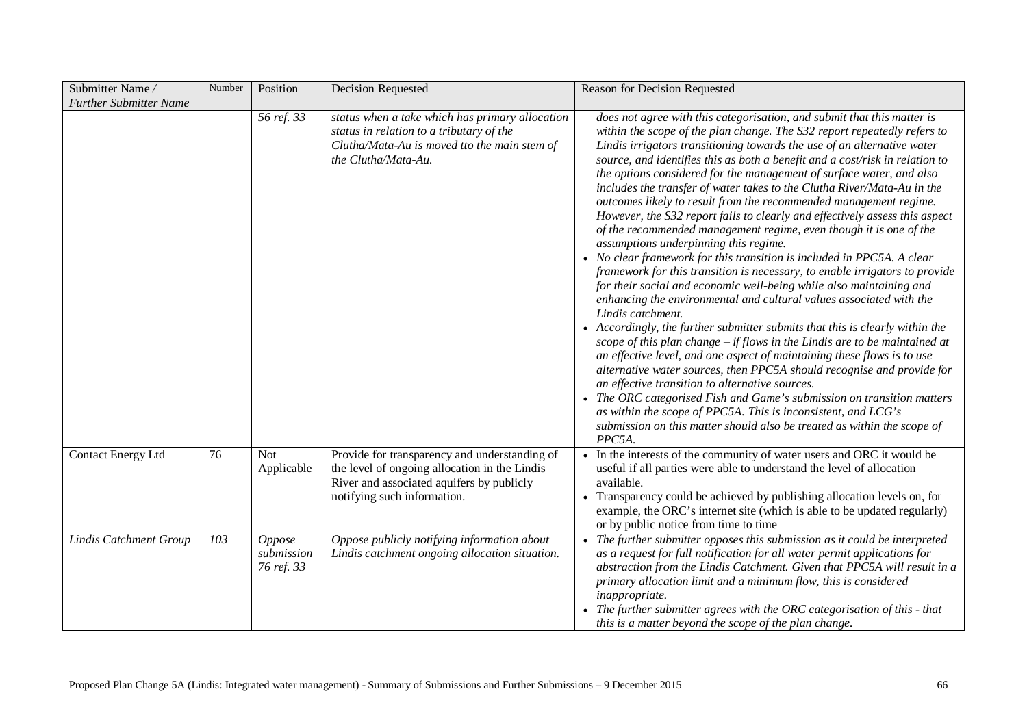| Submitter Name / *Further Submitter Name* | Number | Position | Decision Requested | Reason for Decision Requested |
|---|---|---|---|---|
| | | *56 ref. 33* | *status when a take which has primary allocation status in relation to a tributary of the Clutha/Mata-Au is moved tto the main stem of the Clutha/Mata-Au.* | *does not agree with this categorisation, and submit that this matter is within the scope of the plan change. The S32 report repeatedly refers to Lindis irrigators transitioning towards the use of an alternative water source, and identifies this as both a benefit and a cost/risk in relation to the options considered for the management of surface water, and also includes the transfer of water takes to the Clutha River/Mata-Au in the outcomes likely to result from the recommended management regime. However, the S32 report fails to clearly and effectively assess this aspect of the recommended management regime, even though it is one of the assumptions underpinning this regime.*<br>• *No clear framework for this transition is included in PPC5A. A clear framework for this transition is necessary, to enable irrigators to provide for their social and economic well-being while also maintaining and enhancing the environmental and cultural values associated with the Lindis catchment.*<br>• *Accordingly, the further submitter submits that this is clearly within the scope of this plan change – if flows in the Lindis are to be maintained at an effective level, and one aspect of maintaining these flows is to use alternative water sources, then PPC5A should recognise and provide for an effective transition to alternative sources.*<br>• *The ORC categorised Fish and Game's submission on transition matters as within the scope of PPC5A. This is inconsistent, and LCG's submission on this matter should also be treated as within the scope of PPC5A.* |
| Contact Energy Ltd | 76 | Not Applicable | Provide for transparency and understanding of the level of ongoing allocation in the Lindis River and associated aquifers by publicly notifying such information. | • In the interests of the community of water users and ORC it would be useful if all parties were able to understand the level of allocation available.<br>• Transparency could be achieved by publishing allocation levels on, for example, the ORC's internet site (which is able to be updated regularly) or by public notice from time to time |
| *Lindis Catchment Group* | *103* | *Oppose submission 76 ref. 33* | *Oppose publicly notifying information about Lindis catchment ongoing allocation situation.* | • *The further submitter opposes this submission as it could be interpreted as a request for full notification for all water permit applications for abstraction from the Lindis Catchment. Given that PPC5A will result in a primary allocation limit and a minimum flow, this is considered inappropriate.*<br>• *The further submitter agrees with the ORC categorisation of this - that this is a matter beyond the scope of the plan change.* |